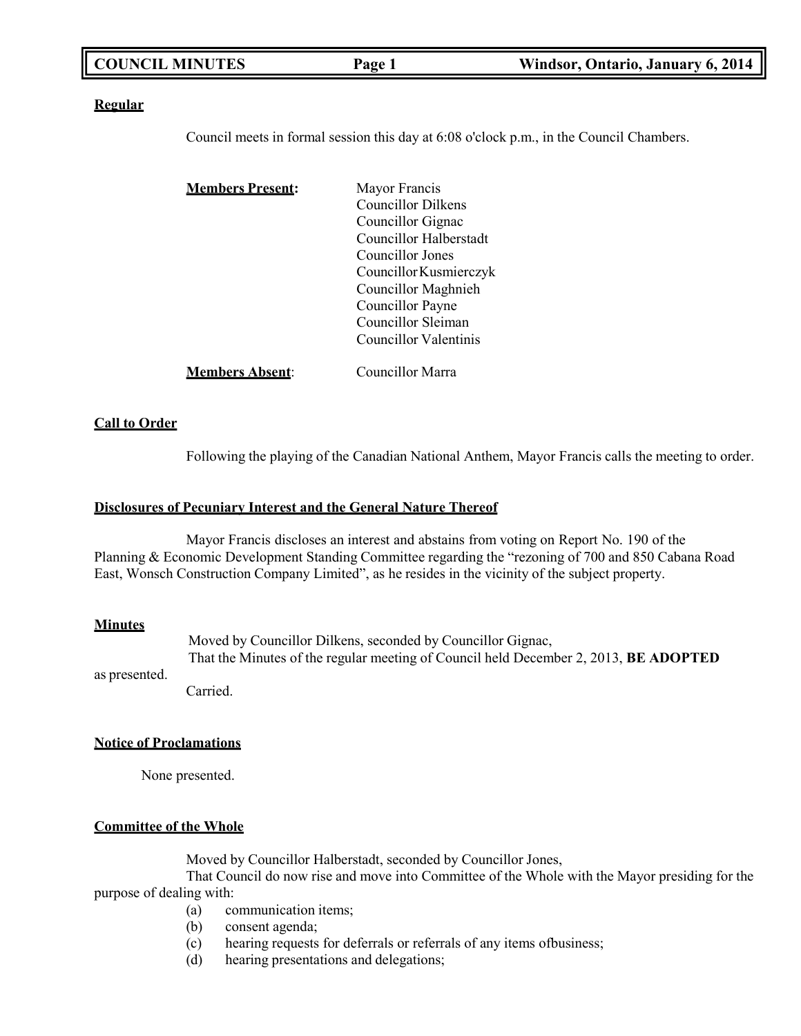**Regular**

Council meets in formal session this day at 6:08 o'clock p.m., in the Council Chambers.

**Members Present:**

Mayor Francis
Councillor Dilkens
Councillor Gignac
Councillor Halberstadt
Councillor Jones
Councillor Kusmierczyk
Councillor Maghnieh
Councillor Payne
Councillor Sleiman
Councillor Valentinis

**Members Absent**: Councillor Marra

**Call to Order**

Following the playing of the Canadian National Anthem, Mayor Francis calls the meeting to order.

**Disclosures of Pecuniary Interest and the General Nature Thereof**

Mayor Francis discloses an interest and abstains from voting on Report No. 190 of the Planning & Economic Development Standing Committee regarding the "rezoning of 700 and 850 Cabana Road East, Wonsch Construction Company Limited", as he resides in the vicinity of the subject property.

**Minutes**

Moved by Councillor Dilkens, seconded by Councillor Gignac,
That the Minutes of the regular meeting of Council held December 2, 2013, **BE ADOPTED** as presented.
Carried.

**Notice of Proclamations**

None presented.

**Committee of the Whole**

Moved by Councillor Halberstadt, seconded by Councillor Jones,
That Council do now rise and move into Committee of the Whole with the Mayor presiding for the purpose of dealing with:

(a) communication items;
(b) consent agenda;
(c) hearing requests for deferrals or referrals of any items ofbusiness;
(d) hearing presentations and delegations;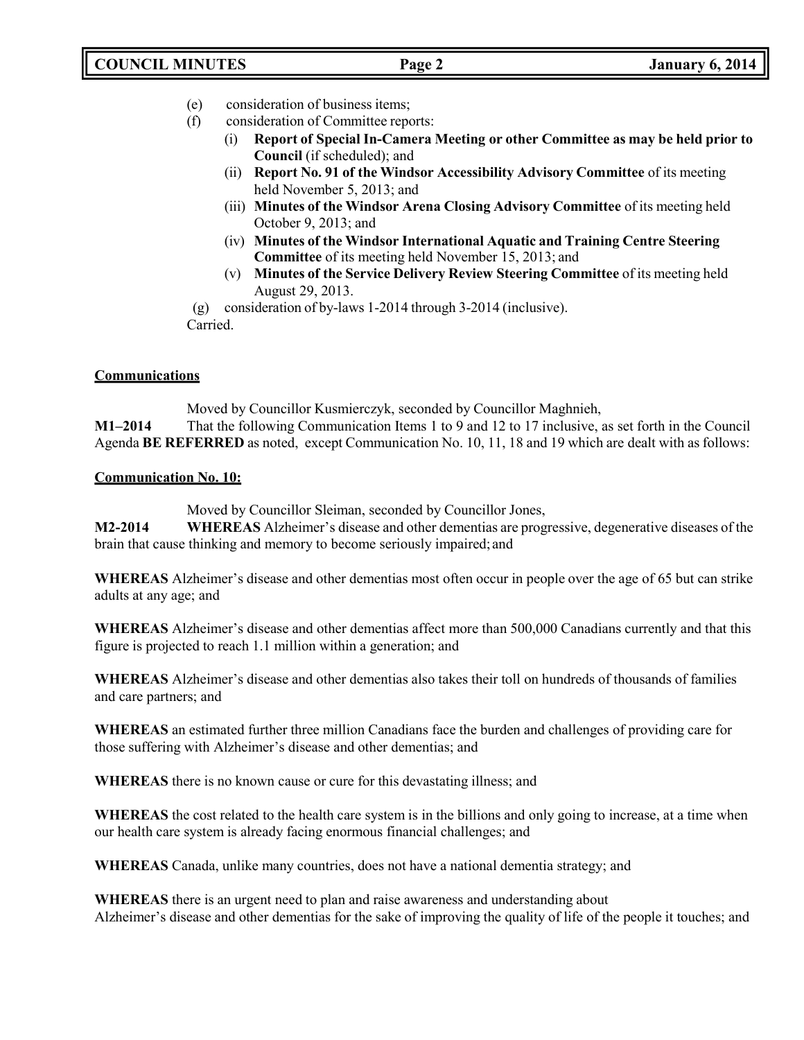(e) consideration of business items;

(f) consideration of Committee reports:

   (i) **Report of Special In-Camera Meeting or other Committee as may be held prior to Council** (if scheduled); and

   (ii) **Report No. 91 of the Windsor Accessibility Advisory Committee** of its meeting held November 5, 2013; and

   (iii) **Minutes of the Windsor Arena Closing Advisory Committee** of its meeting held October 9, 2013; and

   (iv) **Minutes of the Windsor International Aquatic and Training Centre Steering Committee** of its meeting held November 15, 2013; and

   (v) **Minutes of the Service Delivery Review Steering Committee** of its meeting held August 29, 2013.

(g) consideration of by-laws 1-2014 through 3-2014 (inclusive).

Carried.

**Communications**

Moved by Councillor Kusmierczyk, seconded by Councillor Maghnieh,

**M1–2014** That the following Communication Items 1 to 9 and 12 to 17 inclusive, as set forth in the Council Agenda **BE REFERRED** as noted, except Communication No. 10, 11, 18 and 19 which are dealt with as follows:

**Communication No. 10:**

Moved by Councillor Sleiman, seconded by Councillor Jones,

**M2-2014** **WHEREAS** Alzheimer's disease and other dementias are progressive, degenerative diseases of the brain that cause thinking and memory to become seriously impaired; and

**WHEREAS** Alzheimer's disease and other dementias most often occur in people over the age of 65 but can strike adults at any age; and

**WHEREAS** Alzheimer's disease and other dementias affect more than 500,000 Canadians currently and that this figure is projected to reach 1.1 million within a generation; and

**WHEREAS** Alzheimer's disease and other dementias also takes their toll on hundreds of thousands of families and care partners; and

**WHEREAS** an estimated further three million Canadians face the burden and challenges of providing care for those suffering with Alzheimer's disease and other dementias; and

**WHEREAS** there is no known cause or cure for this devastating illness; and

**WHEREAS** the cost related to the health care system is in the billions and only going to increase, at a time when our health care system is already facing enormous financial challenges; and

**WHEREAS** Canada, unlike many countries, does not have a national dementia strategy; and

**WHEREAS** there is an urgent need to plan and raise awareness and understanding about Alzheimer's disease and other dementias for the sake of improving the quality of life of the people it touches; and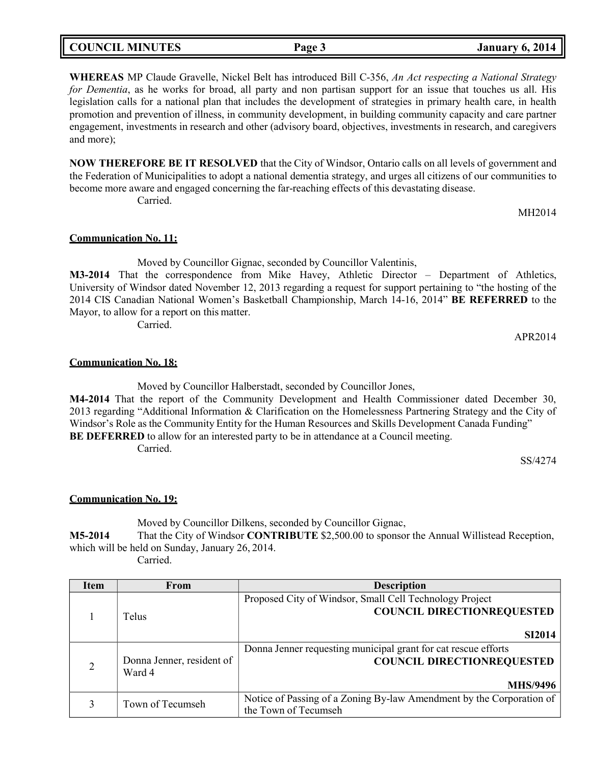**WHEREAS** MP Claude Gravelle, Nickel Belt has introduced Bill C-356, *An Act respecting a National Strategy for Dementia*, as he works for broad, all party and non partisan support for an issue that touches us all. His legislation calls for a national plan that includes the development of strategies in primary health care, in health promotion and prevention of illness, in community development, in building community capacity and care partner engagement, investments in research and other (advisory board, objectives, investments in research, and caregivers and more);

**NOW THEREFORE BE IT RESOLVED** that the City of Windsor, Ontario calls on all levels of government and the Federation of Municipalities to adopt a national dementia strategy, and urges all citizens of our communities to become more aware and engaged concerning the far-reaching effects of this devastating disease.

Carried.

MH2014

**Communication No. 11:**

Moved by Councillor Gignac, seconded by Councillor Valentinis,

**M3-2014** That the correspondence from Mike Havey, Athletic Director – Department of Athletics, University of Windsor dated November 12, 2013 regarding a request for support pertaining to "the hosting of the 2014 CIS Canadian National Women's Basketball Championship, March 14-16, 2014" **BE REFERRED** to the Mayor, to allow for a report on this matter.

Carried.

APR2014

**Communication No. 18:**

Moved by Councillor Halberstadt, seconded by Councillor Jones,

**M4-2014** That the report of the Community Development and Health Commissioner dated December 30, 2013 regarding "Additional Information & Clarification on the Homelessness Partnering Strategy and the City of Windsor's Role as the Community Entity for the Human Resources and Skills Development Canada Funding" **BE DEFERRED** to allow for an interested party to be in attendance at a Council meeting.

Carried.

SS/4274

**Communication No. 19:**

Moved by Councillor Dilkens, seconded by Councillor Gignac,

**M5-2014** That the City of Windsor **CONTRIBUTE** $2,500.00 to sponsor the Annual Willistead Reception, which will be held on Sunday, January 26, 2014.

Carried.

| Item | From | Description |
|---|---|---|
| 1 | Telus | Proposed City of Windsor, Small Cell Technology Project **COUNCIL DIRECTIONREQUESTED** **SI2014** |
| 2 | Donna Jenner, resident of Ward 4 | Donna Jenner requesting municipal grant for cat rescue efforts **COUNCIL DIRECTIONREQUESTED** **MHS/9496** |
| 3 | Town of Tecumseh | Notice of Passing of a Zoning By-law Amendment by the Corporation of the Town of Tecumseh |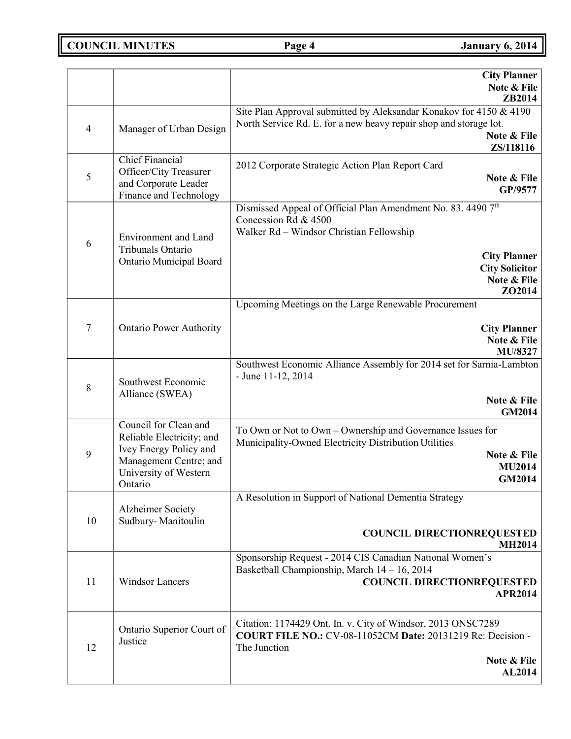| | | |
|---|---|---|
| | | **City Planner** **Note & File** **ZB2014** |
| 4 | Manager of Urban Design | Site Plan Approval submitted by Aleksandar Konakov for 4150 & 4190 North Service Rd. E. for a new heavy repair shop and storage lot. **Note & File** **ZS/118116** |
| 5 | Chief Financial Officer/City Treasurer and Corporate Leader Finance and Technology | 2012 Corporate Strategic Action Plan Report Card **Note & File** **GP/9577** |
| 6 | Environment and Land Tribunals Ontario Ontario Municipal Board | Dismissed Appeal of Official Plan Amendment No. 83. 4490 7th Concession Rd & 4500 Walker Rd – Windsor Christian Fellowship **City Planner** **City Solicitor** **Note & File** **ZO2014** |
| 7 | Ontario Power Authority | Upcoming Meetings on the Large Renewable Procurement **City Planner** **Note & File** **MU/8327** |
| 8 | Southwest Economic Alliance (SWEA) | Southwest Economic Alliance Assembly for 2014 set for Sarnia-Lambton - June 11-12, 2014 **Note & File** **GM2014** |
| 9 | Council for Clean and Reliable Electricity; and Ivey Energy Policy and Management Centre; and University of Western Ontario | To Own or Not to Own – Ownership and Governance Issues for Municipality-Owned Electricity Distribution Utilities **Note & File** **MU2014** **GM2014** |
| 10 | Alzheimer Society Sudbury- Manitoulin | A Resolution in Support of National Dementia Strategy **COUNCIL DIRECTIONREQUESTED** **MH2014** |
| 11 | Windsor Lancers | Sponsorship Request - 2014 CIS Canadian National Women's Basketball Championship, March 14 – 16, 2014 **COUNCIL DIRECTIONREQUESTED** **APR2014** |
| 12 | Ontario Superior Court of Justice | Citation: 1174429 Ont. In. v. City of Windsor, 2013 ONSC7289 **COURT FILE NO.:** CV-08-11052CM **Date:** 20131219 Re: Decision - The Junction **Note & File** **AL2014** |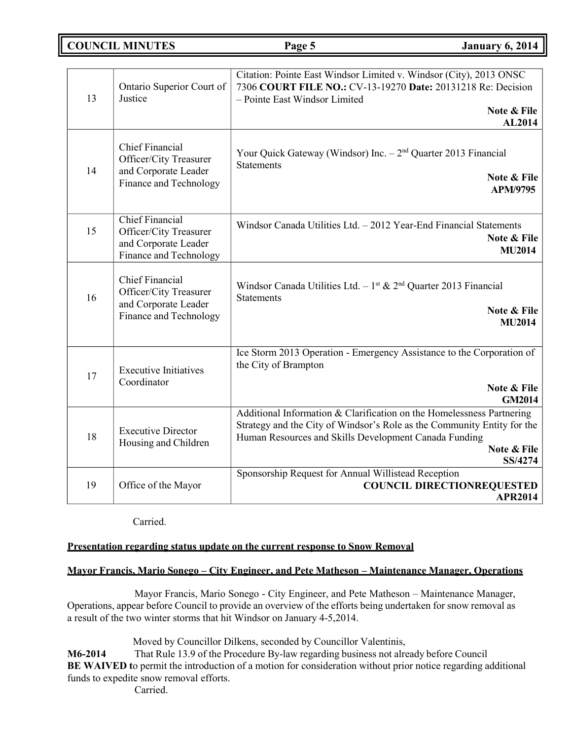| 13 | Ontario Superior Court of Justice | Citation: Pointe East Windsor Limited v. Windsor (City), 2013 ONSC 7306 **COURT FILE NO.:** CV-13-19270 **Date:** 20131218 Re: Decision – Pointe East Windsor Limited **Note & File AL2014** |
|---|---|---|
| 14 | Chief Financial Officer/City Treasurer and Corporate Leader Finance and Technology | Your Quick Gateway (Windsor) Inc. – 2nd Quarter 2013 Financial Statements **Note & File APM/9795** |
| 15 | Chief Financial Officer/City Treasurer and Corporate Leader Finance and Technology | Windsor Canada Utilities Ltd. – 2012 Year-End Financial Statements **Note & File MU2014** |
| 16 | Chief Financial Officer/City Treasurer and Corporate Leader Finance and Technology | Windsor Canada Utilities Ltd. – 1st & 2nd Quarter 2013 Financial Statements **Note & File MU2014** |
| 17 | Executive Initiatives Coordinator | Ice Storm 2013 Operation - Emergency Assistance to the Corporation of the City of Brampton **Note & File GM2014** |
| 18 | Executive Director Housing and Children | Additional Information & Clarification on the Homelessness Partnering Strategy and the City of Windsor's Role as the Community Entity for the Human Resources and Skills Development Canada Funding **Note & File SS/4274** |
| 19 | Office of the Mayor | Sponsorship Request for Annual Willistead Reception **COUNCIL DIRECTIONREQUESTED APR2014** |

Carried.

**Presentation regarding status update on the current response to Snow Removal**

**Mayor Francis, Mario Sonego – City Engineer, and Pete Matheson – Maintenance Manager, Operations**

Mayor Francis, Mario Sonego - City Engineer, and Pete Matheson – Maintenance Manager, Operations, appear before Council to provide an overview of the efforts being undertaken for snow removal as a result of the two winter storms that hit Windsor on January 4-5,2014.

Moved by Councillor Dilkens, seconded by Councillor Valentinis,

**M6-2014** That Rule 13.9 of the Procedure By-law regarding business not already before Council **BE WAIVED t**o permit the introduction of a motion for consideration without prior notice regarding additional funds to expedite snow removal efforts.

Carried.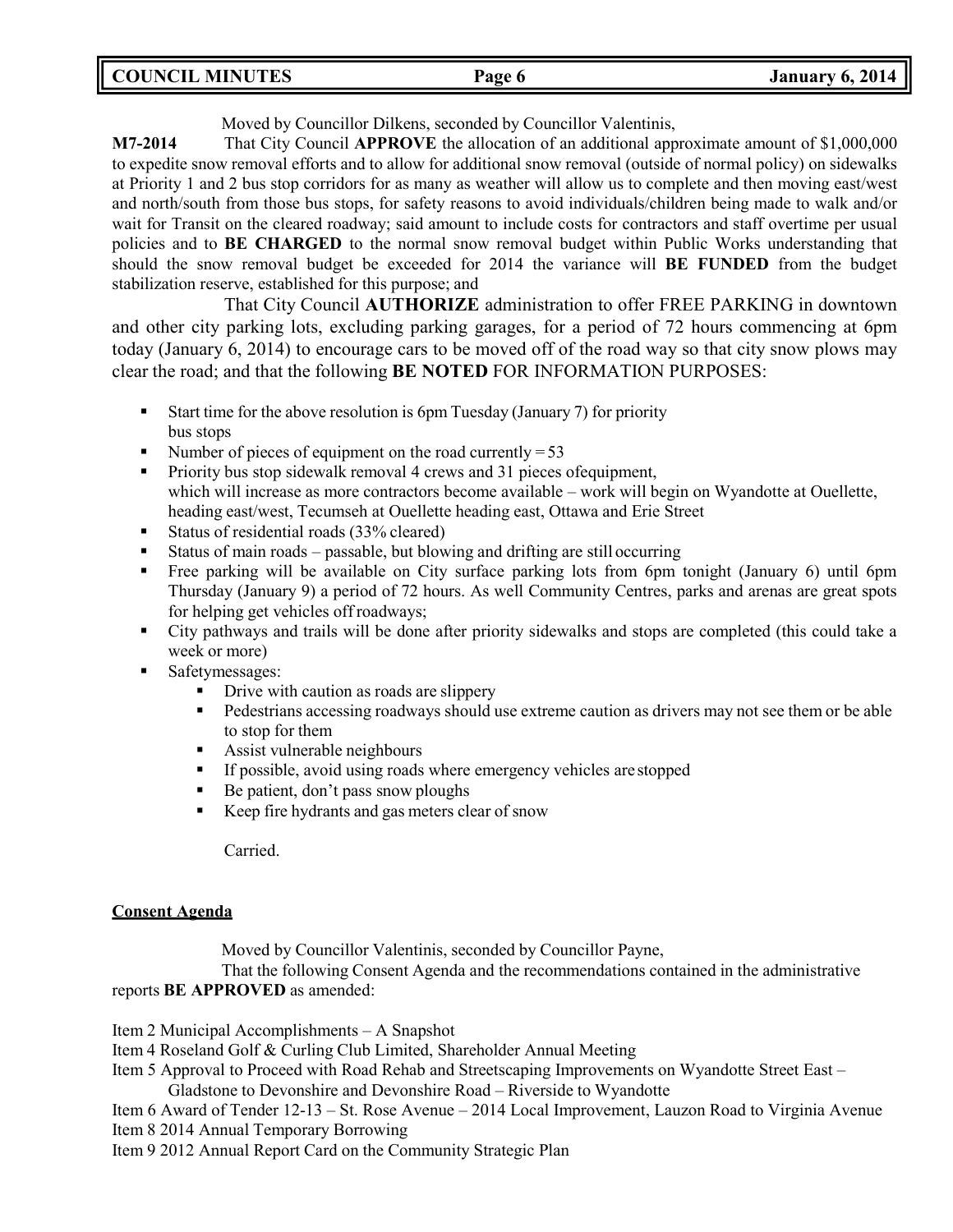Moved by Councillor Dilkens, seconded by Councillor Valentinis,

**M7-2014** That City Council **APPROVE** the allocation of an additional approximate amount of $1,000,000 to expedite snow removal efforts and to allow for additional snow removal (outside of normal policy) on sidewalks at Priority 1 and 2 bus stop corridors for as many as weather will allow us to complete and then moving east/west and north/south from those bus stops, for safety reasons to avoid individuals/children being made to walk and/or wait for Transit on the cleared roadway; said amount to include costs for contractors and staff overtime per usual policies and to **BE CHARGED** to the normal snow removal budget within Public Works understanding that should the snow removal budget be exceeded for 2014 the variance will **BE FUNDED** from the budget stabilization reserve, established for this purpose; and

That City Council **AUTHORIZE** administration to offer FREE PARKING in downtown and other city parking lots, excluding parking garages, for a period of 72 hours commencing at 6pm today (January 6, 2014) to encourage cars to be moved off of the road way so that city snow plows may clear the road; and that the following **BE NOTED** FOR INFORMATION PURPOSES:

- Start time for the above resolution is 6pm Tuesday (January 7) for priority bus stops
- Number of pieces of equipment on the road currently = 53
- Priority bus stop sidewalk removal 4 crews and 31 pieces ofequipment, which will increase as more contractors become available – work will begin on Wyandotte at Ouellette, heading east/west, Tecumseh at Ouellette heading east, Ottawa and Erie Street
- Status of residential roads (33% cleared)
- Status of main roads – passable, but blowing and drifting are still occurring
- Free parking will be available on City surface parking lots from 6pm tonight (January 6) until 6pm Thursday (January 9) a period of 72 hours. As well Community Centres, parks and arenas are great spots for helping get vehicles off roadways;
- City pathways and trails will be done after priority sidewalks and stops are completed (this could take a week or more)
- Safetymessages:
  - Drive with caution as roads are slippery
  - Pedestrians accessing roadways should use extreme caution as drivers may not see them or be able to stop for them
  - Assist vulnerable neighbours
  - If possible, avoid using roads where emergency vehicles are stopped
  - Be patient, don't pass snow ploughs
  - Keep fire hydrants and gas meters clear of snow

Carried.

**Consent Agenda**

Moved by Councillor Valentinis, seconded by Councillor Payne,

That the following Consent Agenda and the recommendations contained in the administrative reports **BE APPROVED** as amended:

Item 2 Municipal Accomplishments – A Snapshot
Item 4 Roseland Golf & Curling Club Limited, Shareholder Annual Meeting
Item 5 Approval to Proceed with Road Rehab and Streetscaping Improvements on Wyandotte Street East – Gladstone to Devonshire and Devonshire Road – Riverside to Wyandotte
Item 6 Award of Tender 12-13 – St. Rose Avenue – 2014 Local Improvement, Lauzon Road to Virginia Avenue
Item 8 2014 Annual Temporary Borrowing
Item 9 2012 Annual Report Card on the Community Strategic Plan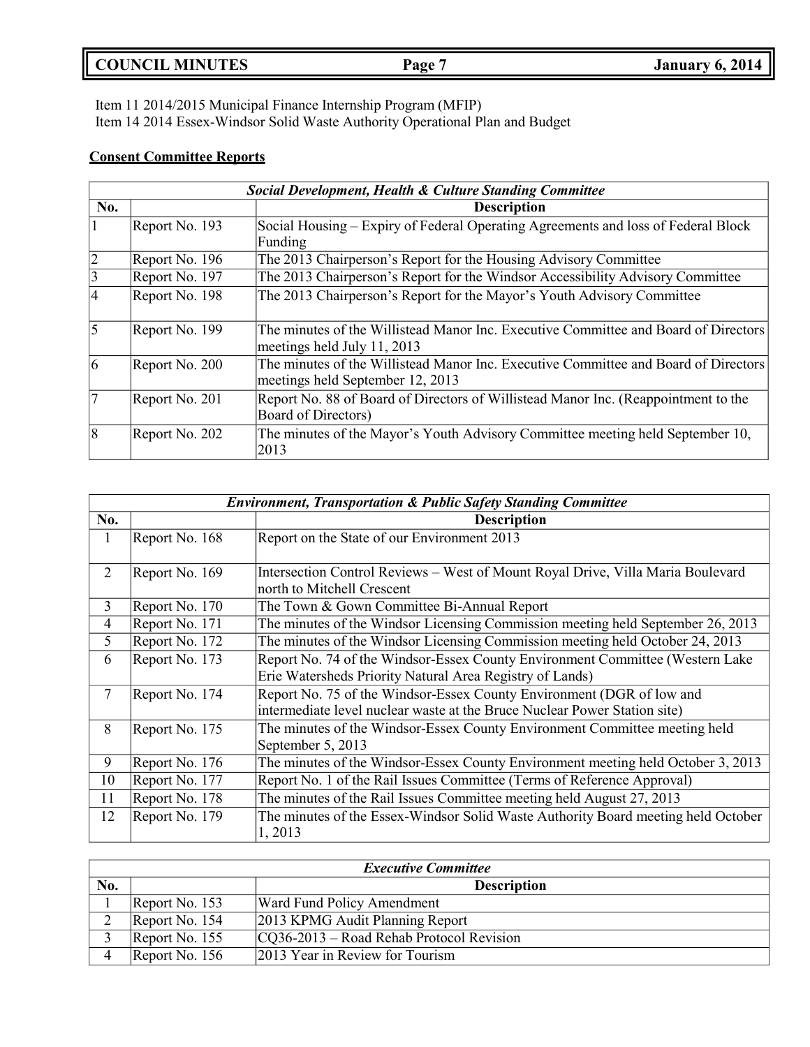Item 11 2014/2015 Municipal Finance Internship Program (MFIP)
Item 14 2014 Essex-Windsor Solid Waste Authority Operational Plan and Budget

**Consent Committee Reports**

| ***Social Development, Health & Culture Standing Committee*** | | |
|---|---|---|
| **No.** | | **Description** |
| 1 | Report No. 193 | Social Housing – Expiry of Federal Operating Agreements and loss of Federal Block Funding |
| 2 | Report No. 196 | The 2013 Chairperson's Report for the Housing Advisory Committee |
| 3 | Report No. 197 | The 2013 Chairperson's Report for the Windsor Accessibility Advisory Committee |
| 4 | Report No. 198 | The 2013 Chairperson's Report for the Mayor's Youth Advisory Committee |
| 5 | Report No. 199 | The minutes of the Willistead Manor Inc. Executive Committee and Board of Directors meetings held July 11, 2013 |
| 6 | Report No. 200 | The minutes of the Willistead Manor Inc. Executive Committee and Board of Directors meetings held September 12, 2013 |
| 7 | Report No. 201 | Report No. 88 of Board of Directors of Willistead Manor Inc. (Reappointment to the Board of Directors) |
| 8 | Report No. 202 | The minutes of the Mayor's Youth Advisory Committee meeting held September 10, 2013 |

| ***Environment, Transportation & Public Safety Standing Committee*** | | |
|---|---|---|
| **No.** | | **Description** |
| 1 | Report No. 168 | Report on the State of our Environment 2013 |
| 2 | Report No. 169 | Intersection Control Reviews – West of Mount Royal Drive, Villa Maria Boulevard north to Mitchell Crescent |
| 3 | Report No. 170 | The Town & Gown Committee Bi-Annual Report |
| 4 | Report No. 171 | The minutes of the Windsor Licensing Commission meeting held September 26, 2013 |
| 5 | Report No. 172 | The minutes of the Windsor Licensing Commission meeting held October 24, 2013 |
| 6 | Report No. 173 | Report No. 74 of the Windsor-Essex County Environment Committee (Western Lake Erie Watersheds Priority Natural Area Registry of Lands) |
| 7 | Report No. 174 | Report No. 75 of the Windsor-Essex County Environment (DGR of low and intermediate level nuclear waste at the Bruce Nuclear Power Station site) |
| 8 | Report No. 175 | The minutes of the Windsor-Essex County Environment Committee meeting held September 5, 2013 |
| 9 | Report No. 176 | The minutes of the Windsor-Essex County Environment meeting held October 3, 2013 |
| 10 | Report No. 177 | Report No. 1 of the Rail Issues Committee (Terms of Reference Approval) |
| 11 | Report No. 178 | The minutes of the Rail Issues Committee meeting held August 27, 2013 |
| 12 | Report No. 179 | The minutes of the Essex-Windsor Solid Waste Authority Board meeting held October 1, 2013 |

| ***Executive Committee*** | | |
|---|---|---|
| **No.** | | **Description** |
| 1 | Report No. 153 | Ward Fund Policy Amendment |
| 2 | Report No. 154 | 2013 KPMG Audit Planning Report |
| 3 | Report No. 155 | CQ36-2013 – Road Rehab Protocol Revision |
| 4 | Report No. 156 | 2013 Year in Review for Tourism |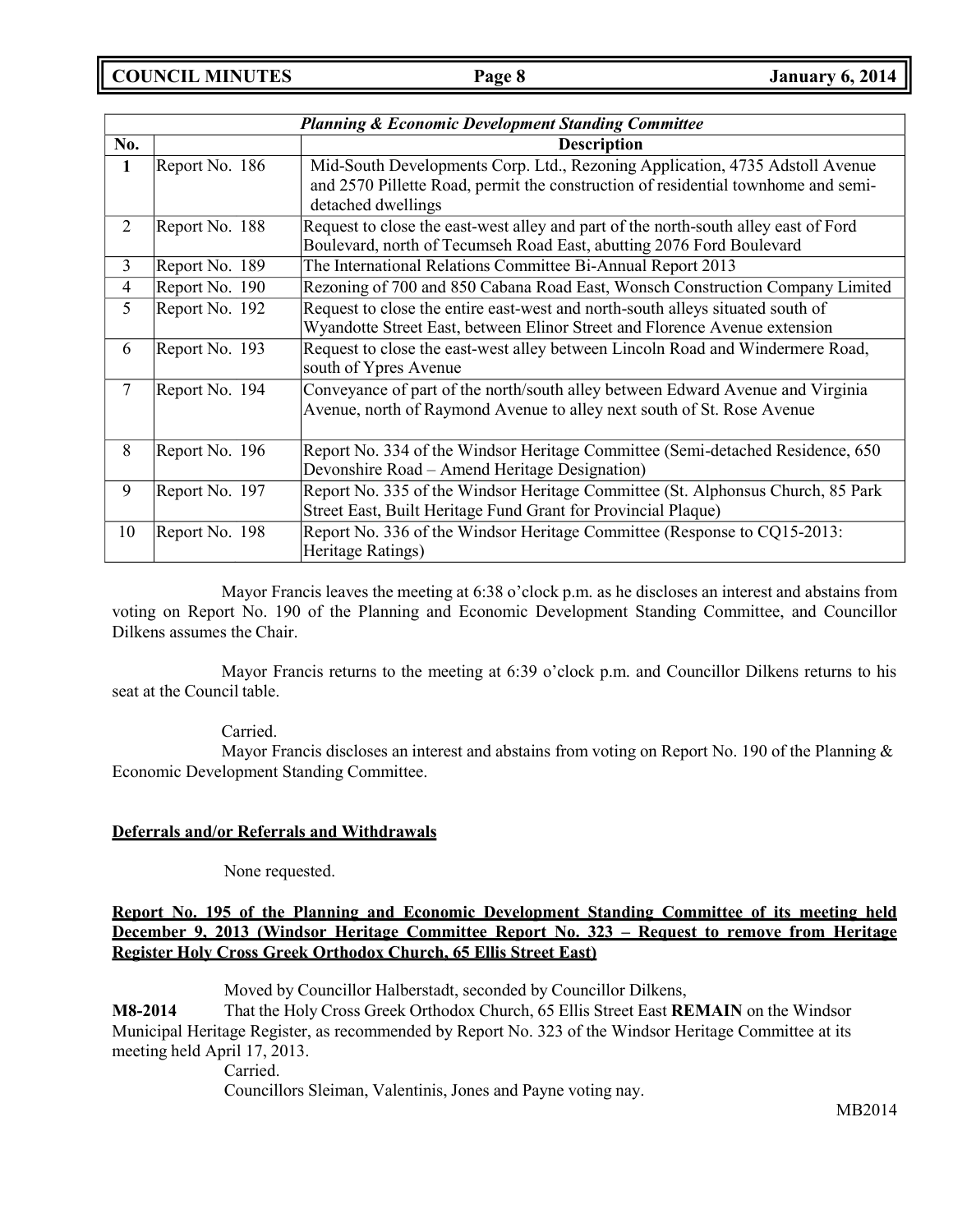| *Planning & Economic Development Standing Committee* | | |
|---|---|---|
| **No.** | | **Description** |
| **1** | Report No. 186 | Mid-South Developments Corp. Ltd., Rezoning Application, 4735 Adstoll Avenue and 2570 Pillette Road, permit the construction of residential townhome and semi-detached dwellings |
| 2 | Report No. 188 | Request to close the east-west alley and part of the north-south alley east of Ford Boulevard, north of Tecumseh Road East, abutting 2076 Ford Boulevard |
| 3 | Report No. 189 | The International Relations Committee Bi-Annual Report 2013 |
| 4 | Report No. 190 | Rezoning of 700 and 850 Cabana Road East, Wonsch Construction Company Limited |
| 5 | Report No. 192 | Request to close the entire east-west and north-south alleys situated south of Wyandotte Street East, between Elinor Street and Florence Avenue extension |
| 6 | Report No. 193 | Request to close the east-west alley between Lincoln Road and Windermere Road, south of Ypres Avenue |
| 7 | Report No. 194 | Conveyance of part of the north/south alley between Edward Avenue and Virginia Avenue, north of Raymond Avenue to alley next south of St. Rose Avenue |
| 8 | Report No. 196 | Report No. 334 of the Windsor Heritage Committee (Semi-detached Residence, 650 Devonshire Road – Amend Heritage Designation) |
| 9 | Report No. 197 | Report No. 335 of the Windsor Heritage Committee (St. Alphonsus Church, 85 Park Street East, Built Heritage Fund Grant for Provincial Plaque) |
| 10 | Report No. 198 | Report No. 336 of the Windsor Heritage Committee (Response to CQ15-2013: Heritage Ratings) |

Mayor Francis leaves the meeting at 6:38 o'clock p.m. as he discloses an interest and abstains from voting on Report No. 190 of the Planning and Economic Development Standing Committee, and Councillor Dilkens assumes the Chair.

Mayor Francis returns to the meeting at 6:39 o'clock p.m. and Councillor Dilkens returns to his seat at the Council table.

Carried.
Mayor Francis discloses an interest and abstains from voting on Report No. 190 of the Planning & Economic Development Standing Committee.

**Deferrals and/or Referrals and Withdrawals**

None requested.

**Report No. 195 of the Planning and Economic Development Standing Committee of its meeting held December 9, 2013 (Windsor Heritage Committee Report No. 323 – Request to remove from Heritage Register Holy Cross Greek Orthodox Church, 65 Ellis Street East)**

Moved by Councillor Halberstadt, seconded by Councillor Dilkens,

**M8-2014** That the Holy Cross Greek Orthodox Church, 65 Ellis Street East **REMAIN** on the Windsor Municipal Heritage Register, as recommended by Report No. 323 of the Windsor Heritage Committee at its meeting held April 17, 2013.

Carried.
Councillors Sleiman, Valentinis, Jones and Payne voting nay.

MB2014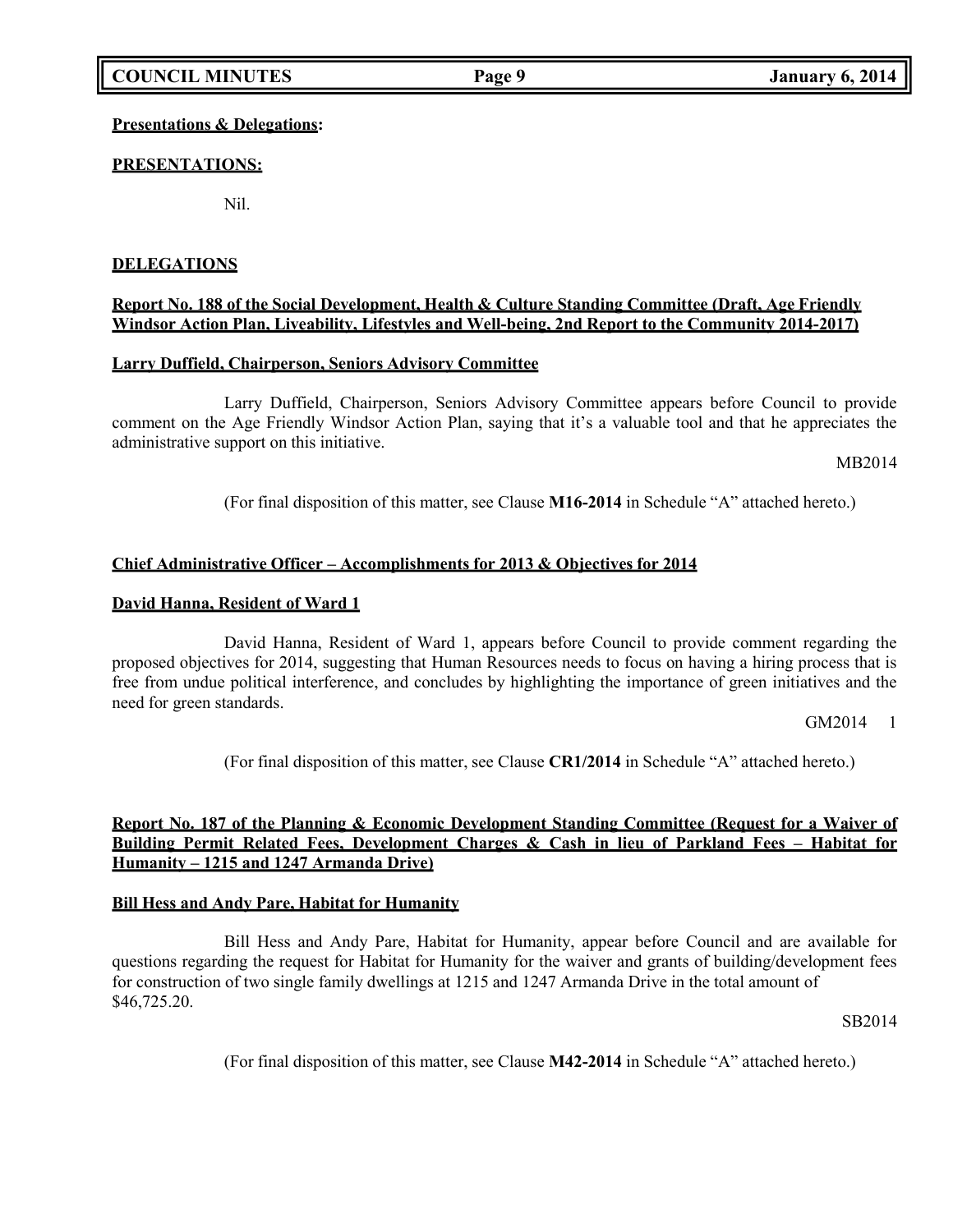**Presentations & Delegations:**

**PRESENTATIONS:**

Nil.

**DELEGATIONS**

**Report No. 188 of the Social Development, Health & Culture Standing Committee (Draft, Age Friendly Windsor Action Plan, Liveability, Lifestyles and Well-being, 2nd Report to the Community 2014-2017)**

**Larry Duffield, Chairperson, Seniors Advisory Committee**

Larry Duffield, Chairperson, Seniors Advisory Committee appears before Council to provide comment on the Age Friendly Windsor Action Plan, saying that it's a valuable tool and that he appreciates the administrative support on this initiative.

MB2014

(For final disposition of this matter, see Clause **M16-2014** in Schedule "A" attached hereto.)

**Chief Administrative Officer – Accomplishments for 2013 & Objectives for 2014**

**David Hanna, Resident of Ward 1**

David Hanna, Resident of Ward 1, appears before Council to provide comment regarding the proposed objectives for 2014, suggesting that Human Resources needs to focus on having a hiring process that is free from undue political interference, and concludes by highlighting the importance of green initiatives and the need for green standards.

GM2014 1

(For final disposition of this matter, see Clause **CR1/2014** in Schedule "A" attached hereto.)

**Report No. 187 of the Planning & Economic Development Standing Committee (Request for a Waiver of Building Permit Related Fees, Development Charges & Cash in lieu of Parkland Fees – Habitat for Humanity – 1215 and 1247 Armanda Drive)**

**Bill Hess and Andy Pare, Habitat for Humanity**

Bill Hess and Andy Pare, Habitat for Humanity, appear before Council and are available for questions regarding the request for Habitat for Humanity for the waiver and grants of building/development fees for construction of two single family dwellings at 1215 and 1247 Armanda Drive in the total amount of $46,725.20.

SB2014

(For final disposition of this matter, see Clause **M42-2014** in Schedule "A" attached hereto.)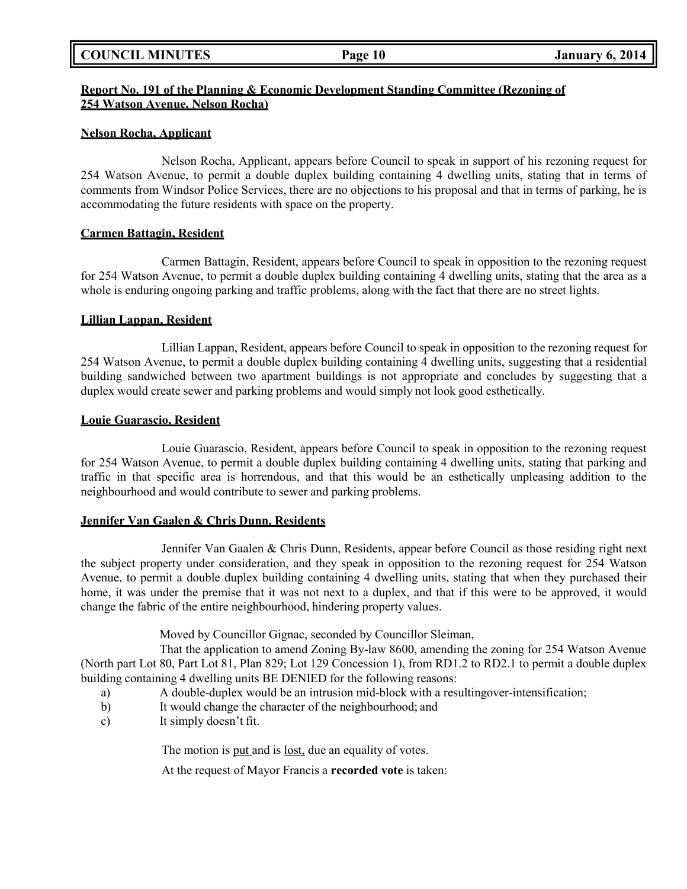**Report No. 191 of the Planning & Economic Development Standing Committee (Rezoning of 254 Watson Avenue, Nelson Rocha)**

**Nelson Rocha, Applicant**

Nelson Rocha, Applicant, appears before Council to speak in support of his rezoning request for 254 Watson Avenue, to permit a double duplex building containing 4 dwelling units, stating that in terms of comments from Windsor Police Services, there are no objections to his proposal and that in terms of parking, he is accommodating the future residents with space on the property.

**Carmen Battagin, Resident**

Carmen Battagin, Resident, appears before Council to speak in opposition to the rezoning request for 254 Watson Avenue, to permit a double duplex building containing 4 dwelling units, stating that the area as a whole is enduring ongoing parking and traffic problems, along with the fact that there are no street lights.

**Lillian Lappan, Resident**

Lillian Lappan, Resident, appears before Council to speak in opposition to the rezoning request for 254 Watson Avenue, to permit a double duplex building containing 4 dwelling units, suggesting that a residential building sandwiched between two apartment buildings is not appropriate and concludes by suggesting that a duplex would create sewer and parking problems and would simply not look good esthetically.

**Louie Guarascio, Resident**

Louie Guarascio, Resident, appears before Council to speak in opposition to the rezoning request for 254 Watson Avenue, to permit a double duplex building containing 4 dwelling units, stating that parking and traffic in that specific area is horrendous, and that this would be an esthetically unpleasing addition to the neighbourhood and would contribute to sewer and parking problems.

**Jennifer Van Gaalen & Chris Dunn, Residents**

Jennifer Van Gaalen & Chris Dunn, Residents, appear before Council as those residing right next the subject property under consideration, and they speak in opposition to the rezoning request for 254 Watson Avenue, to permit a double duplex building containing 4 dwelling units, stating that when they purchased their home, it was under the premise that it was not next to a duplex, and that if this were to be approved, it would change the fabric of the entire neighbourhood, hindering property values.

Moved by Councillor Gignac, seconded by Councillor Sleiman,

That the application to amend Zoning By-law 8600, amending the zoning for 254 Watson Avenue (North part Lot 80, Part Lot 81, Plan 829; Lot 129 Concession 1), from RD1.2 to RD2.1 to permit a double duplex building containing 4 dwelling units BE DENIED for the following reasons:

a) A double-duplex would be an intrusion mid-block with a resultingover-intensification;
b) It would change the character of the neighbourhood; and
c) It simply doesn't fit.

The motion is put and is lost, due an equality of votes.

At the request of Mayor Francis a **recorded vote** is taken: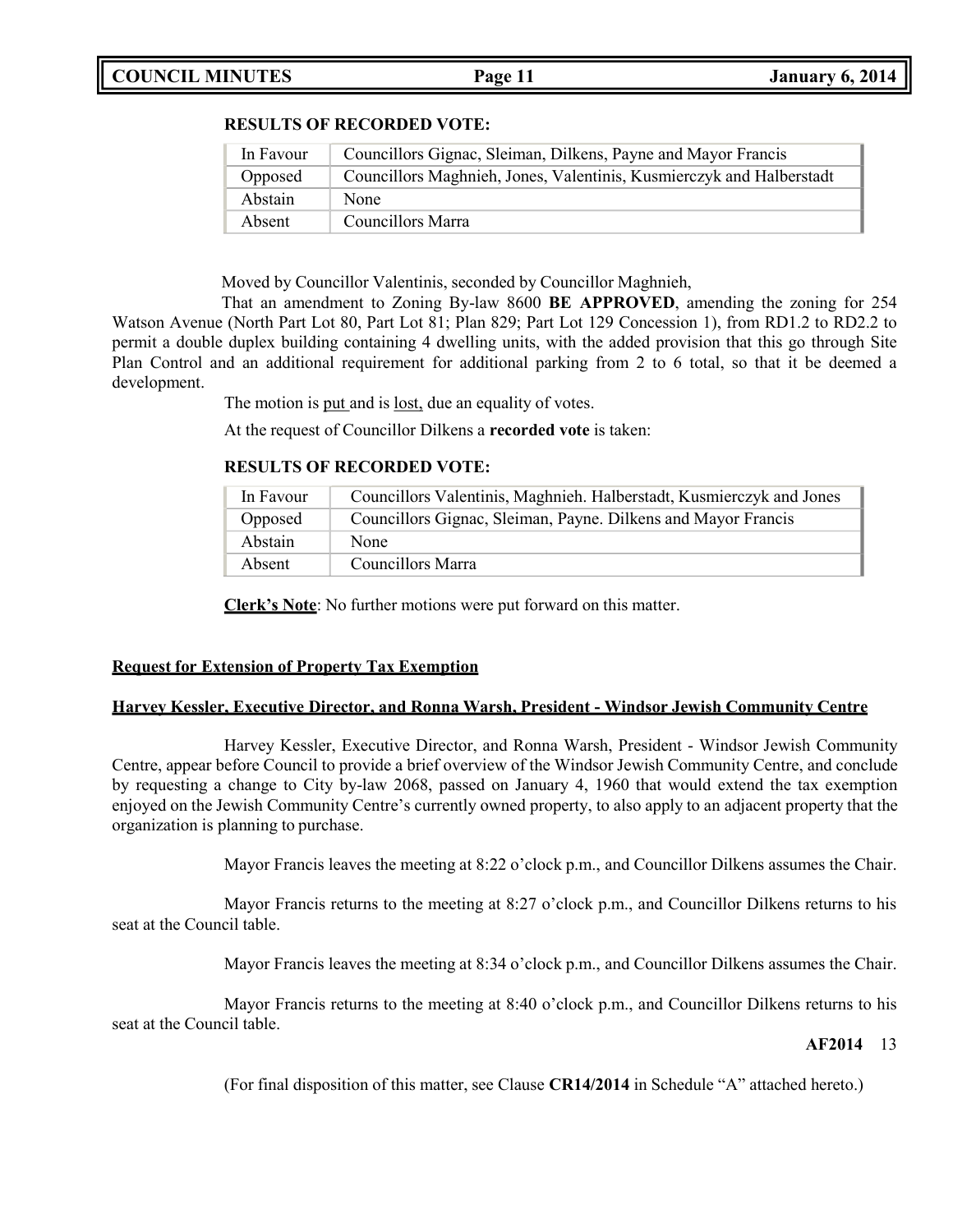**RESULTS OF RECORDED VOTE:**

| In Favour | Councillors Gignac, Sleiman, Dilkens, Payne and Mayor Francis |
|---|---|
| Opposed | Councillors Maghnieh, Jones, Valentinis, Kusmierczyk and Halberstadt |
| Abstain | None |
| Absent | Councillors Marra |

Moved by Councillor Valentinis, seconded by Councillor Maghnieh,

That an amendment to Zoning By-law 8600 **BE APPROVED**, amending the zoning for 254 Watson Avenue (North Part Lot 80, Part Lot 81; Plan 829; Part Lot 129 Concession 1), from RD1.2 to RD2.2 to permit a double duplex building containing 4 dwelling units, with the added provision that this go through Site Plan Control and an additional requirement for additional parking from 2 to 6 total, so that it be deemed a development.

The motion is put and is lost, due an equality of votes.

At the request of Councillor Dilkens a **recorded vote** is taken:

**RESULTS OF RECORDED VOTE:**

| In Favour | Councillors Valentinis, Maghnieh. Halberstadt, Kusmierczyk and Jones |
|---|---|
| Opposed | Councillors Gignac, Sleiman, Payne. Dilkens and Mayor Francis |
| Abstain | None |
| Absent | Councillors Marra |

**Clerk's Note**: No further motions were put forward on this matter.

**Request for Extension of Property Tax Exemption**

**Harvey Kessler, Executive Director, and Ronna Warsh, President - Windsor Jewish Community Centre**

Harvey Kessler, Executive Director, and Ronna Warsh, President - Windsor Jewish Community Centre, appear before Council to provide a brief overview of the Windsor Jewish Community Centre, and conclude by requesting a change to City by-law 2068, passed on January 4, 1960 that would extend the tax exemption enjoyed on the Jewish Community Centre's currently owned property, to also apply to an adjacent property that the organization is planning to purchase.

Mayor Francis leaves the meeting at 8:22 o'clock p.m., and Councillor Dilkens assumes the Chair.

Mayor Francis returns to the meeting at 8:27 o'clock p.m., and Councillor Dilkens returns to his seat at the Council table.

Mayor Francis leaves the meeting at 8:34 o'clock p.m., and Councillor Dilkens assumes the Chair.

Mayor Francis returns to the meeting at 8:40 o'clock p.m., and Councillor Dilkens returns to his seat at the Council table.

**AF2014** 13

(For final disposition of this matter, see Clause **CR14/2014** in Schedule "A" attached hereto.)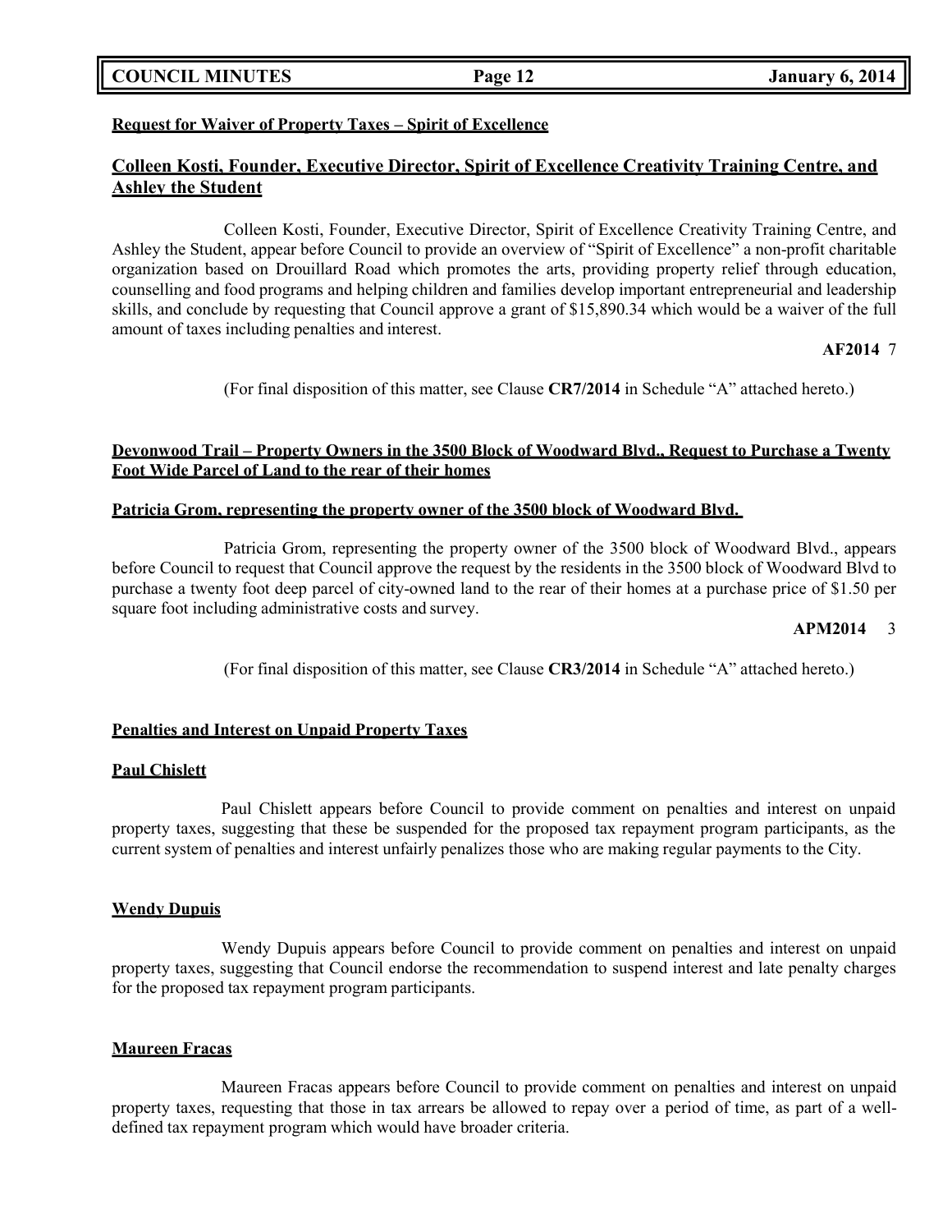**Request for Waiver of Property Taxes – Spirit of Excellence**

## Colleen Kosti, Founder, Executive Director, Spirit of Excellence Creativity Training Centre, and Ashley the Student

Colleen Kosti, Founder, Executive Director, Spirit of Excellence Creativity Training Centre, and Ashley the Student, appear before Council to provide an overview of "Spirit of Excellence" a non-profit charitable organization based on Drouillard Road which promotes the arts, providing property relief through education, counselling and food programs and helping children and families develop important entrepreneurial and leadership skills, and conclude by requesting that Council approve a grant of $15,890.34 which would be a waiver of the full amount of taxes including penalties and interest.

**AF2014** 7

(For final disposition of this matter, see Clause **CR7/2014** in Schedule "A" attached hereto.)

**Devonwood Trail – Property Owners in the 3500 Block of Woodward Blvd., Request to Purchase a Twenty Foot Wide Parcel of Land to the rear of their homes**

**Patricia Grom, representing the property owner of the 3500 block of Woodward Blvd.**

Patricia Grom, representing the property owner of the 3500 block of Woodward Blvd., appears before Council to request that Council approve the request by the residents in the 3500 block of Woodward Blvd to purchase a twenty foot deep parcel of city-owned land to the rear of their homes at a purchase price of $1.50 per square foot including administrative costs and survey.

**APM2014** 3

(For final disposition of this matter, see Clause **CR3/2014** in Schedule "A" attached hereto.)

**Penalties and Interest on Unpaid Property Taxes**

**Paul Chislett**

Paul Chislett appears before Council to provide comment on penalties and interest on unpaid property taxes, suggesting that these be suspended for the proposed tax repayment program participants, as the current system of penalties and interest unfairly penalizes those who are making regular payments to the City.

**Wendy Dupuis**

Wendy Dupuis appears before Council to provide comment on penalties and interest on unpaid property taxes, suggesting that Council endorse the recommendation to suspend interest and late penalty charges for the proposed tax repayment program participants.

**Maureen Fracas**

Maureen Fracas appears before Council to provide comment on penalties and interest on unpaid property taxes, requesting that those in tax arrears be allowed to repay over a period of time, as part of a well-defined tax repayment program which would have broader criteria.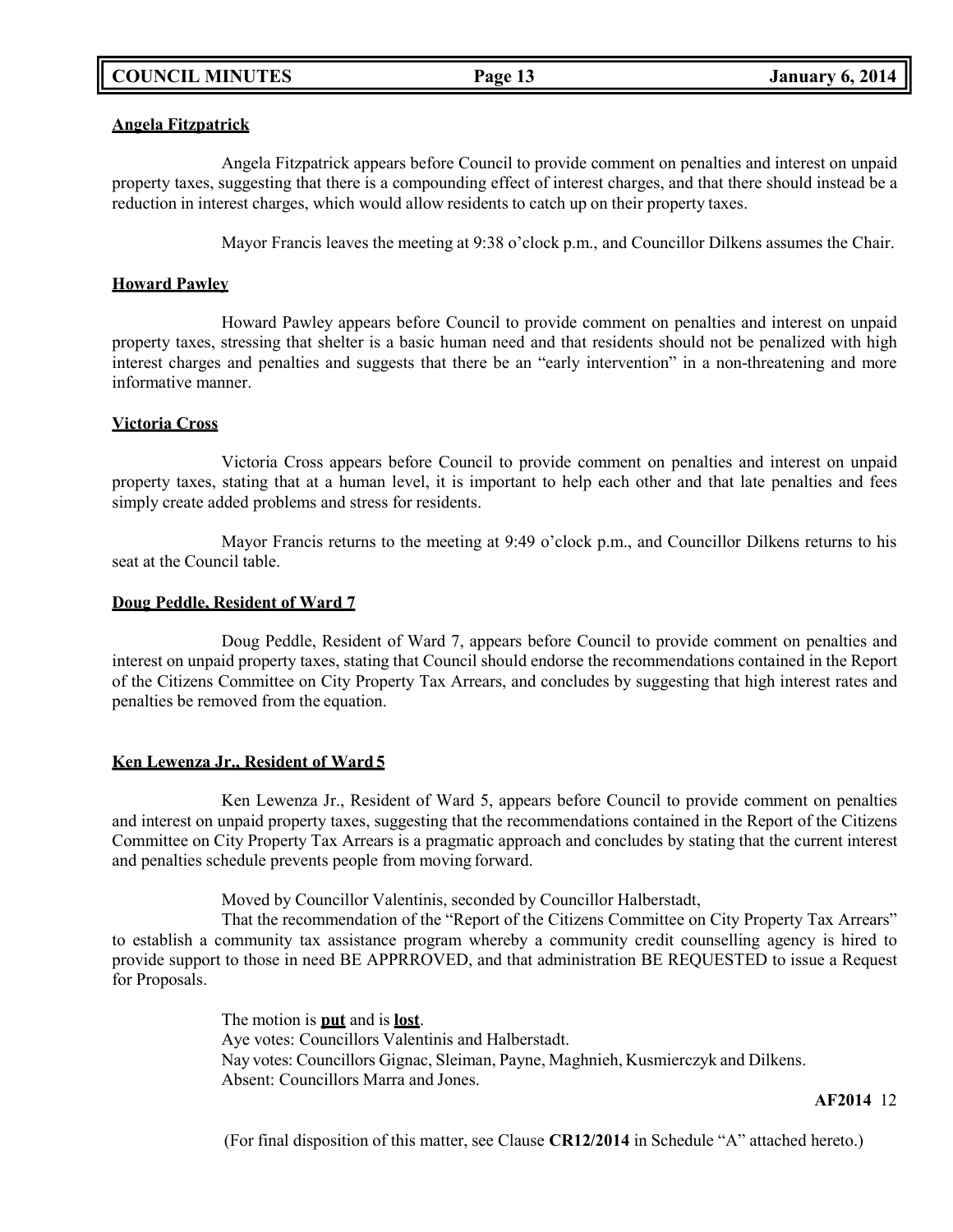**Angela Fitzpatrick**

Angela Fitzpatrick appears before Council to provide comment on penalties and interest on unpaid property taxes, suggesting that there is a compounding effect of interest charges, and that there should instead be a reduction in interest charges, which would allow residents to catch up on their property taxes.

Mayor Francis leaves the meeting at 9:38 o'clock p.m., and Councillor Dilkens assumes the Chair.

**Howard Pawley**

Howard Pawley appears before Council to provide comment on penalties and interest on unpaid property taxes, stressing that shelter is a basic human need and that residents should not be penalized with high interest charges and penalties and suggests that there be an "early intervention" in a non-threatening and more informative manner.

**Victoria Cross**

Victoria Cross appears before Council to provide comment on penalties and interest on unpaid property taxes, stating that at a human level, it is important to help each other and that late penalties and fees simply create added problems and stress for residents.

Mayor Francis returns to the meeting at 9:49 o'clock p.m., and Councillor Dilkens returns to his seat at the Council table.

**Doug Peddle, Resident of Ward 7**

Doug Peddle, Resident of Ward 7, appears before Council to provide comment on penalties and interest on unpaid property taxes, stating that Council should endorse the recommendations contained in the Report of the Citizens Committee on City Property Tax Arrears, and concludes by suggesting that high interest rates and penalties be removed from the equation.

**Ken Lewenza Jr., Resident of Ward 5**

Ken Lewenza Jr., Resident of Ward 5, appears before Council to provide comment on penalties and interest on unpaid property taxes, suggesting that the recommendations contained in the Report of the Citizens Committee on City Property Tax Arrears is a pragmatic approach and concludes by stating that the current interest and penalties schedule prevents people from moving forward.

Moved by Councillor Valentinis, seconded by Councillor Halberstadt,

That the recommendation of the "Report of the Citizens Committee on City Property Tax Arrears" to establish a community tax assistance program whereby a community credit counselling agency is hired to provide support to those in need BE APPRROVED, and that administration BE REQUESTED to issue a Request for Proposals.

The motion is **put** and is **lost**.
Aye votes: Councillors Valentinis and Halberstadt.
Nay votes: Councillors Gignac, Sleiman, Payne, Maghnieh, Kusmierczyk and Dilkens.
Absent: Councillors Marra and Jones.

**AF2014** 12

(For final disposition of this matter, see Clause **CR12/2014** in Schedule "A" attached hereto.)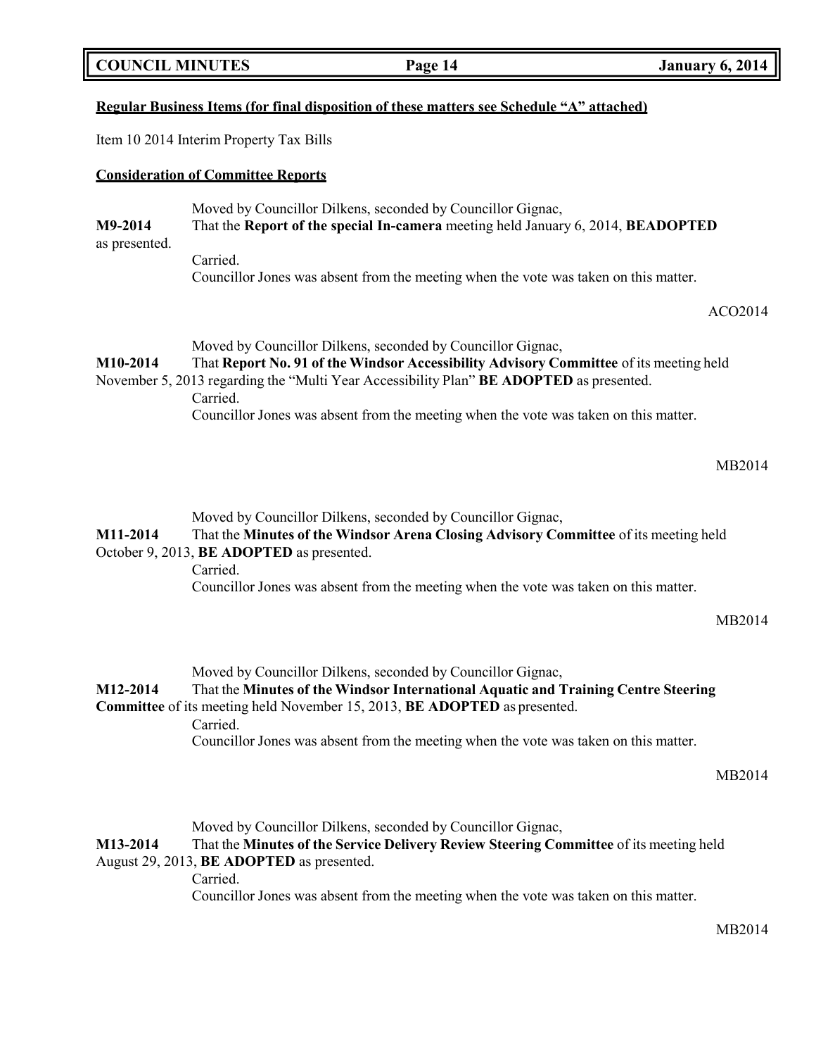**Regular Business Items (for final disposition of these matters see Schedule "A" attached)**

Item 10 2014 Interim Property Tax Bills

**Consideration of Committee Reports**

Moved by Councillor Dilkens, seconded by Councillor Gignac,

**M9-2014** That the **Report of the special In-camera** meeting held January 6, 2014, **BEADOPTED** as presented.

Carried.

Councillor Jones was absent from the meeting when the vote was taken on this matter.

ACO2014

Moved by Councillor Dilkens, seconded by Councillor Gignac,

**M10-2014** That **Report No. 91 of the Windsor Accessibility Advisory Committee** of its meeting held November 5, 2013 regarding the "Multi Year Accessibility Plan" **BE ADOPTED** as presented.

Carried.

Councillor Jones was absent from the meeting when the vote was taken on this matter.

MB2014

Moved by Councillor Dilkens, seconded by Councillor Gignac,

**M11-2014** That the **Minutes of the Windsor Arena Closing Advisory Committee** of its meeting held October 9, 2013, **BE ADOPTED** as presented.

Carried.

Councillor Jones was absent from the meeting when the vote was taken on this matter.

MB2014

Moved by Councillor Dilkens, seconded by Councillor Gignac,

**M12-2014** That the **Minutes of the Windsor International Aquatic and Training Centre Steering Committee** of its meeting held November 15, 2013, **BE ADOPTED** as presented.

Carried.

Councillor Jones was absent from the meeting when the vote was taken on this matter.

MB2014

Moved by Councillor Dilkens, seconded by Councillor Gignac,

**M13-2014** That the **Minutes of the Service Delivery Review Steering Committee** of its meeting held August 29, 2013, **BE ADOPTED** as presented.

Carried.

Councillor Jones was absent from the meeting when the vote was taken on this matter.

MB2014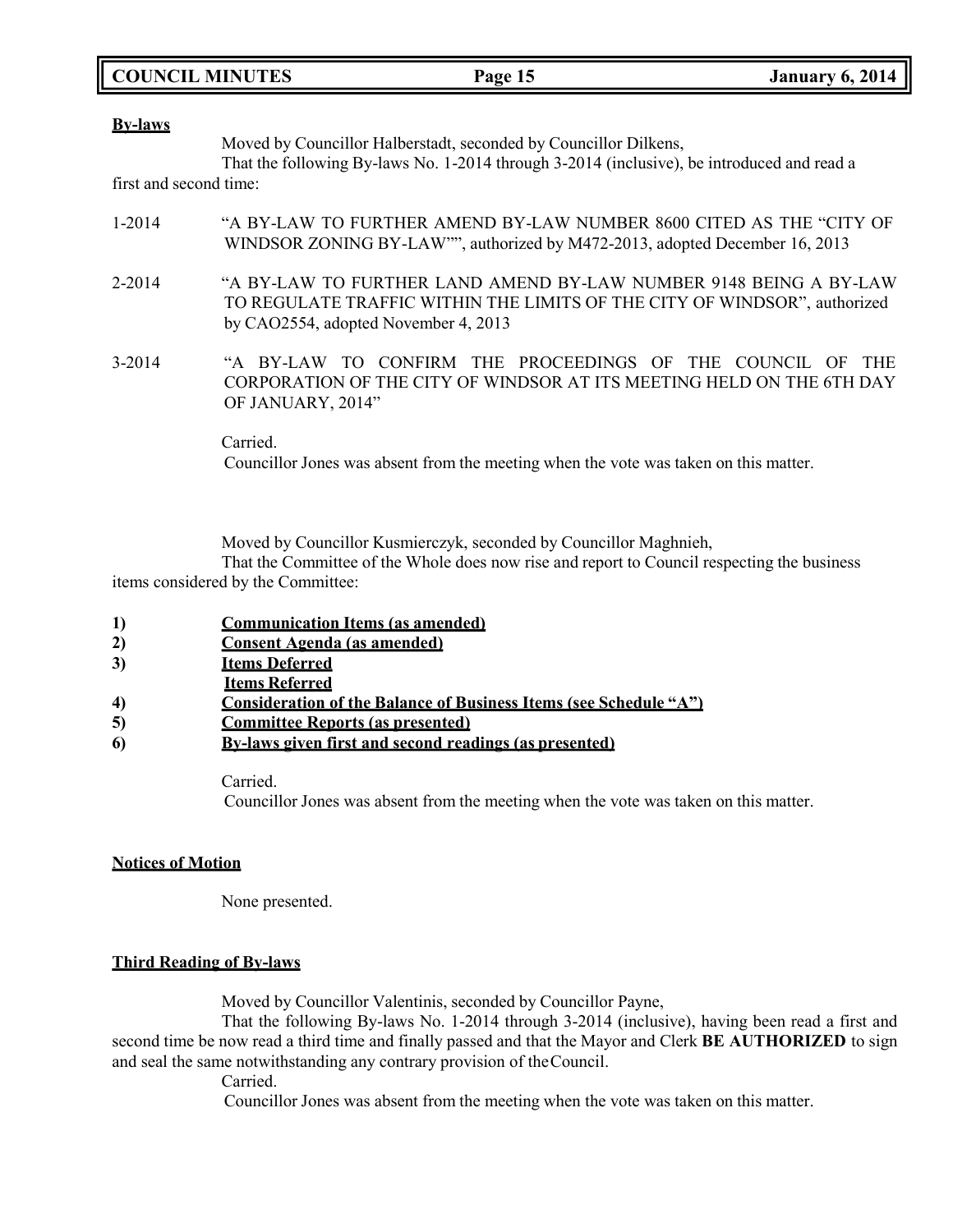**By-laws**

Moved by Councillor Halberstadt, seconded by Councillor Dilkens,

That the following By-laws No. 1-2014 through 3-2014 (inclusive), be introduced and read a first and second time:

1-2014 "A BY-LAW TO FURTHER AMEND BY-LAW NUMBER 8600 CITED AS THE "CITY OF WINDSOR ZONING BY-LAW"", authorized by M472-2013, adopted December 16, 2013

2-2014 "A BY-LAW TO FURTHER LAND AMEND BY-LAW NUMBER 9148 BEING A BY-LAW TO REGULATE TRAFFIC WITHIN THE LIMITS OF THE CITY OF WINDSOR", authorized by CAO2554, adopted November 4, 2013

3-2014 "A BY-LAW TO CONFIRM THE PROCEEDINGS OF THE COUNCIL OF THE CORPORATION OF THE CITY OF WINDSOR AT ITS MEETING HELD ON THE 6TH DAY OF JANUARY, 2014"

Carried.

Councillor Jones was absent from the meeting when the vote was taken on this matter.

Moved by Councillor Kusmierczyk, seconded by Councillor Maghnieh,

That the Committee of the Whole does now rise and report to Council respecting the business items considered by the Committee:

1) **Communication Items (as amended)**
2) **Consent Agenda (as amended)**
3) **Items Deferred**
   **Items Referred**
4) **Consideration of the Balance of Business Items (see Schedule "A")**
5) **Committee Reports (as presented)**
6) **By-laws given first and second readings (as presented)**

Carried.

Councillor Jones was absent from the meeting when the vote was taken on this matter.

**Notices of Motion**

None presented.

**Third Reading of By-laws**

Moved by Councillor Valentinis, seconded by Councillor Payne,

That the following By-laws No. 1-2014 through 3-2014 (inclusive), having been read a first and second time be now read a third time and finally passed and that the Mayor and Clerk **BE AUTHORIZED** to sign and seal the same notwithstanding any contrary provision of the Council.

Carried.

Councillor Jones was absent from the meeting when the vote was taken on this matter.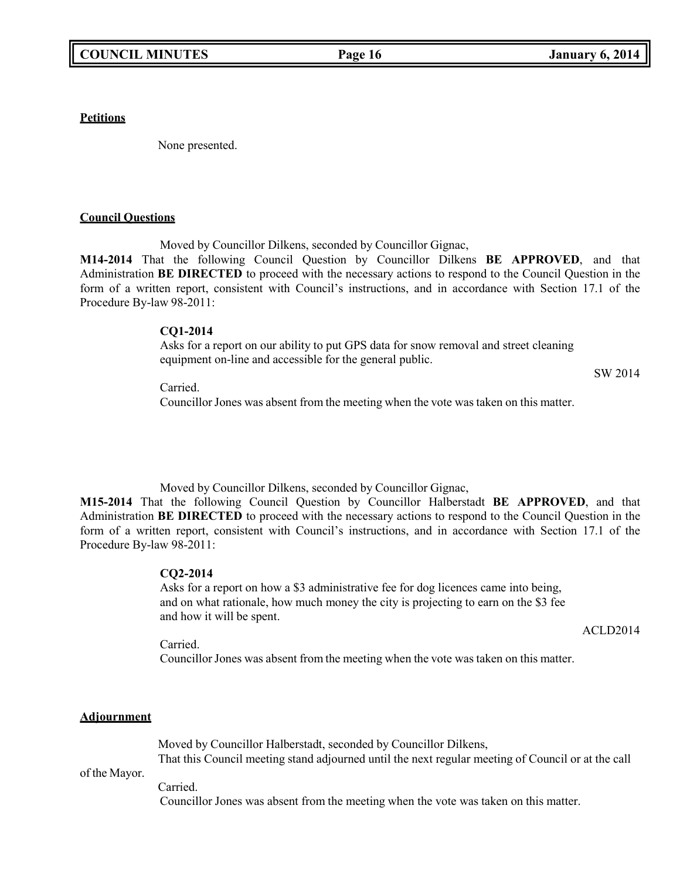**Petitions**

None presented.

**Council Questions**

Moved by Councillor Dilkens, seconded by Councillor Gignac,

**M14-2014** That the following Council Question by Councillor Dilkens **BE APPROVED**, and that Administration **BE DIRECTED** to proceed with the necessary actions to respond to the Council Question in the form of a written report, consistent with Council's instructions, and in accordance with Section 17.1 of the Procedure By-law 98-2011:

**CQ1-2014**

Asks for a report on our ability to put GPS data for snow removal and street cleaning equipment on-line and accessible for the general public.

SW 2014

Carried.

Councillor Jones was absent from the meeting when the vote was taken on this matter.

Moved by Councillor Dilkens, seconded by Councillor Gignac,

**M15-2014** That the following Council Question by Councillor Halberstadt **BE APPROVED**, and that Administration **BE DIRECTED** to proceed with the necessary actions to respond to the Council Question in the form of a written report, consistent with Council's instructions, and in accordance with Section 17.1 of the Procedure By-law 98-2011:

**CQ2-2014**

Asks for a report on how a $3 administrative fee for dog licences came into being, and on what rationale, how much money the city is projecting to earn on the $3 fee and how it will be spent.

ACLD2014

Carried.

Councillor Jones was absent from the meeting when the vote was taken on this matter.

**Adjournment**

Moved by Councillor Halberstadt, seconded by Councillor Dilkens,

That this Council meeting stand adjourned until the next regular meeting of Council or at the call of the Mayor.

Carried.

Councillor Jones was absent from the meeting when the vote was taken on this matter.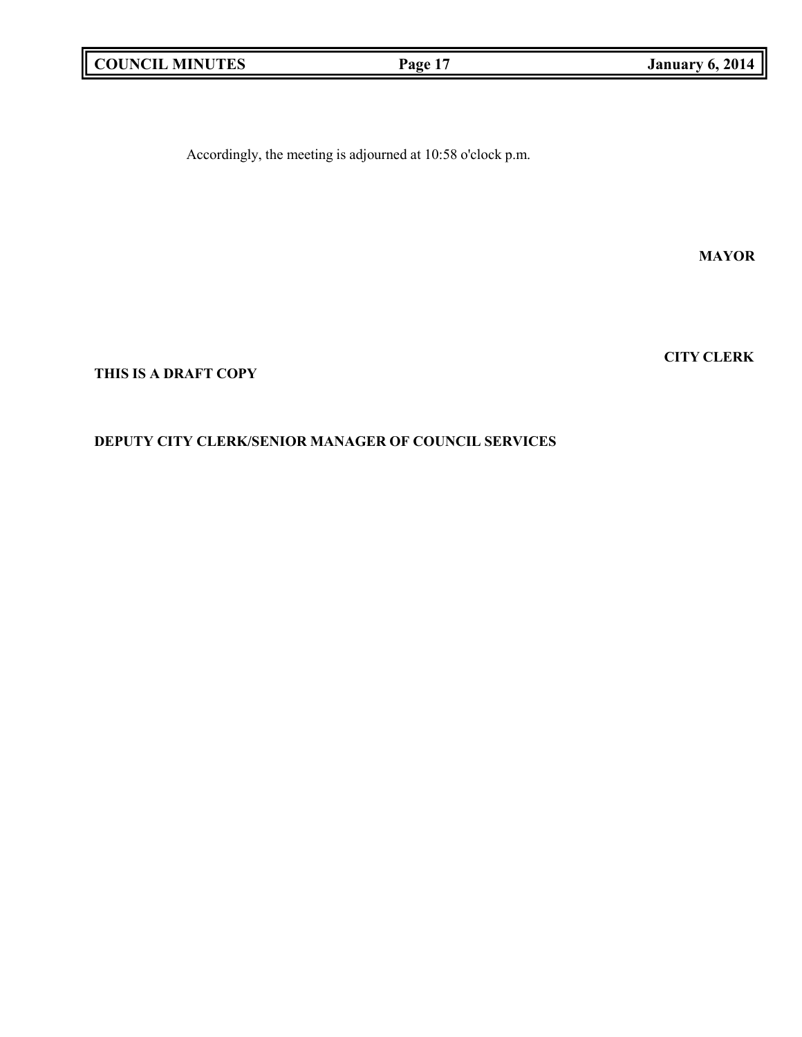Accordingly, the meeting is adjourned at 10:58 o'clock p.m.

**MAYOR**

**CITY CLERK**

**THIS IS A DRAFT COPY**

**DEPUTY CITY CLERK/SENIOR MANAGER OF COUNCIL SERVICES**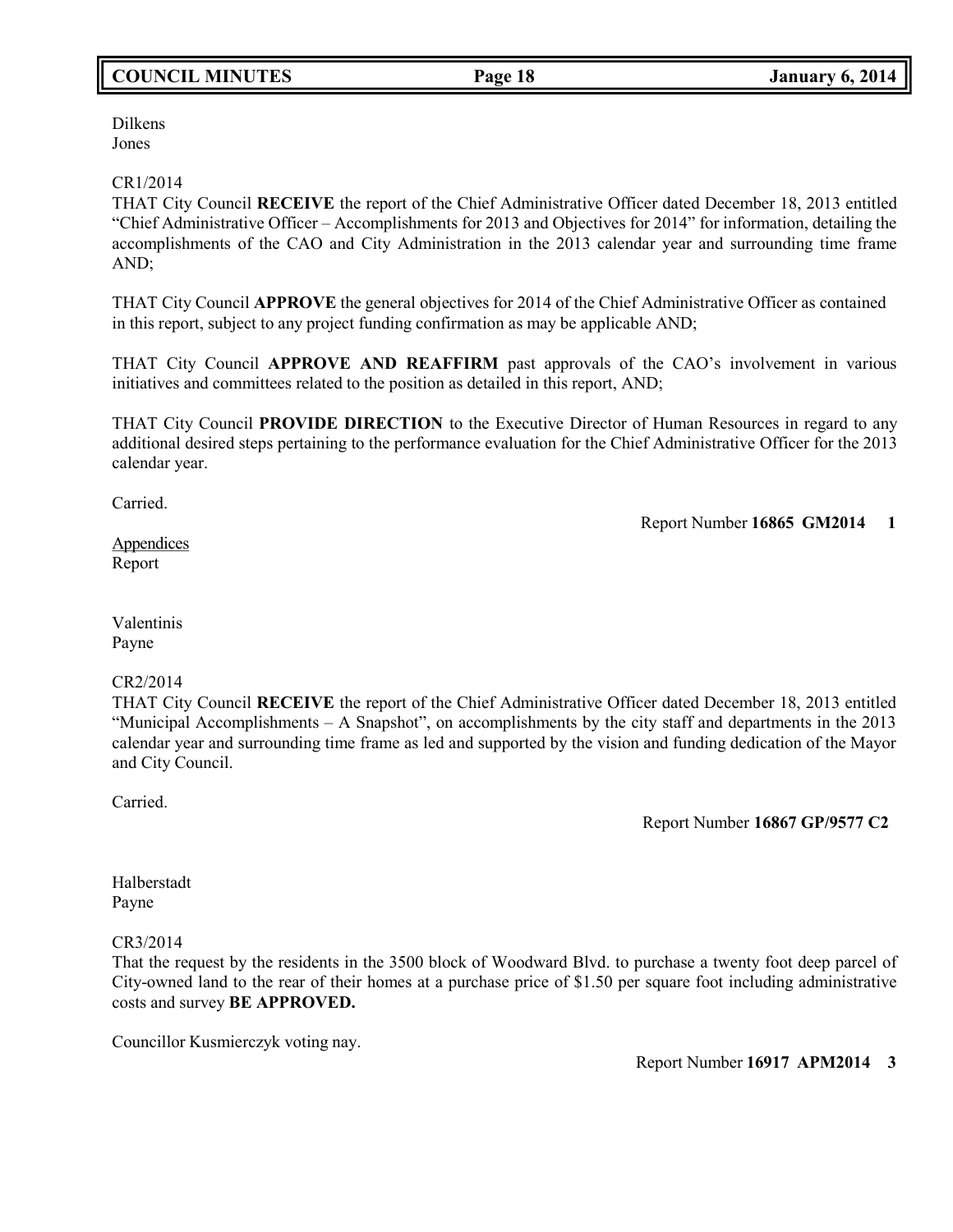Dilkens
Jones

CR1/2014
THAT City Council **RECEIVE** the report of the Chief Administrative Officer dated December 18, 2013 entitled "Chief Administrative Officer – Accomplishments for 2013 and Objectives for 2014" for information, detailing the accomplishments of the CAO and City Administration in the 2013 calendar year and surrounding time frame AND;

THAT City Council **APPROVE** the general objectives for 2014 of the Chief Administrative Officer as contained in this report, subject to any project funding confirmation as may be applicable AND;

THAT City Council **APPROVE AND REAFFIRM** past approvals of the CAO's involvement in various initiatives and committees related to the position as detailed in this report, AND;

THAT City Council **PROVIDE DIRECTION** to the Executive Director of Human Resources in regard to any additional desired steps pertaining to the performance evaluation for the Chief Administrative Officer for the 2013 calendar year.

Carried.

Report Number **16865 GM2014 1**

Appendices
Report

Valentinis
Payne

CR2/2014
THAT City Council **RECEIVE** the report of the Chief Administrative Officer dated December 18, 2013 entitled "Municipal Accomplishments – A Snapshot", on accomplishments by the city staff and departments in the 2013 calendar year and surrounding time frame as led and supported by the vision and funding dedication of the Mayor and City Council.

Carried.

Report Number **16867 GP/9577 C2**

Halberstadt
Payne

CR3/2014
That the request by the residents in the 3500 block of Woodward Blvd. to purchase a twenty foot deep parcel of City-owned land to the rear of their homes at a purchase price of $1.50 per square foot including administrative costs and survey **BE APPROVED.**

Councillor Kusmierczyk voting nay.

Report Number **16917 APM2014 3**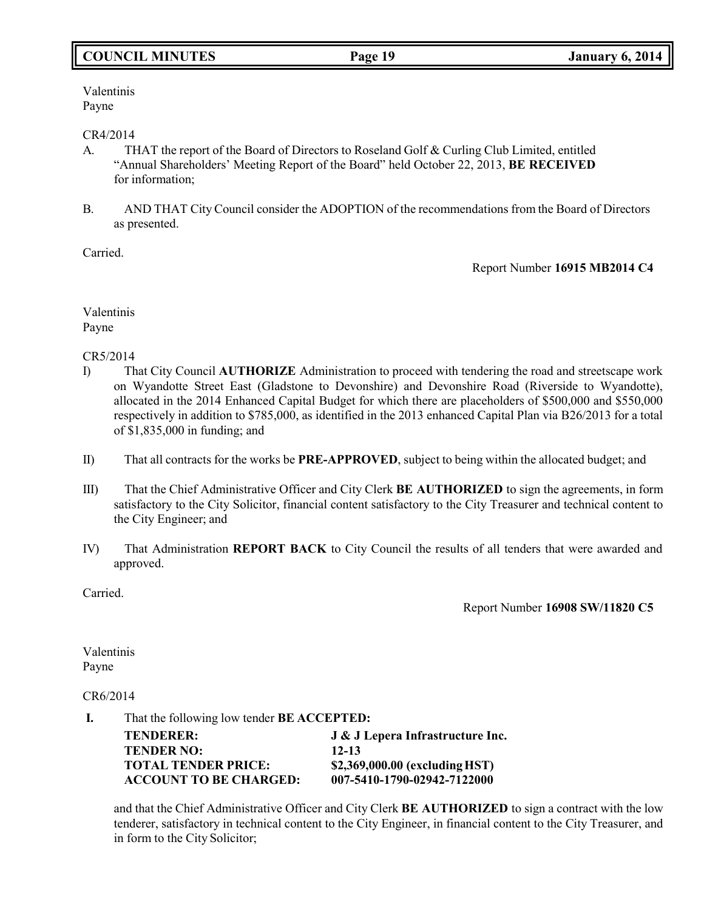Valentinis
Payne

CR4/2014

A. THAT the report of the Board of Directors to Roseland Golf & Curling Club Limited, entitled "Annual Shareholders' Meeting Report of the Board" held October 22, 2013, **BE RECEIVED** for information;

B. AND THAT City Council consider the ADOPTION of the recommendations from the Board of Directors as presented.

Carried.

Report Number **16915 MB2014 C4**

Valentinis
Payne

CR5/2014

I) That City Council **AUTHORIZE** Administration to proceed with tendering the road and streetscape work on Wyandotte Street East (Gladstone to Devonshire) and Devonshire Road (Riverside to Wyandotte), allocated in the 2014 Enhanced Capital Budget for which there are placeholders of $500,000 and $550,000 respectively in addition to $785,000, as identified in the 2013 enhanced Capital Plan via B26/2013 for a total of $1,835,000 in funding; and

II) That all contracts for the works be **PRE-APPROVED**, subject to being within the allocated budget; and

III) That the Chief Administrative Officer and City Clerk **BE AUTHORIZED** to sign the agreements, in form satisfactory to the City Solicitor, financial content satisfactory to the City Treasurer and technical content to the City Engineer; and

IV) That Administration **REPORT BACK** to City Council the results of all tenders that were awarded and approved.

Carried.

Report Number **16908 SW/11820 C5**

Valentinis
Payne

CR6/2014

**I.** That the following low tender **BE ACCEPTED:**

| | |
|---|---|
| **TENDERER:** | **J & J Lepera Infrastructure Inc.** |
| **TENDER NO:** | **12-13** |
| **TOTAL TENDER PRICE:** | **$2,369,000.00 (excluding HST)** |
| **ACCOUNT TO BE CHARGED:** | **007-5410-1790-02942-7122000** |

and that the Chief Administrative Officer and City Clerk **BE AUTHORIZED** to sign a contract with the low tenderer, satisfactory in technical content to the City Engineer, in financial content to the City Treasurer, and in form to the City Solicitor;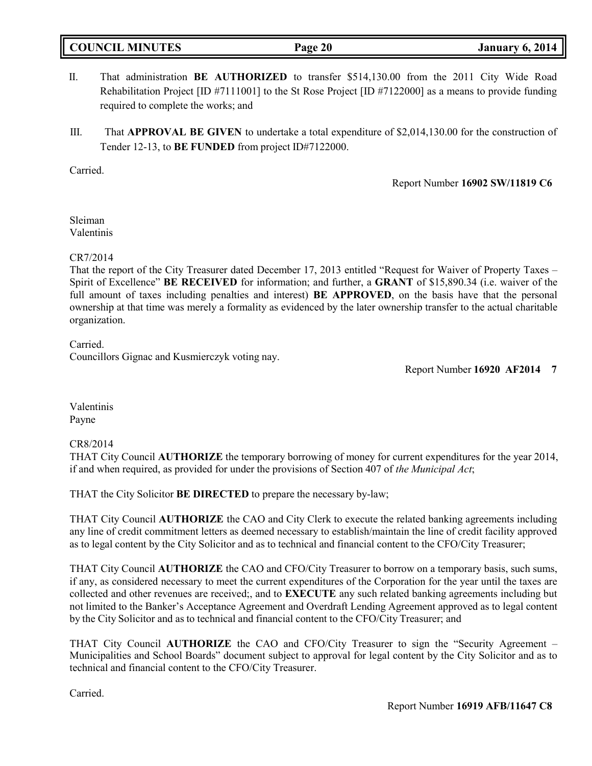II. That administration **BE AUTHORIZED** to transfer $514,130.00 from the 2011 City Wide Road Rehabilitation Project [ID #7111001] to the St Rose Project [ID #7122000] as a means to provide funding required to complete the works; and

III. That **APPROVAL BE GIVEN** to undertake a total expenditure of $2,014,130.00 for the construction of Tender 12-13, to **BE FUNDED** from project ID#7122000.

Carried.

Report Number **16902 SW/11819 C6**

Sleiman
Valentinis

CR7/2014
That the report of the City Treasurer dated December 17, 2013 entitled "Request for Waiver of Property Taxes – Spirit of Excellence" **BE RECEIVED** for information; and further, a **GRANT** of $15,890.34 (i.e. waiver of the full amount of taxes including penalties and interest) **BE APPROVED**, on the basis have that the personal ownership at that time was merely a formality as evidenced by the later ownership transfer to the actual charitable organization.

Carried.
Councillors Gignac and Kusmierczyk voting nay.

Report Number **16920 AF2014 7**

Valentinis
Payne

CR8/2014
THAT City Council **AUTHORIZE** the temporary borrowing of money for current expenditures for the year 2014, if and when required, as provided for under the provisions of Section 407 of *the Municipal Act*;

THAT the City Solicitor **BE DIRECTED** to prepare the necessary by-law;

THAT City Council **AUTHORIZE** the CAO and City Clerk to execute the related banking agreements including any line of credit commitment letters as deemed necessary to establish/maintain the line of credit facility approved as to legal content by the City Solicitor and as to technical and financial content to the CFO/City Treasurer;

THAT City Council **AUTHORIZE** the CAO and CFO/City Treasurer to borrow on a temporary basis, such sums, if any, as considered necessary to meet the current expenditures of the Corporation for the year until the taxes are collected and other revenues are received;, and to **EXECUTE** any such related banking agreements including but not limited to the Banker's Acceptance Agreement and Overdraft Lending Agreement approved as to legal content by the City Solicitor and as to technical and financial content to the CFO/City Treasurer; and

THAT City Council **AUTHORIZE** the CAO and CFO/City Treasurer to sign the "Security Agreement – Municipalities and School Boards" document subject to approval for legal content by the City Solicitor and as to technical and financial content to the CFO/City Treasurer.

Carried.

Report Number **16919 AFB/11647 C8**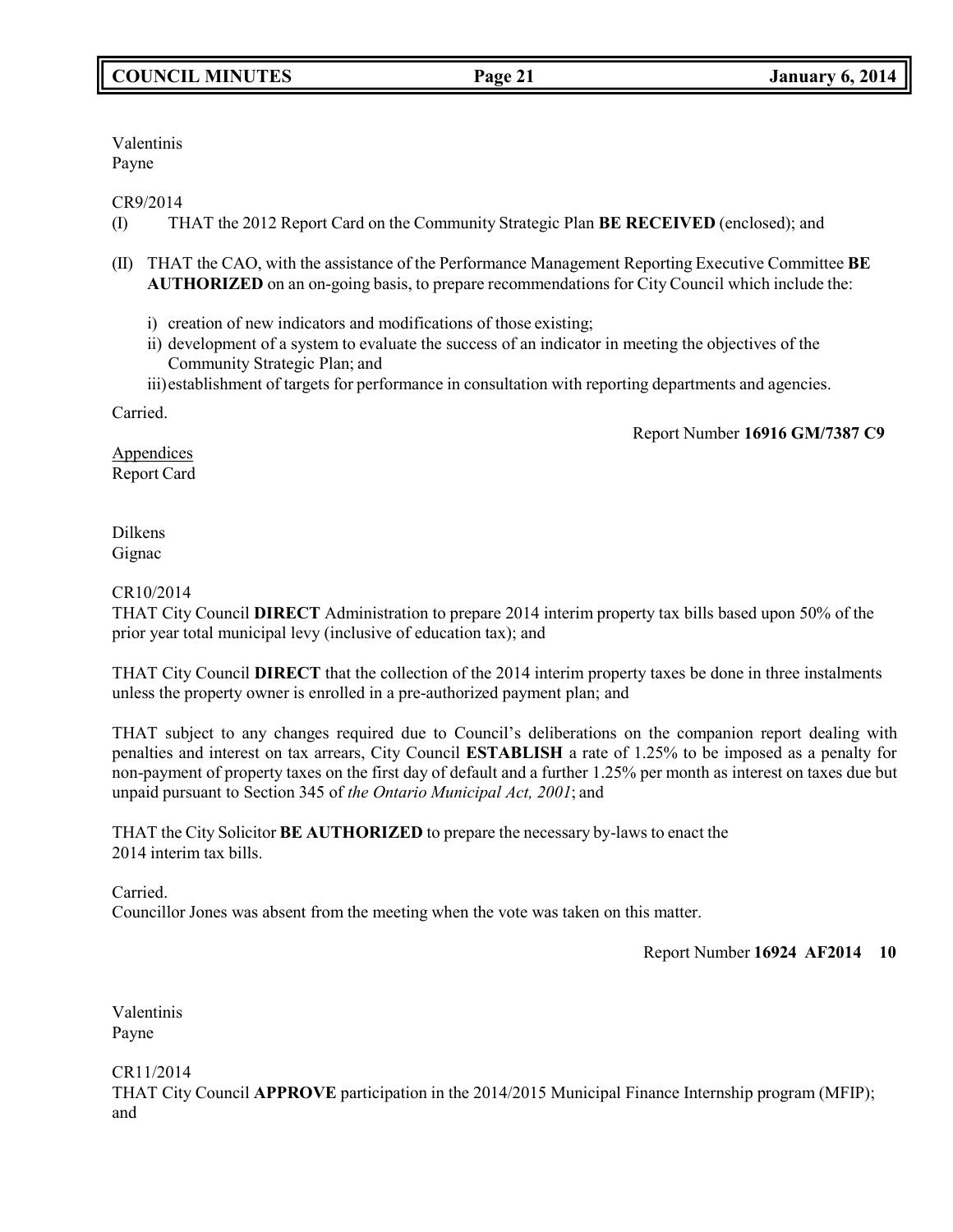Valentinis
Payne

CR9/2014

(I) THAT the 2012 Report Card on the Community Strategic Plan **BE RECEIVED** (enclosed); and

(II) THAT the CAO, with the assistance of the Performance Management Reporting Executive Committee **BE AUTHORIZED** on an on-going basis, to prepare recommendations for City Council which include the:

i) creation of new indicators and modifications of those existing;
ii) development of a system to evaluate the success of an indicator in meeting the objectives of the Community Strategic Plan; and
iii) establishment of targets for performance in consultation with reporting departments and agencies.

Carried.

Report Number **16916 GM/7387 C9**

Appendices
Report Card

Dilkens
Gignac

CR10/2014

THAT City Council **DIRECT** Administration to prepare 2014 interim property tax bills based upon 50% of the prior year total municipal levy (inclusive of education tax); and

THAT City Council **DIRECT** that the collection of the 2014 interim property taxes be done in three instalments unless the property owner is enrolled in a pre-authorized payment plan; and

THAT subject to any changes required due to Council's deliberations on the companion report dealing with penalties and interest on tax arrears, City Council **ESTABLISH** a rate of 1.25% to be imposed as a penalty for non-payment of property taxes on the first day of default and a further 1.25% per month as interest on taxes due but unpaid pursuant to Section 345 of *the Ontario Municipal Act, 2001*; and

THAT the City Solicitor **BE AUTHORIZED** to prepare the necessary by-laws to enact the 2014 interim tax bills.

Carried.

Councillor Jones was absent from the meeting when the vote was taken on this matter.

Report Number **16924 AF2014 10**

Valentinis
Payne

CR11/2014

THAT City Council **APPROVE** participation in the 2014/2015 Municipal Finance Internship program (MFIP); and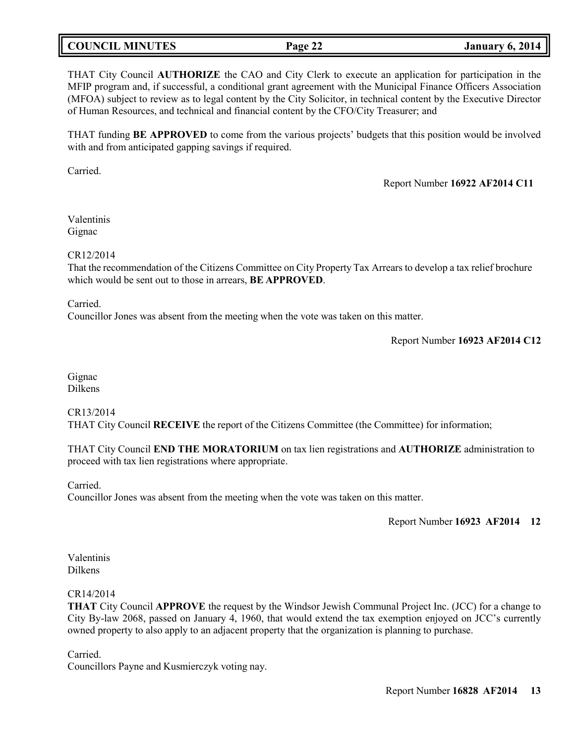THAT City Council **AUTHORIZE** the CAO and City Clerk to execute an application for participation in the MFIP program and, if successful, a conditional grant agreement with the Municipal Finance Officers Association (MFOA) subject to review as to legal content by the City Solicitor, in technical content by the Executive Director of Human Resources, and technical and financial content by the CFO/City Treasurer; and

THAT funding **BE APPROVED** to come from the various projects' budgets that this position would be involved with and from anticipated gapping savings if required.

Carried.

Report Number **16922 AF2014 C11**

Valentinis
Gignac

CR12/2014
That the recommendation of the Citizens Committee on City Property Tax Arrears to develop a tax relief brochure which would be sent out to those in arrears, **BE APPROVED**.

Carried.
Councillor Jones was absent from the meeting when the vote was taken on this matter.

Report Number **16923 AF2014 C12**

Gignac
Dilkens

CR13/2014
THAT City Council **RECEIVE** the report of the Citizens Committee (the Committee) for information;

THAT City Council **END THE MORATORIUM** on tax lien registrations and **AUTHORIZE** administration to proceed with tax lien registrations where appropriate.

Carried.
Councillor Jones was absent from the meeting when the vote was taken on this matter.

Report Number **16923 AF2014 12**

Valentinis
Dilkens

CR14/2014
**THAT** City Council **APPROVE** the request by the Windsor Jewish Communal Project Inc. (JCC) for a change to City By-law 2068, passed on January 4, 1960, that would extend the tax exemption enjoyed on JCC's currently owned property to also apply to an adjacent property that the organization is planning to purchase.

Carried.
Councillors Payne and Kusmierczyk voting nay.

Report Number **16828 AF2014 13**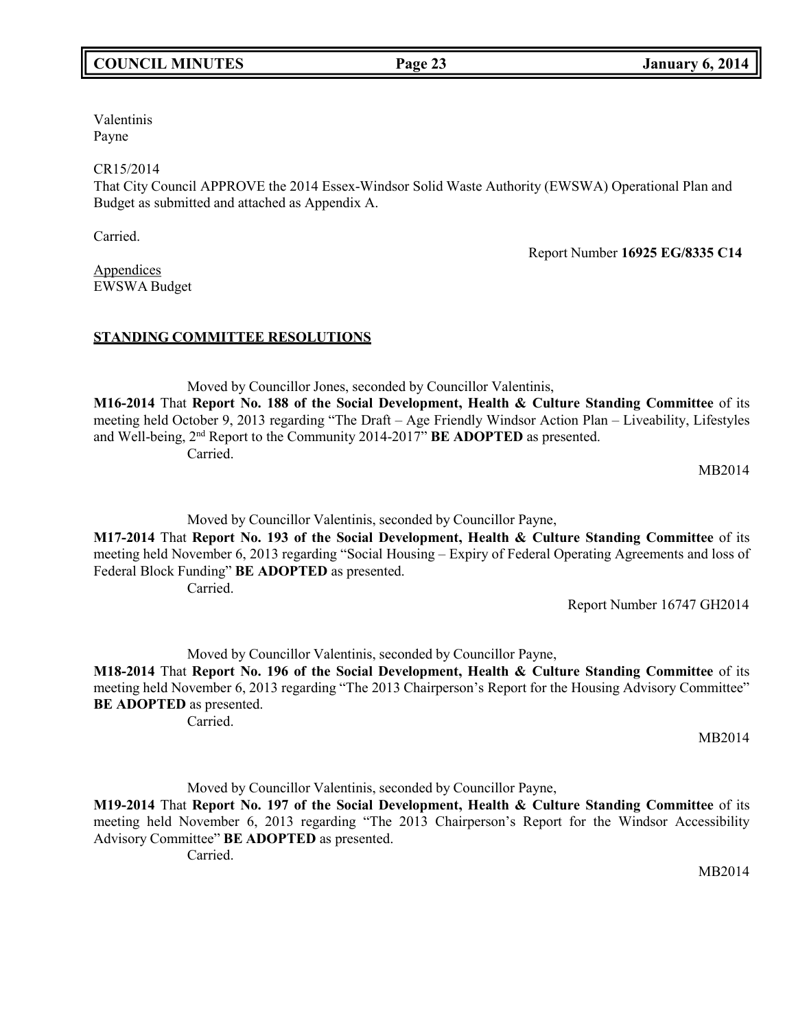Valentinis
Payne

CR15/2014
That City Council APPROVE the 2014 Essex-Windsor Solid Waste Authority (EWSWA) Operational Plan and Budget as submitted and attached as Appendix A.

Carried.

Report Number **16925 EG/8335 C14**

Appendices
EWSWA Budget

**STANDING COMMITTEE RESOLUTIONS**

Moved by Councillor Jones, seconded by Councillor Valentinis,
**M16-2014** That **Report No. 188 of the Social Development, Health & Culture Standing Committee** of its meeting held October 9, 2013 regarding "The Draft – Age Friendly Windsor Action Plan – Liveability, Lifestyles and Well-being, 2nd Report to the Community 2014-2017" **BE ADOPTED** as presented.
Carried.

MB2014

Moved by Councillor Valentinis, seconded by Councillor Payne,
**M17-2014** That **Report No. 193 of the Social Development, Health & Culture Standing Committee** of its meeting held November 6, 2013 regarding "Social Housing – Expiry of Federal Operating Agreements and loss of Federal Block Funding" **BE ADOPTED** as presented.
Carried.

Report Number 16747 GH2014

Moved by Councillor Valentinis, seconded by Councillor Payne,
**M18-2014** That **Report No. 196 of the Social Development, Health & Culture Standing Committee** of its meeting held November 6, 2013 regarding "The 2013 Chairperson's Report for the Housing Advisory Committee" **BE ADOPTED** as presented.
Carried.

MB2014

Moved by Councillor Valentinis, seconded by Councillor Payne,
**M19-2014** That **Report No. 197 of the Social Development, Health & Culture Standing Committee** of its meeting held November 6, 2013 regarding "The 2013 Chairperson's Report for the Windsor Accessibility Advisory Committee" **BE ADOPTED** as presented.
Carried.

MB2014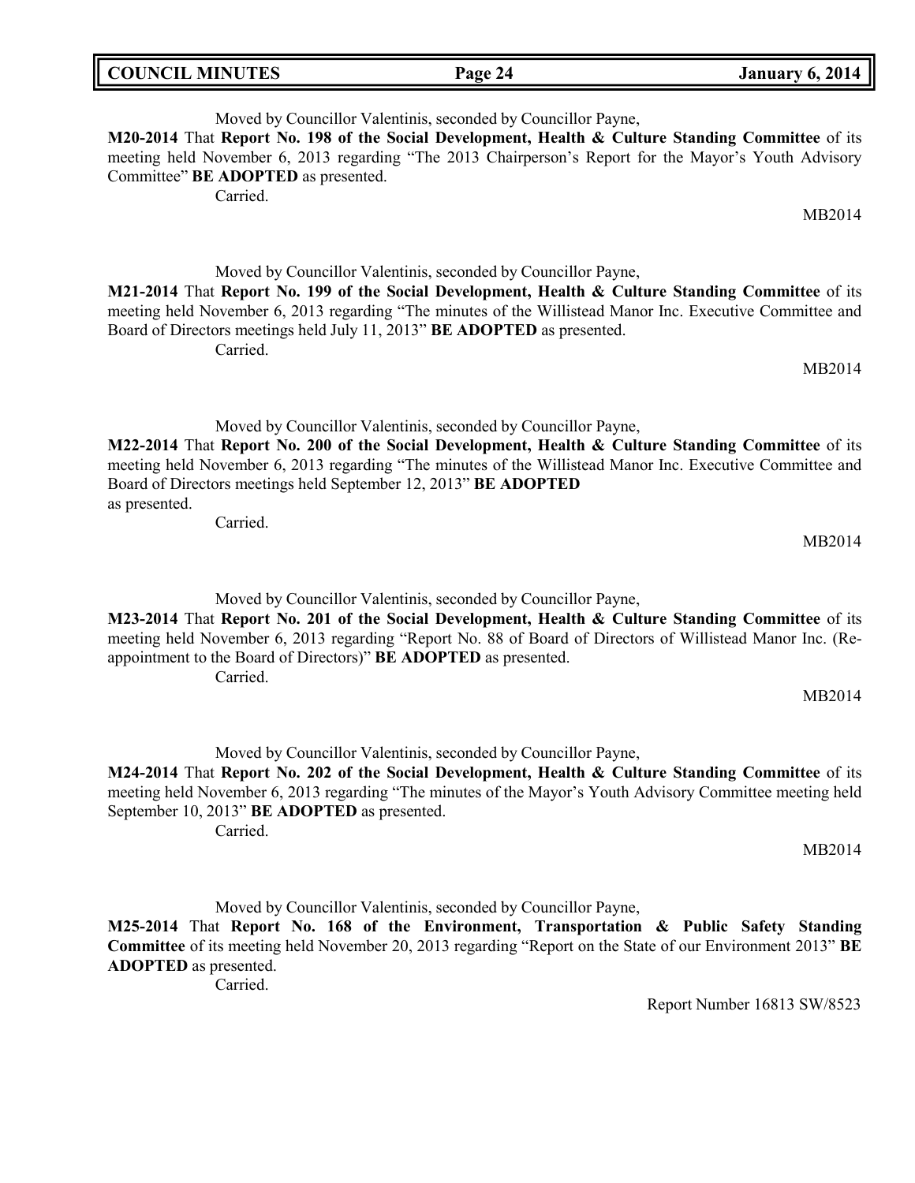Moved by Councillor Valentinis, seconded by Councillor Payne,

**M20-2014** That **Report No. 198 of the Social Development, Health & Culture Standing Committee** of its meeting held November 6, 2013 regarding "The 2013 Chairperson's Report for the Mayor's Youth Advisory Committee" **BE ADOPTED** as presented.

Carried.

MB2014

Moved by Councillor Valentinis, seconded by Councillor Payne,

**M21-2014** That **Report No. 199 of the Social Development, Health & Culture Standing Committee** of its meeting held November 6, 2013 regarding "The minutes of the Willistead Manor Inc. Executive Committee and Board of Directors meetings held July 11, 2013" **BE ADOPTED** as presented.

Carried.

MB2014

Moved by Councillor Valentinis, seconded by Councillor Payne,

**M22-2014** That **Report No. 200 of the Social Development, Health & Culture Standing Committee** of its meeting held November 6, 2013 regarding "The minutes of the Willistead Manor Inc. Executive Committee and Board of Directors meetings held September 12, 2013" **BE ADOPTED** as presented.

Carried.

MB2014

Moved by Councillor Valentinis, seconded by Councillor Payne,

**M23-2014** That **Report No. 201 of the Social Development, Health & Culture Standing Committee** of its meeting held November 6, 2013 regarding "Report No. 88 of Board of Directors of Willistead Manor Inc. (Re-appointment to the Board of Directors)" **BE ADOPTED** as presented.

Carried.

MB2014

Moved by Councillor Valentinis, seconded by Councillor Payne,

**M24-2014** That **Report No. 202 of the Social Development, Health & Culture Standing Committee** of its meeting held November 6, 2013 regarding "The minutes of the Mayor's Youth Advisory Committee meeting held September 10, 2013" **BE ADOPTED** as presented.

Carried.

MB2014

Moved by Councillor Valentinis, seconded by Councillor Payne,

**M25-2014** That **Report No. 168 of the Environment, Transportation & Public Safety Standing Committee** of its meeting held November 20, 2013 regarding "Report on the State of our Environment 2013" **BE ADOPTED** as presented.

Carried.

Report Number 16813 SW/8523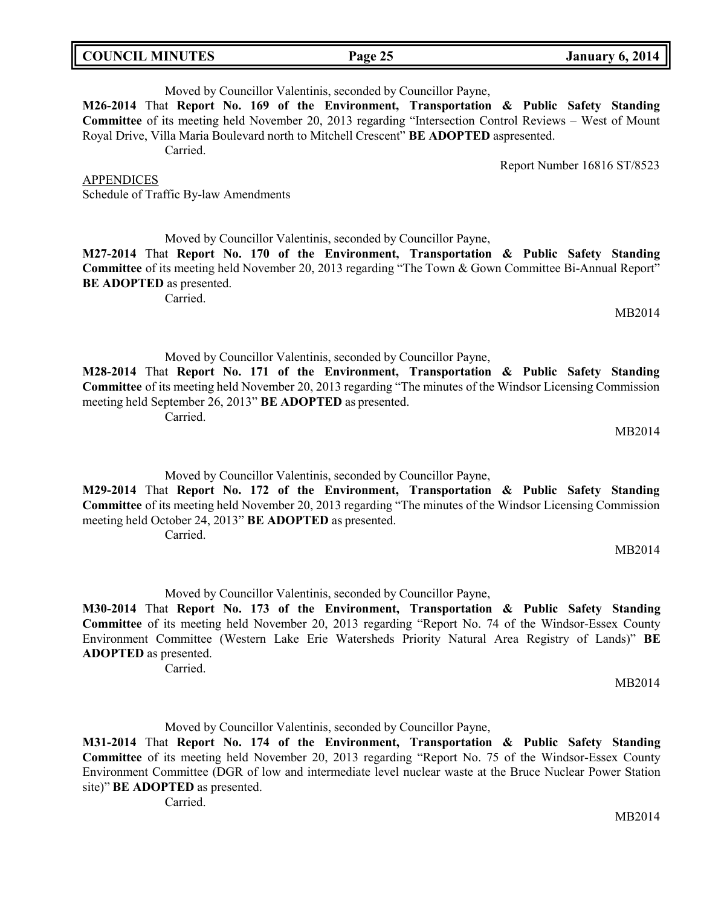Moved by Councillor Valentinis, seconded by Councillor Payne,

**M26-2014** That **Report No. 169 of the Environment, Transportation & Public Safety Standing Committee** of its meeting held November 20, 2013 regarding "Intersection Control Reviews – West of Mount Royal Drive, Villa Maria Boulevard north to Mitchell Crescent" **BE ADOPTED** aspresented.

Carried.

Report Number 16816 ST/8523

APPENDICES

Schedule of Traffic By-law Amendments

Moved by Councillor Valentinis, seconded by Councillor Payne,

**M27-2014** That **Report No. 170 of the Environment, Transportation & Public Safety Standing Committee** of its meeting held November 20, 2013 regarding "The Town & Gown Committee Bi-Annual Report" **BE ADOPTED** as presented.

Carried.

MB2014

Moved by Councillor Valentinis, seconded by Councillor Payne,

**M28-2014** That **Report No. 171 of the Environment, Transportation & Public Safety Standing Committee** of its meeting held November 20, 2013 regarding "The minutes of the Windsor Licensing Commission meeting held September 26, 2013" **BE ADOPTED** as presented.

Carried.

MB2014

Moved by Councillor Valentinis, seconded by Councillor Payne,

**M29-2014** That **Report No. 172 of the Environment, Transportation & Public Safety Standing Committee** of its meeting held November 20, 2013 regarding "The minutes of the Windsor Licensing Commission meeting held October 24, 2013" **BE ADOPTED** as presented.

Carried.

MB2014

Moved by Councillor Valentinis, seconded by Councillor Payne,

**M30-2014** That **Report No. 173 of the Environment, Transportation & Public Safety Standing Committee** of its meeting held November 20, 2013 regarding "Report No. 74 of the Windsor-Essex County Environment Committee (Western Lake Erie Watersheds Priority Natural Area Registry of Lands)" **BE ADOPTED** as presented.

Carried.

MB2014

Moved by Councillor Valentinis, seconded by Councillor Payne,

**M31-2014** That **Report No. 174 of the Environment, Transportation & Public Safety Standing Committee** of its meeting held November 20, 2013 regarding "Report No. 75 of the Windsor-Essex County Environment Committee (DGR of low and intermediate level nuclear waste at the Bruce Nuclear Power Station site)" **BE ADOPTED** as presented.

Carried.

MB2014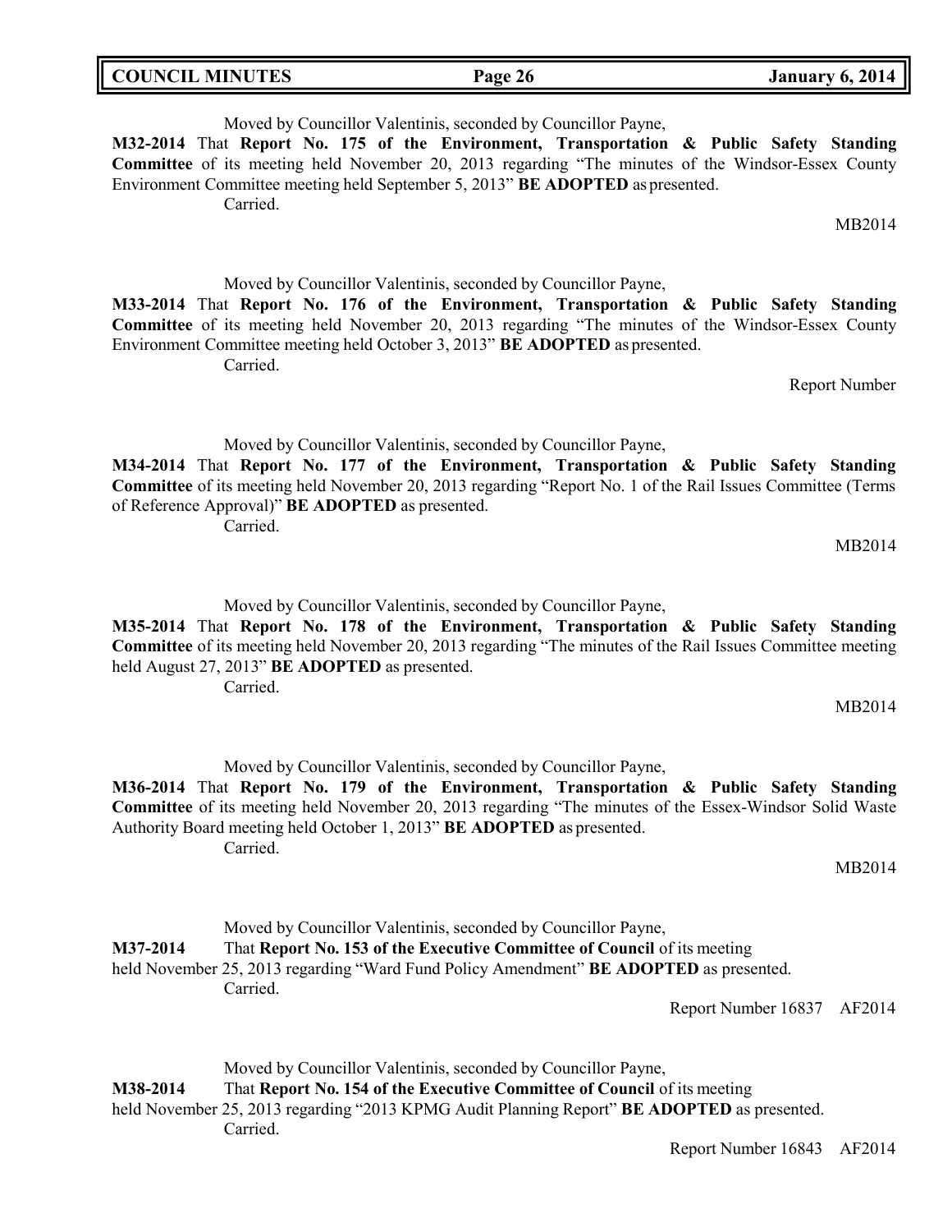Moved by Councillor Valentinis, seconded by Councillor Payne,

**M32-2014** That **Report No. 175 of the Environment, Transportation & Public Safety Standing Committee** of its meeting held November 20, 2013 regarding "The minutes of the Windsor-Essex County Environment Committee meeting held September 5, 2013" **BE ADOPTED** as presented.
Carried.

MB2014

Moved by Councillor Valentinis, seconded by Councillor Payne,

**M33-2014** That **Report No. 176 of the Environment, Transportation & Public Safety Standing Committee** of its meeting held November 20, 2013 regarding "The minutes of the Windsor-Essex County Environment Committee meeting held October 3, 2013" **BE ADOPTED** as presented.
Carried.

Report Number

Moved by Councillor Valentinis, seconded by Councillor Payne,

**M34-2014** That **Report No. 177 of the Environment, Transportation & Public Safety Standing Committee** of its meeting held November 20, 2013 regarding "Report No. 1 of the Rail Issues Committee (Terms of Reference Approval)" **BE ADOPTED** as presented.
Carried.

MB2014

Moved by Councillor Valentinis, seconded by Councillor Payne,

**M35-2014** That **Report No. 178 of the Environment, Transportation & Public Safety Standing Committee** of its meeting held November 20, 2013 regarding "The minutes of the Rail Issues Committee meeting held August 27, 2013" **BE ADOPTED** as presented.
Carried.

MB2014

Moved by Councillor Valentinis, seconded by Councillor Payne,

**M36-2014** That **Report No. 179 of the Environment, Transportation & Public Safety Standing Committee** of its meeting held November 20, 2013 regarding "The minutes of the Essex-Windsor Solid Waste Authority Board meeting held October 1, 2013" **BE ADOPTED** as presented.
Carried.

MB2014

Moved by Councillor Valentinis, seconded by Councillor Payne,

**M37-2014** That **Report No. 153 of the Executive Committee of Council** of its meeting held November 25, 2013 regarding "Ward Fund Policy Amendment" **BE ADOPTED** as presented.
Carried.

Report Number 16837 AF2014

Moved by Councillor Valentinis, seconded by Councillor Payne,

**M38-2014** That **Report No. 154 of the Executive Committee of Council** of its meeting held November 25, 2013 regarding "2013 KPMG Audit Planning Report" **BE ADOPTED** as presented.
Carried.

Report Number 16843 AF2014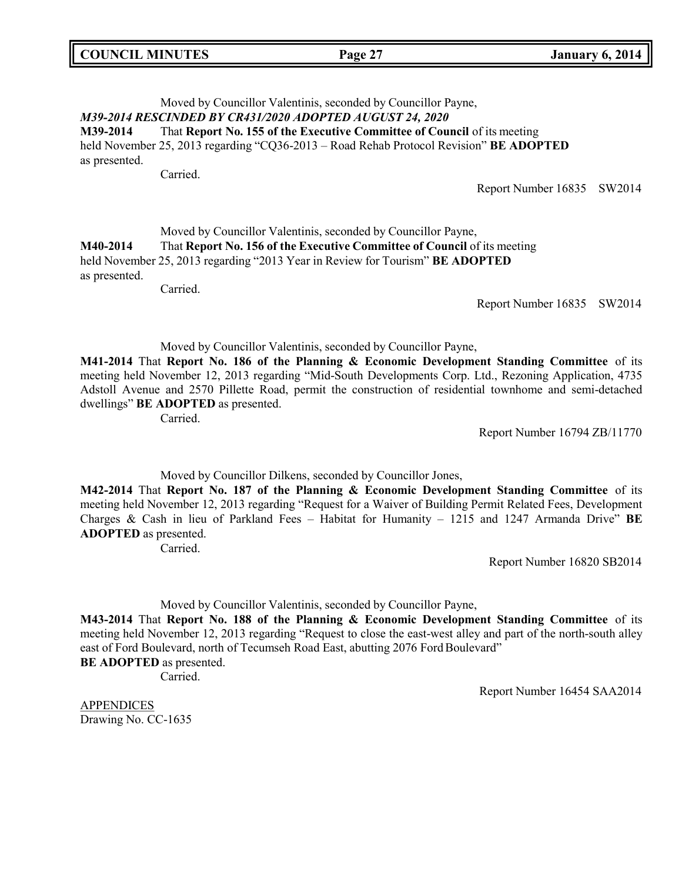Moved by Councillor Valentinis, seconded by Councillor Payne,

***M39-2014 RESCINDED BY CR431/2020 ADOPTED AUGUST 24, 2020***

**M39-2014** That **Report No. 155 of the Executive Committee of Council** of its meeting held November 25, 2013 regarding "CQ36-2013 – Road Rehab Protocol Revision" **BE ADOPTED** as presented.

Carried.

Report Number 16835 SW2014

Moved by Councillor Valentinis, seconded by Councillor Payne,

**M40-2014** That **Report No. 156 of the Executive Committee of Council** of its meeting held November 25, 2013 regarding "2013 Year in Review for Tourism" **BE ADOPTED** as presented.

Carried.

Report Number 16835 SW2014

Moved by Councillor Valentinis, seconded by Councillor Payne,

**M41-2014** That **Report No. 186 of the Planning & Economic Development Standing Committee** of its meeting held November 12, 2013 regarding "Mid-South Developments Corp. Ltd., Rezoning Application, 4735 Adstoll Avenue and 2570 Pillette Road, permit the construction of residential townhome and semi-detached dwellings" **BE ADOPTED** as presented.

Carried.

Report Number 16794 ZB/11770

Moved by Councillor Dilkens, seconded by Councillor Jones,

**M42-2014** That **Report No. 187 of the Planning & Economic Development Standing Committee** of its meeting held November 12, 2013 regarding "Request for a Waiver of Building Permit Related Fees, Development Charges & Cash in lieu of Parkland Fees – Habitat for Humanity – 1215 and 1247 Armanda Drive" **BE ADOPTED** as presented.

Carried.

Report Number 16820 SB2014

Moved by Councillor Valentinis, seconded by Councillor Payne,

**M43-2014** That **Report No. 188 of the Planning & Economic Development Standing Committee** of its meeting held November 12, 2013 regarding "Request to close the east-west alley and part of the north-south alley east of Ford Boulevard, north of Tecumseh Road East, abutting 2076 Ford Boulevard" **BE ADOPTED** as presented.

Carried.

Report Number 16454 SAA2014

APPENDICES
Drawing No. CC-1635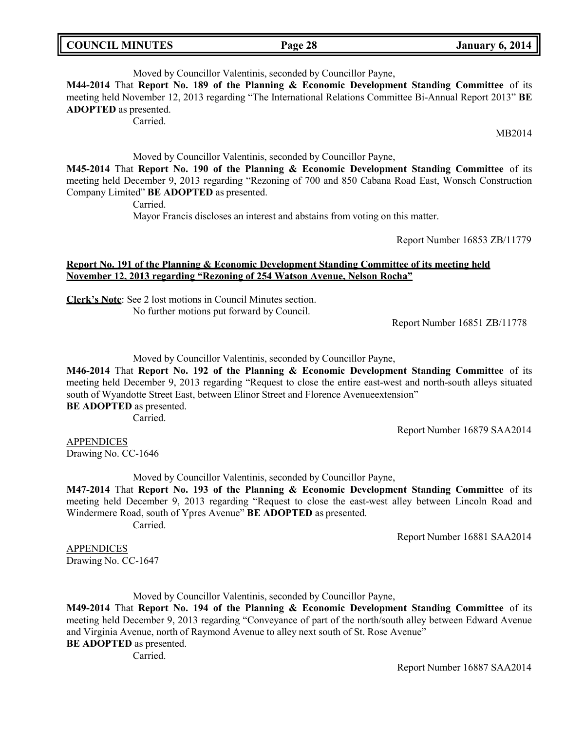Moved by Councillor Valentinis, seconded by Councillor Payne,

**M44-2014** That **Report No. 189 of the Planning & Economic Development Standing Committee** of its meeting held November 12, 2013 regarding "The International Relations Committee Bi-Annual Report 2013" **BE ADOPTED** as presented.

Carried.

MB2014

Moved by Councillor Valentinis, seconded by Councillor Payne,

**M45-2014** That **Report No. 190 of the Planning & Economic Development Standing Committee** of its meeting held December 9, 2013 regarding "Rezoning of 700 and 850 Cabana Road East, Wonsch Construction Company Limited" **BE ADOPTED** as presented.

Carried.

Mayor Francis discloses an interest and abstains from voting on this matter.

Report Number 16853 ZB/11779

**Report No. 191 of the Planning & Economic Development Standing Committee of its meeting held November 12, 2013 regarding "Rezoning of 254 Watson Avenue, Nelson Rocha"**

**Clerk's Note**: See 2 lost motions in Council Minutes section.
No further motions put forward by Council.

Report Number 16851 ZB/11778

Moved by Councillor Valentinis, seconded by Councillor Payne,

**M46-2014** That **Report No. 192 of the Planning & Economic Development Standing Committee** of its meeting held December 9, 2013 regarding "Request to close the entire east-west and north-south alleys situated south of Wyandotte Street East, between Elinor Street and Florence Avenueextension"
**BE ADOPTED** as presented.

Carried.

Report Number 16879 SAA2014

APPENDICES
Drawing No. CC-1646

Moved by Councillor Valentinis, seconded by Councillor Payne,

**M47-2014** That **Report No. 193 of the Planning & Economic Development Standing Committee** of its meeting held December 9, 2013 regarding "Request to close the east-west alley between Lincoln Road and Windermere Road, south of Ypres Avenue" **BE ADOPTED** as presented.

Carried.

Report Number 16881 SAA2014

APPENDICES
Drawing No. CC-1647

Moved by Councillor Valentinis, seconded by Councillor Payne,

**M49-2014** That **Report No. 194 of the Planning & Economic Development Standing Committee** of its meeting held December 9, 2013 regarding "Conveyance of part of the north/south alley between Edward Avenue and Virginia Avenue, north of Raymond Avenue to alley next south of St. Rose Avenue"
**BE ADOPTED** as presented.

Carried.

Report Number 16887 SAA2014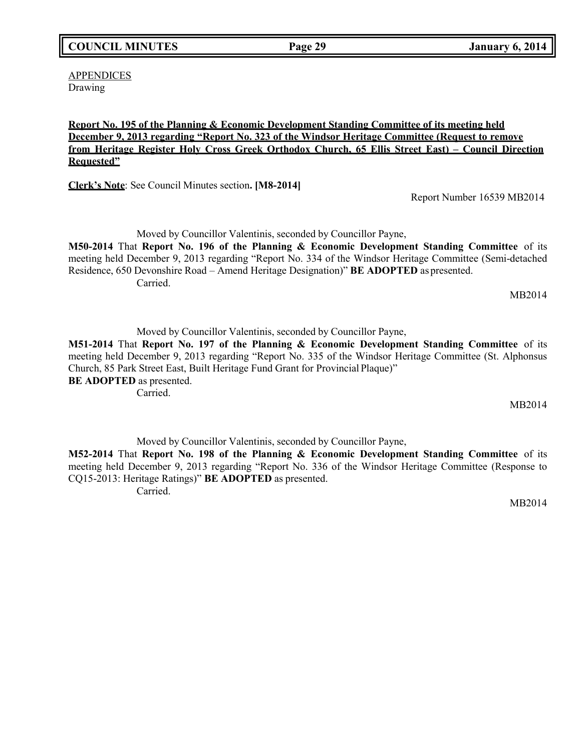APPENDICES
Drawing

**Report No. 195 of the Planning & Economic Development Standing Committee of its meeting held December 9, 2013 regarding "Report No. 323 of the Windsor Heritage Committee (Request to remove from Heritage Register Holy Cross Greek Orthodox Church, 65 Ellis Street East) – Council Direction Requested"**

**Clerk's Note**: See Council Minutes section**. [M8-2014]**

Report Number 16539 MB2014

Moved by Councillor Valentinis, seconded by Councillor Payne,

**M50-2014** That **Report No. 196 of the Planning & Economic Development Standing Committee** of its meeting held December 9, 2013 regarding "Report No. 334 of the Windsor Heritage Committee (Semi-detached Residence, 650 Devonshire Road – Amend Heritage Designation)" **BE ADOPTED** as presented.

Carried.

MB2014

Moved by Councillor Valentinis, seconded by Councillor Payne,

**M51-2014** That **Report No. 197 of the Planning & Economic Development Standing Committee** of its meeting held December 9, 2013 regarding "Report No. 335 of the Windsor Heritage Committee (St. Alphonsus Church, 85 Park Street East, Built Heritage Fund Grant for Provincial Plaque)"
**BE ADOPTED** as presented.

Carried.

MB2014

Moved by Councillor Valentinis, seconded by Councillor Payne,

**M52-2014** That **Report No. 198 of the Planning & Economic Development Standing Committee** of its meeting held December 9, 2013 regarding "Report No. 336 of the Windsor Heritage Committee (Response to CQ15-2013: Heritage Ratings)" **BE ADOPTED** as presented.

Carried.

MB2014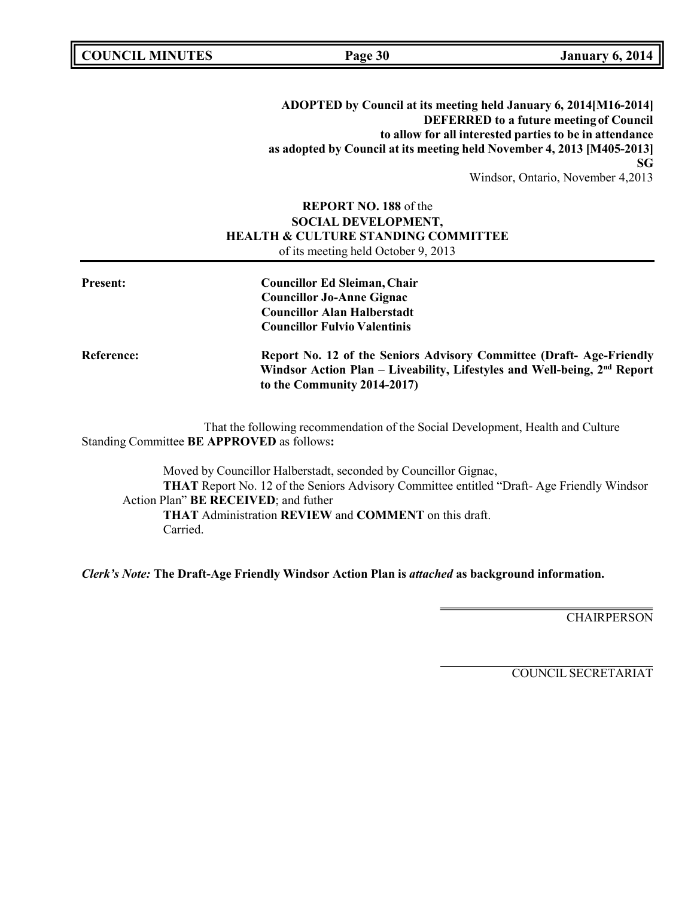**ADOPTED by Council at its meeting held January 6, 2014[M16-2014]**
**DEFERRED to a future meeting of Council**
**to allow for all interested parties to be in attendance**
**as adopted by Council at its meeting held November 4, 2013 [M405-2013]**
**SG**
Windsor, Ontario, November 4,2013

**REPORT NO. 188** of the
**SOCIAL DEVELOPMENT,**
**HEALTH & CULTURE STANDING COMMITTEE**
of its meeting held October 9, 2013

---

**Present:** **Councillor Ed Sleiman, Chair**
**Councillor Jo-Anne Gignac**
**Councillor Alan Halberstadt**
**Councillor Fulvio Valentinis**

**Reference:** **Report No. 12 of the Seniors Advisory Committee (Draft- Age-Friendly Windsor Action Plan – Liveability, Lifestyles and Well-being, 2nd Report to the Community 2014-2017)**

That the following recommendation of the Social Development, Health and Culture Standing Committee **BE APPROVED** as follows**:**

Moved by Councillor Halberstadt, seconded by Councillor Gignac,
**THAT** Report No. 12 of the Seniors Advisory Committee entitled "Draft- Age Friendly Windsor Action Plan" **BE RECEIVED**; and futher
**THAT** Administration **REVIEW** and **COMMENT** on this draft.
Carried.

***Clerk's Note:*** **The Draft-Age Friendly Windsor Action Plan is *attached* as background information.**

CHAIRPERSON

COUNCIL SECRETARIAT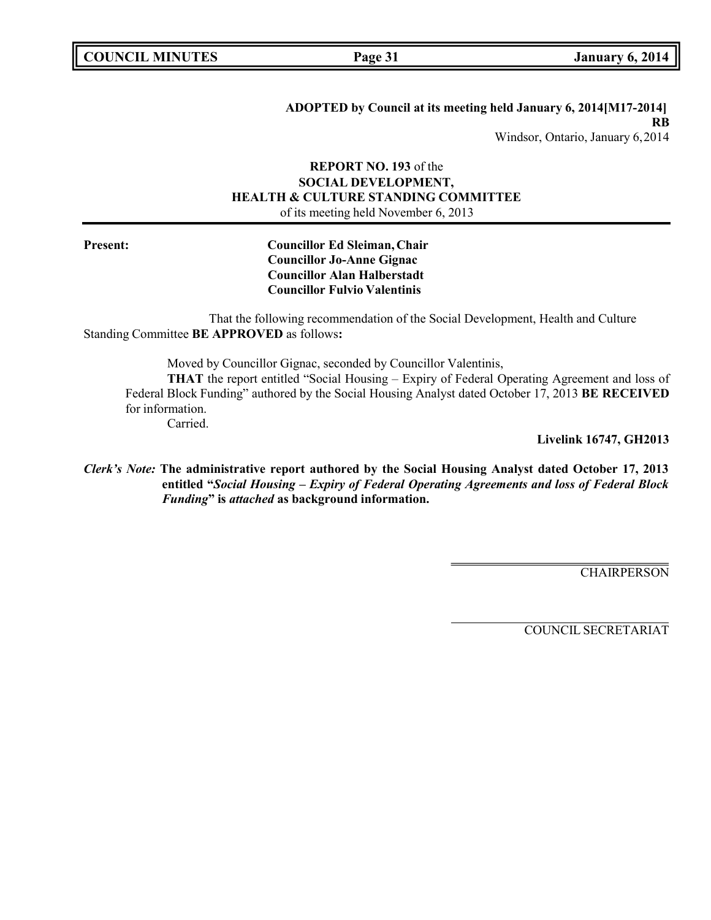**ADOPTED by Council at its meeting held January 6, 2014[M17-2014]**
**RB**
Windsor, Ontario, January 6, 2014

**REPORT NO. 193** of the
**SOCIAL DEVELOPMENT,**
**HEALTH & CULTURE STANDING COMMITTEE**
of its meeting held November 6, 2013

**Present:**

**Councillor Ed Sleiman, Chair**
**Councillor Jo-Anne Gignac**
**Councillor Alan Halberstadt**
**Councillor Fulvio Valentinis**

That the following recommendation of the Social Development, Health and Culture Standing Committee **BE APPROVED** as follows**:**

Moved by Councillor Gignac, seconded by Councillor Valentinis,
**THAT** the report entitled "Social Housing – Expiry of Federal Operating Agreement and loss of Federal Block Funding" authored by the Social Housing Analyst dated October 17, 2013 **BE RECEIVED** for information.
Carried.

**Livelink 16747, GH2013**

***Clerk's Note:*** **The administrative report authored by the Social Housing Analyst dated October 17, 2013 entitled "*Social Housing – Expiry of Federal Operating Agreements and loss of Federal Block Funding*" is *attached* as background information.**

CHAIRPERSON

COUNCIL SECRETARIAT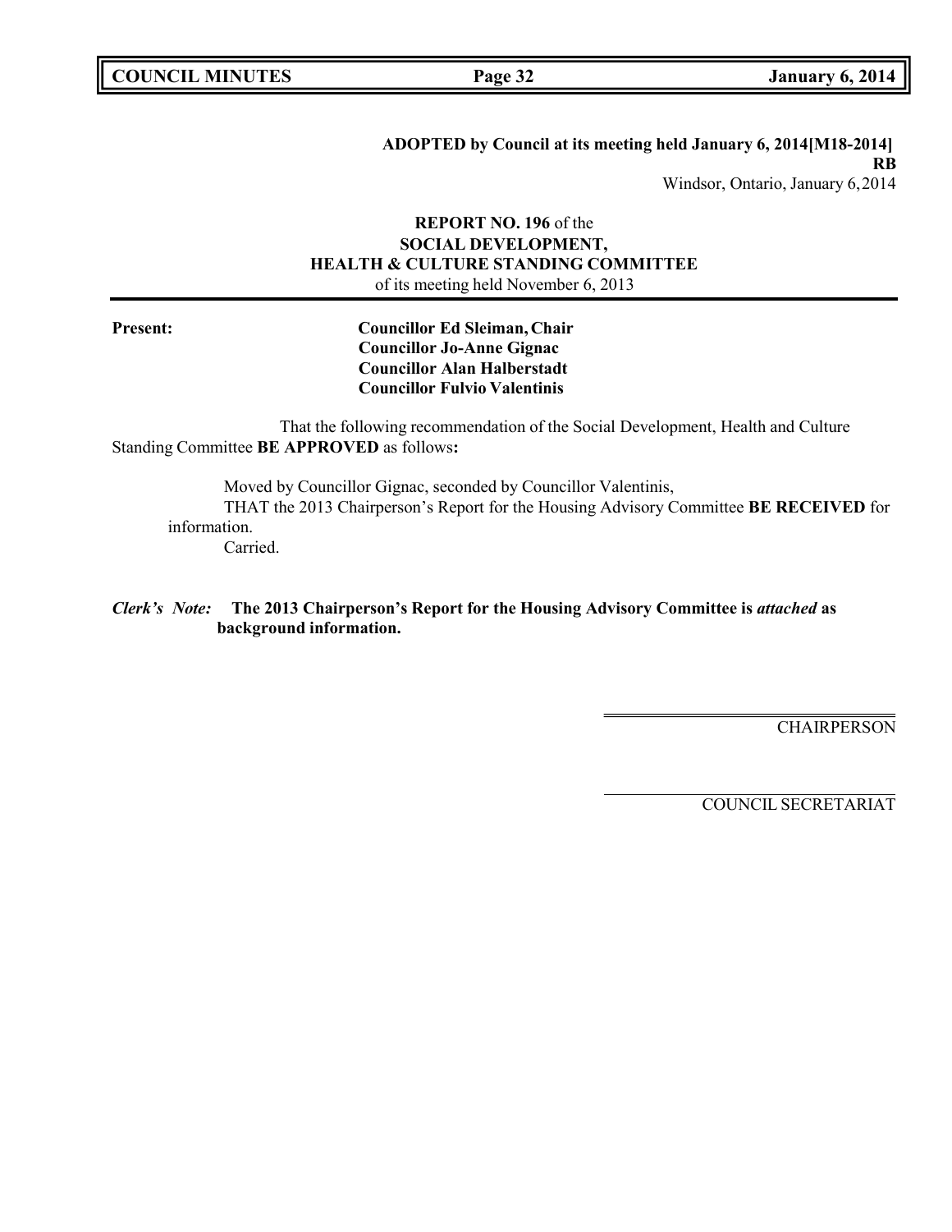**ADOPTED by Council at its meeting held January 6, 2014[M18-2014]**
**RB**
Windsor, Ontario, January 6, 2014

**REPORT NO. 196** of the
**SOCIAL DEVELOPMENT,**
**HEALTH & CULTURE STANDING COMMITTEE**
of its meeting held November 6, 2013

**Present:**
**Councillor Ed Sleiman, Chair**
**Councillor Jo-Anne Gignac**
**Councillor Alan Halberstadt**
**Councillor Fulvio Valentinis**

That the following recommendation of the Social Development, Health and Culture Standing Committee **BE APPROVED** as follows**:**

Moved by Councillor Gignac, seconded by Councillor Valentinis,
THAT the 2013 Chairperson's Report for the Housing Advisory Committee **BE RECEIVED** for information.
Carried.

***Clerk's Note:*** **The 2013 Chairperson's Report for the Housing Advisory Committee is *attached* as background information.**

CHAIRPERSON

COUNCIL SECRETARIAT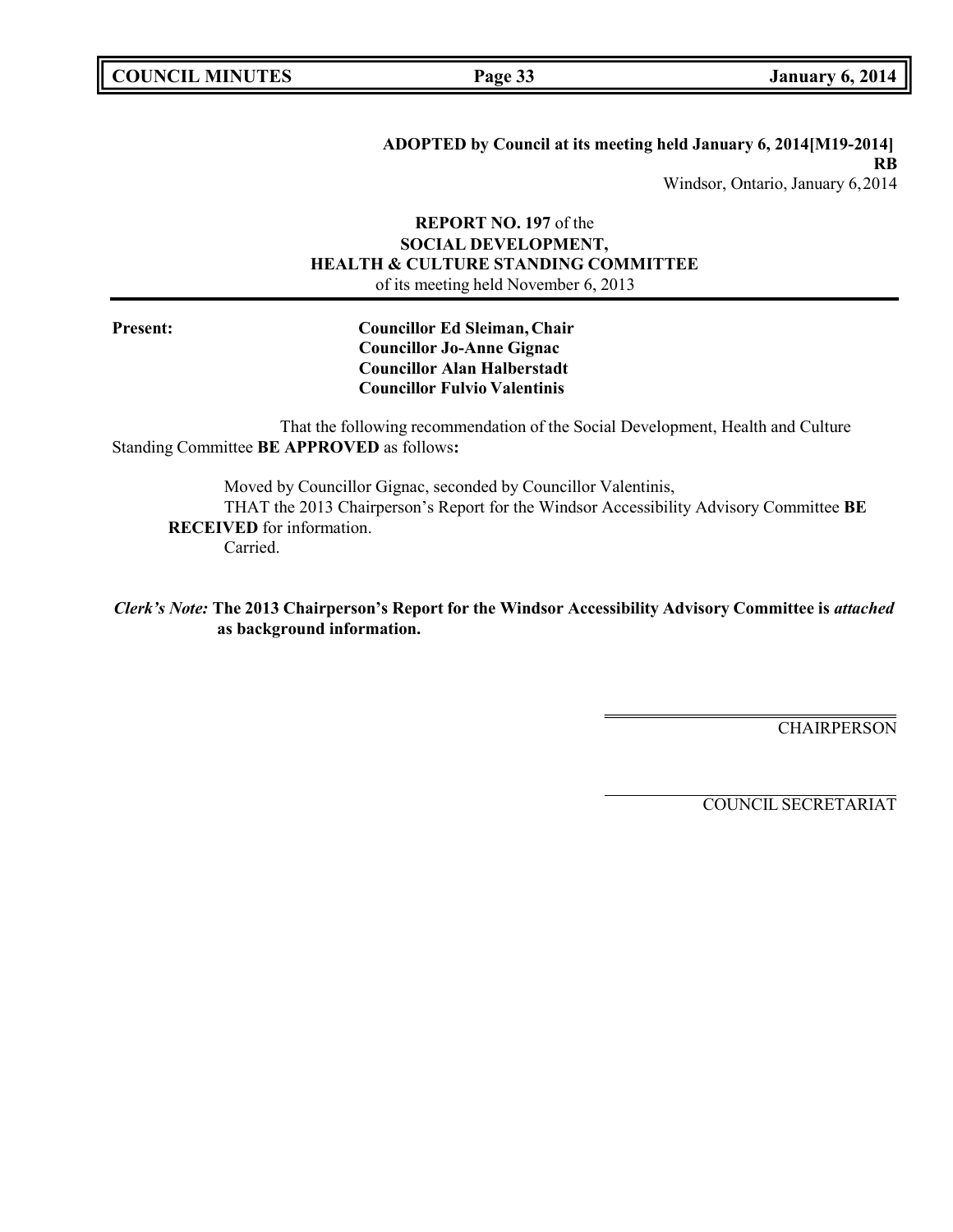**ADOPTED by Council at its meeting held January 6, 2014[M19-2014]**
**RB**
Windsor, Ontario, January 6, 2014

**REPORT NO. 197** of the
**SOCIAL DEVELOPMENT,**
**HEALTH & CULTURE STANDING COMMITTEE**
of its meeting held November 6, 2013

**Present:**
**Councillor Ed Sleiman, Chair**
**Councillor Jo-Anne Gignac**
**Councillor Alan Halberstadt**
**Councillor Fulvio Valentinis**

That the following recommendation of the Social Development, Health and Culture Standing Committee **BE APPROVED** as follows**:**

Moved by Councillor Gignac, seconded by Councillor Valentinis,
THAT the 2013 Chairperson's Report for the Windsor Accessibility Advisory Committee **BE RECEIVED** for information.
Carried.

***Clerk's Note:*** **The 2013 Chairperson's Report for the Windsor Accessibility Advisory Committee is *attached* as background information.**

CHAIRPERSON

COUNCIL SECRETARIAT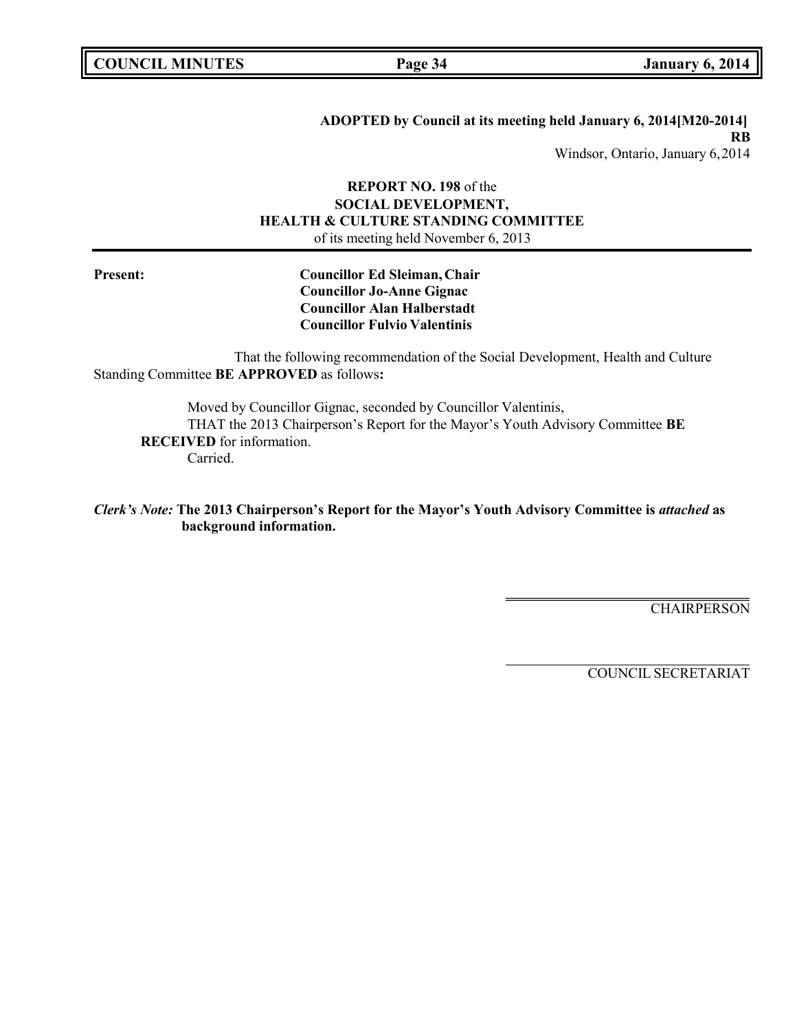**ADOPTED by Council at its meeting held January 6, 2014[M20-2014]**
**RB**
Windsor, Ontario, January 6, 2014

**REPORT NO. 198** of the
**SOCIAL DEVELOPMENT,**
**HEALTH & CULTURE STANDING COMMITTEE**
of its meeting held November 6, 2013

**Present:**

**Councillor Ed Sleiman, Chair**
**Councillor Jo-Anne Gignac**
**Councillor Alan Halberstadt**
**Councillor Fulvio Valentinis**

That the following recommendation of the Social Development, Health and Culture Standing Committee **BE APPROVED** as follows**:**

Moved by Councillor Gignac, seconded by Councillor Valentinis,
THAT the 2013 Chairperson's Report for the Mayor's Youth Advisory Committee **BE RECEIVED** for information.
Carried.

***Clerk's Note:*** **The 2013 Chairperson's Report for the Mayor's Youth Advisory Committee is *attached* as background information.**

CHAIRPERSON

COUNCIL SECRETARIAT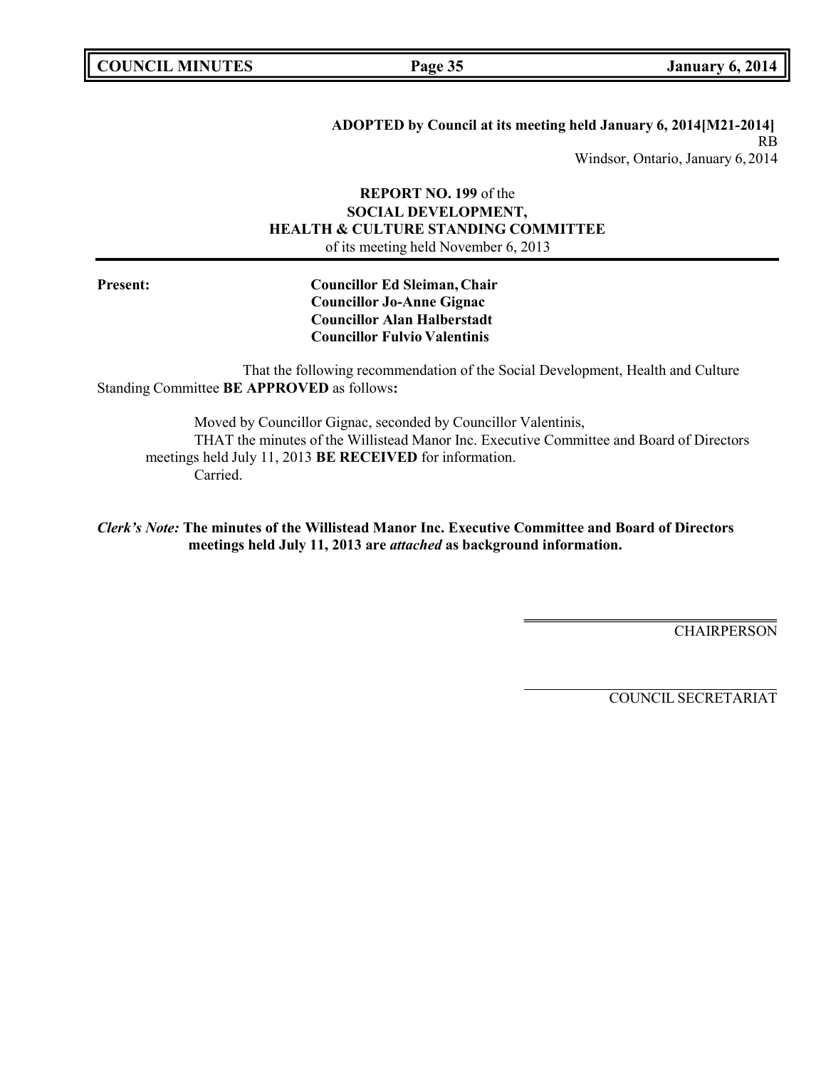**ADOPTED by Council at its meeting held January 6, 2014[M21-2014]**
RB
Windsor, Ontario, January 6, 2014

**REPORT NO. 199** of the
**SOCIAL DEVELOPMENT,**
**HEALTH & CULTURE STANDING COMMITTEE**
of its meeting held November 6, 2013

---

**Present:**

**Councillor Ed Sleiman, Chair**
**Councillor Jo-Anne Gignac**
**Councillor Alan Halberstadt**
**Councillor Fulvio Valentinis**

That the following recommendation of the Social Development, Health and Culture Standing Committee **BE APPROVED** as follows**:**

Moved by Councillor Gignac, seconded by Councillor Valentinis,
THAT the minutes of the Willistead Manor Inc. Executive Committee and Board of Directors meetings held July 11, 2013 **BE RECEIVED** for information.
Carried.

***Clerk's Note:*** **The minutes of the Willistead Manor Inc. Executive Committee and Board of Directors meetings held July 11, 2013 are *attached* as background information.**

CHAIRPERSON

COUNCIL SECRETARIAT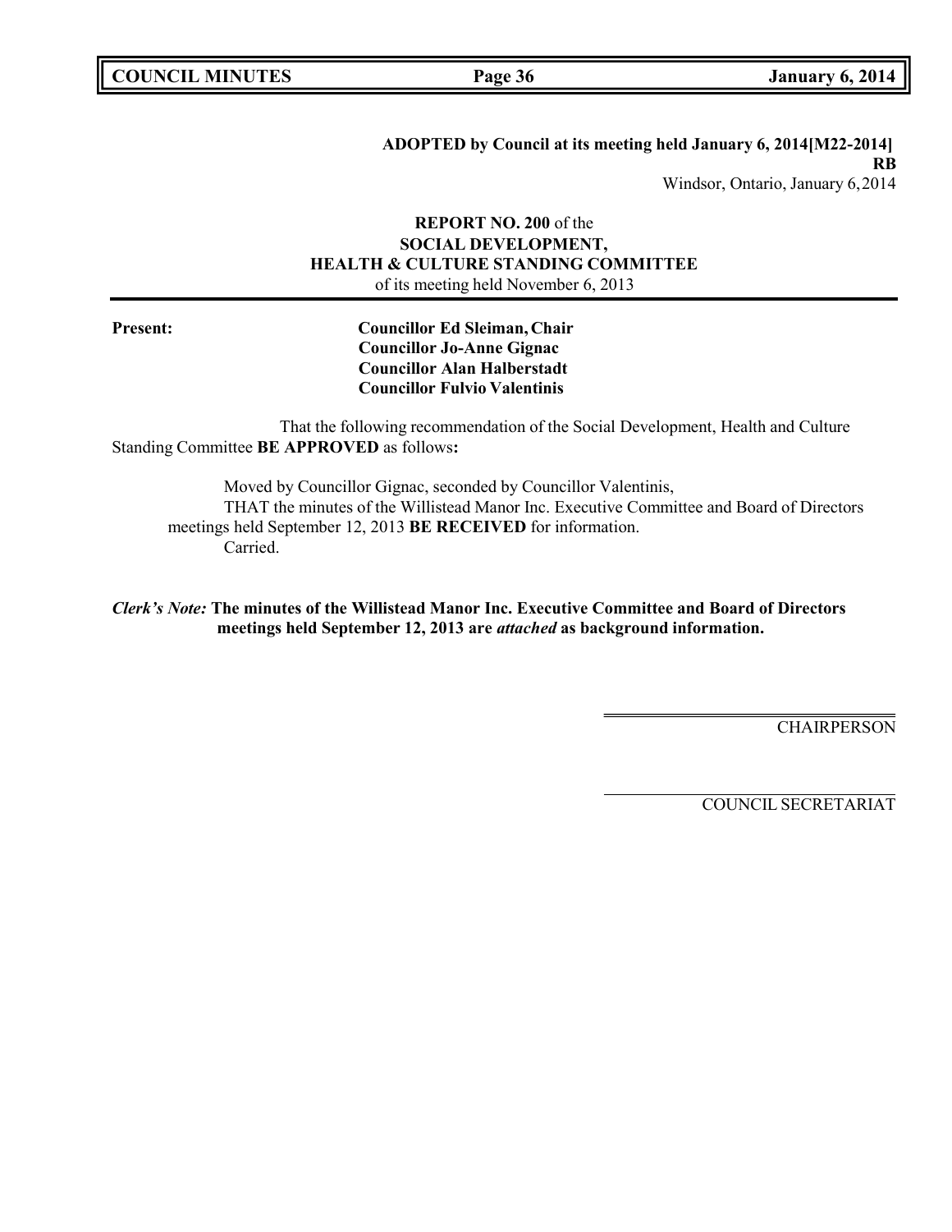**ADOPTED by Council at its meeting held January 6, 2014[M22-2014]**
**RB**
Windsor, Ontario, January 6, 2014

**REPORT NO. 200** of the
**SOCIAL DEVELOPMENT,**
**HEALTH & CULTURE STANDING COMMITTEE**
of its meeting held November 6, 2013

**Present:**

**Councillor Ed Sleiman, Chair**
**Councillor Jo-Anne Gignac**
**Councillor Alan Halberstadt**
**Councillor Fulvio Valentinis**

That the following recommendation of the Social Development, Health and Culture Standing Committee **BE APPROVED** as follows**:**

Moved by Councillor Gignac, seconded by Councillor Valentinis,
THAT the minutes of the Willistead Manor Inc. Executive Committee and Board of Directors meetings held September 12, 2013 **BE RECEIVED** for information.
Carried.

***Clerk's Note:*** **The minutes of the Willistead Manor Inc. Executive Committee and Board of Directors meetings held September 12, 2013 are *attached* as background information.**

CHAIRPERSON

COUNCIL SECRETARIAT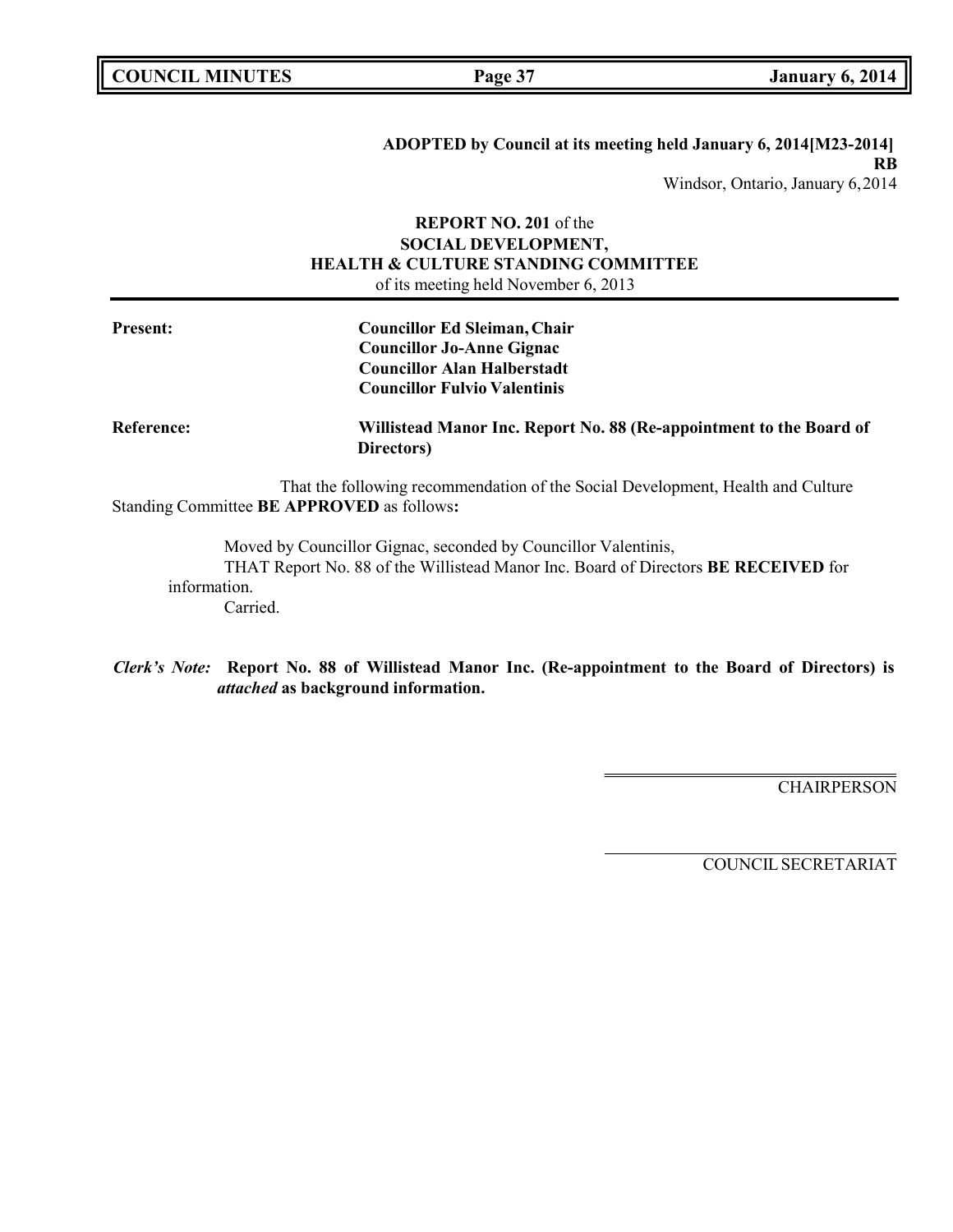**ADOPTED by Council at its meeting held January 6, 2014[M23-2014]**
**RB**
Windsor, Ontario, January 6, 2014

**REPORT NO. 201** of the
**SOCIAL DEVELOPMENT,**
**HEALTH & CULTURE STANDING COMMITTEE**
of its meeting held November 6, 2013

---

**Present:** **Councillor Ed Sleiman, Chair**
**Councillor Jo-Anne Gignac**
**Councillor Alan Halberstadt**
**Councillor Fulvio Valentinis**

**Reference:** **Willistead Manor Inc. Report No. 88 (Re-appointment to the Board of Directors)**

That the following recommendation of the Social Development, Health and Culture Standing Committee **BE APPROVED** as follows**:**

Moved by Councillor Gignac, seconded by Councillor Valentinis,
THAT Report No. 88 of the Willistead Manor Inc. Board of Directors **BE RECEIVED** for information.
Carried.

***Clerk's Note:*** **Report No. 88 of Willistead Manor Inc. (Re-appointment to the Board of Directors) is *attached* as background information.**

CHAIRPERSON

COUNCIL SECRETARIAT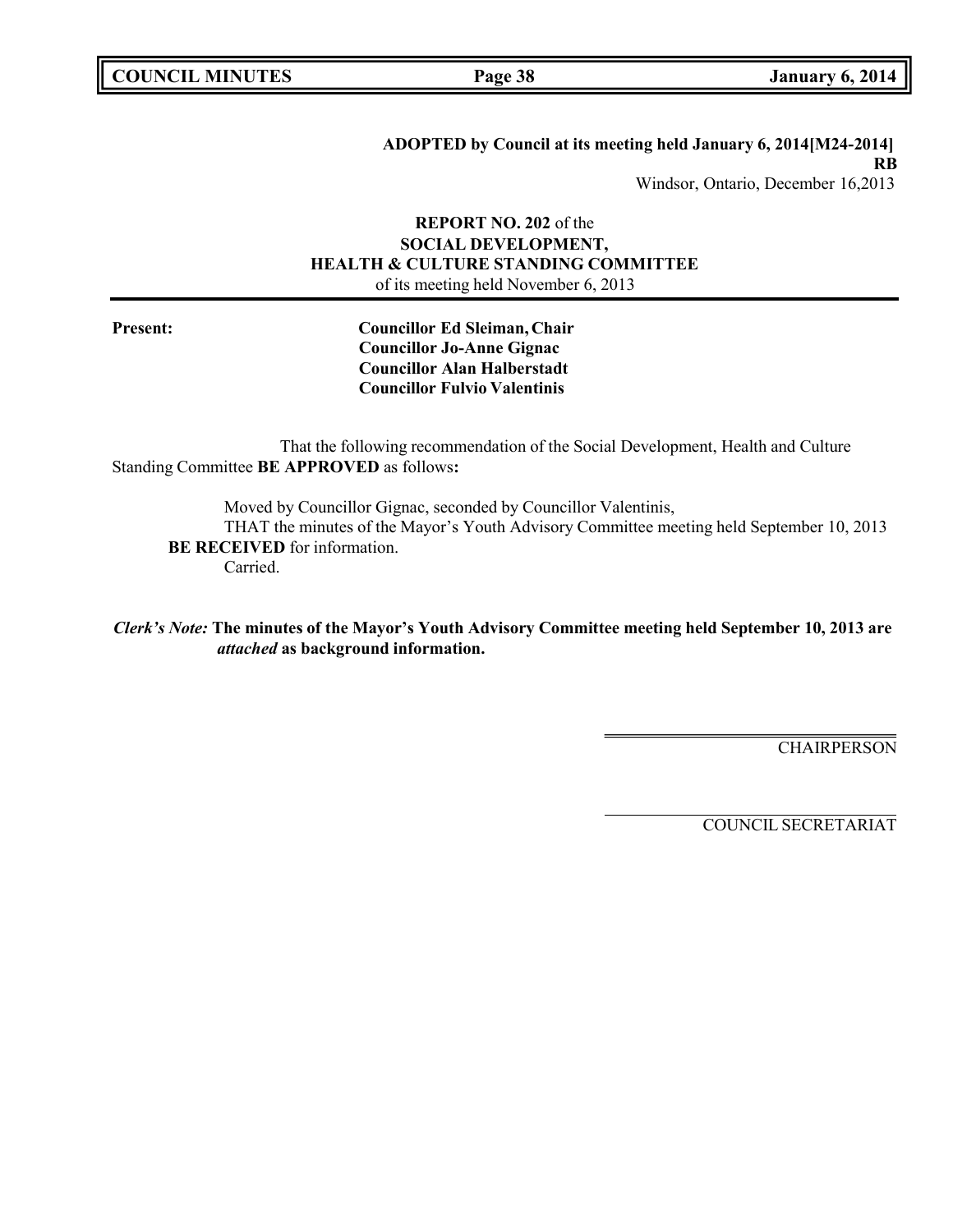**ADOPTED by Council at its meeting held January 6, 2014[M24-2014]**
**RB**
Windsor, Ontario, December 16,2013

**REPORT NO. 202** of the
**SOCIAL DEVELOPMENT,**
**HEALTH & CULTURE STANDING COMMITTEE**
of its meeting held November 6, 2013

---

**Present:**

**Councillor Ed Sleiman, Chair**
**Councillor Jo-Anne Gignac**
**Councillor Alan Halberstadt**
**Councillor Fulvio Valentinis**

That the following recommendation of the Social Development, Health and Culture Standing Committee **BE APPROVED** as follows**:**

Moved by Councillor Gignac, seconded by Councillor Valentinis,
THAT the minutes of the Mayor's Youth Advisory Committee meeting held September 10, 2013 **BE RECEIVED** for information.
Carried.

***Clerk's Note:*** **The minutes of the Mayor's Youth Advisory Committee meeting held September 10, 2013 are *attached* as background information.**

CHAIRPERSON

COUNCIL SECRETARIAT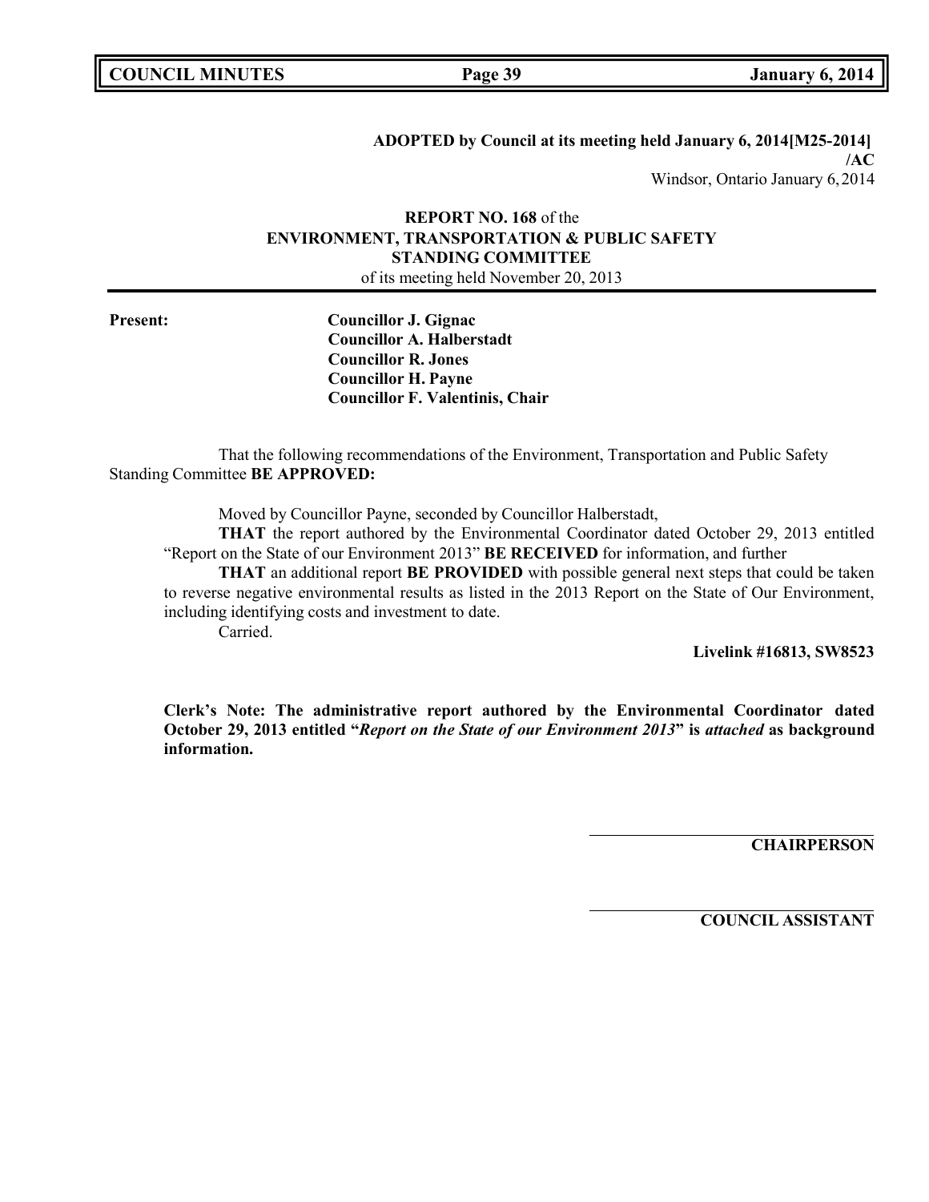**ADOPTED by Council at its meeting held January 6, 2014[M25-2014] /AC**

Windsor, Ontario January 6, 2014

**REPORT NO. 168** of the
**ENVIRONMENT, TRANSPORTATION & PUBLIC SAFETY STANDING COMMITTEE**
of its meeting held November 20, 2013

**Present:**

**Councillor J. Gignac**
**Councillor A. Halberstadt**
**Councillor R. Jones**
**Councillor H. Payne**
**Councillor F. Valentinis, Chair**

That the following recommendations of the Environment, Transportation and Public Safety Standing Committee **BE APPROVED:**

Moved by Councillor Payne, seconded by Councillor Halberstadt,

**THAT** the report authored by the Environmental Coordinator dated October 29, 2013 entitled "Report on the State of our Environment 2013" **BE RECEIVED** for information, and further

**THAT** an additional report **BE PROVIDED** with possible general next steps that could be taken to reverse negative environmental results as listed in the 2013 Report on the State of Our Environment, including identifying costs and investment to date.

Carried.

**Livelink #16813, SW8523**

**Clerk's Note: The administrative report authored by the Environmental Coordinator dated October 29, 2013 entitled "*Report on the State of our Environment 2013*" is *attached* as background information.**

**CHAIRPERSON**

**COUNCIL ASSISTANT**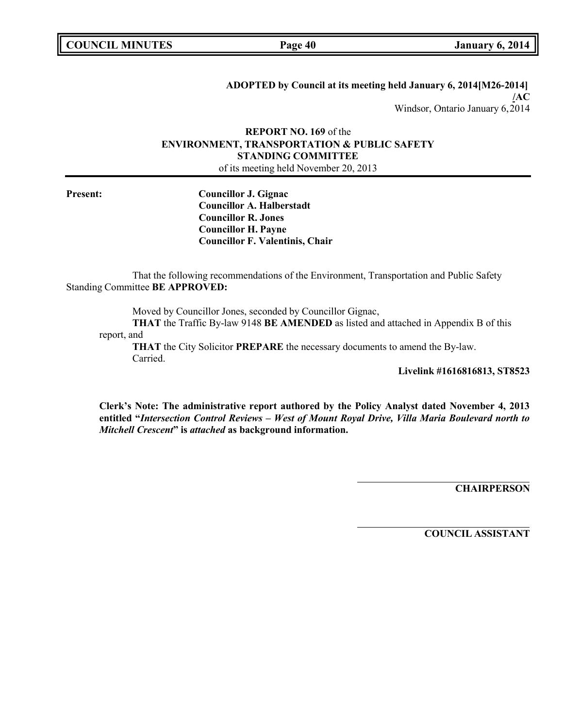**ADOPTED by Council at its meeting held January 6, 2014[M26-2014] /AC**

Windsor, Ontario January 6, 2014

**REPORT NO. 169** of the
**ENVIRONMENT, TRANSPORTATION & PUBLIC SAFETY STANDING COMMITTEE**
of its meeting held November 20, 2013

**Present:**
**Councillor J. Gignac**
**Councillor A. Halberstadt**
**Councillor R. Jones**
**Councillor H. Payne**
**Councillor F. Valentinis, Chair**

That the following recommendations of the Environment, Transportation and Public Safety Standing Committee **BE APPROVED:**

Moved by Councillor Jones, seconded by Councillor Gignac,

**THAT** the Traffic By-law 9148 **BE AMENDED** as listed and attached in Appendix B of this report, and

**THAT** the City Solicitor **PREPARE** the necessary documents to amend the By-law.

Carried.

**Livelink #1616816813, ST8523**

**Clerk's Note: The administrative report authored by the Policy Analyst dated November 4, 2013 entitled "*Intersection Control Reviews – West of Mount Royal Drive, Villa Maria Boulevard north to Mitchell Crescent*" is *attached* as background information.**

**CHAIRPERSON**

**COUNCIL ASSISTANT**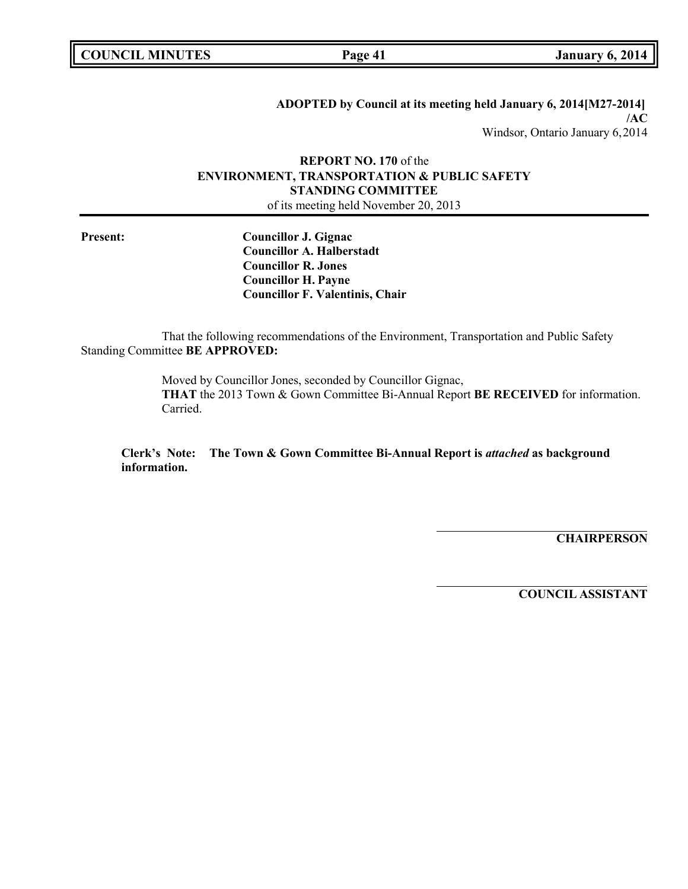**ADOPTED by Council at its meeting held January 6, 2014[M27-2014] /AC**

Windsor, Ontario January 6,2014

**REPORT NO. 170** of the
**ENVIRONMENT, TRANSPORTATION & PUBLIC SAFETY STANDING COMMITTEE**
of its meeting held November 20, 2013

**Present:**
**Councillor J. Gignac**
**Councillor A. Halberstadt**
**Councillor R. Jones**
**Councillor H. Payne**
**Councillor F. Valentinis, Chair**

That the following recommendations of the Environment, Transportation and Public Safety Standing Committee **BE APPROVED:**

Moved by Councillor Jones, seconded by Councillor Gignac,
**THAT** the 2013 Town & Gown Committee Bi-Annual Report **BE RECEIVED** for information.
Carried.

**Clerk's Note: The Town & Gown Committee Bi-Annual Report is *attached* as background information.**

**CHAIRPERSON**

**COUNCIL ASSISTANT**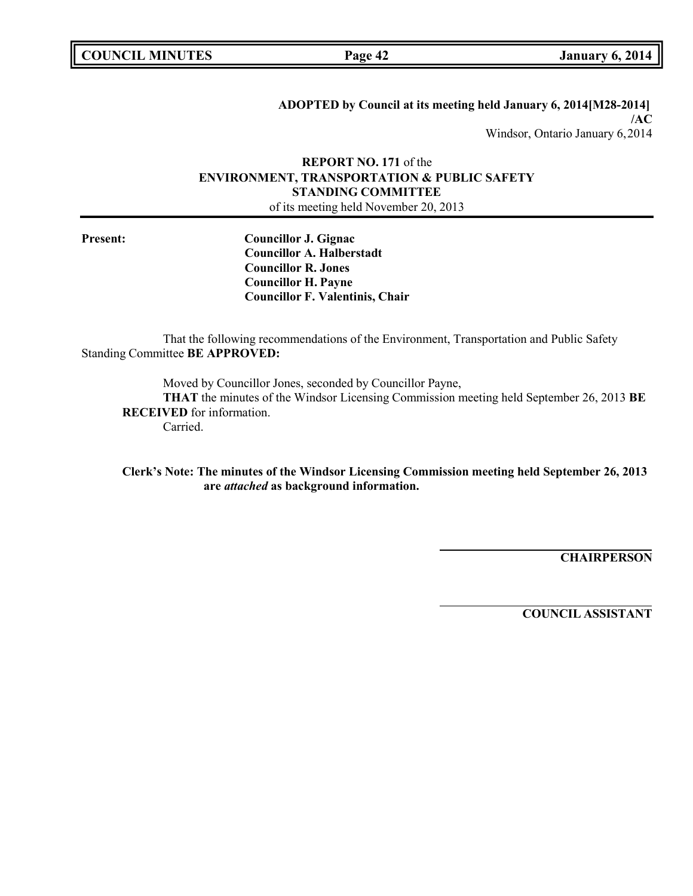**ADOPTED by Council at its meeting held January 6, 2014[M28-2014] /AC**
Windsor, Ontario January 6,2014

**REPORT NO. 171** of the
**ENVIRONMENT, TRANSPORTATION & PUBLIC SAFETY STANDING COMMITTEE**
of its meeting held November 20, 2013

**Present:**
**Councillor J. Gignac**
**Councillor A. Halberstadt**
**Councillor R. Jones**
**Councillor H. Payne**
**Councillor F. Valentinis, Chair**

That the following recommendations of the Environment, Transportation and Public Safety Standing Committee **BE APPROVED:**

Moved by Councillor Jones, seconded by Councillor Payne,
**THAT** the minutes of the Windsor Licensing Commission meeting held September 26, 2013 **BE RECEIVED** for information.
Carried.

**Clerk's Note: The minutes of the Windsor Licensing Commission meeting held September 26, 2013 are *attached* as background information.**

**CHAIRPERSON**

**COUNCIL ASSISTANT**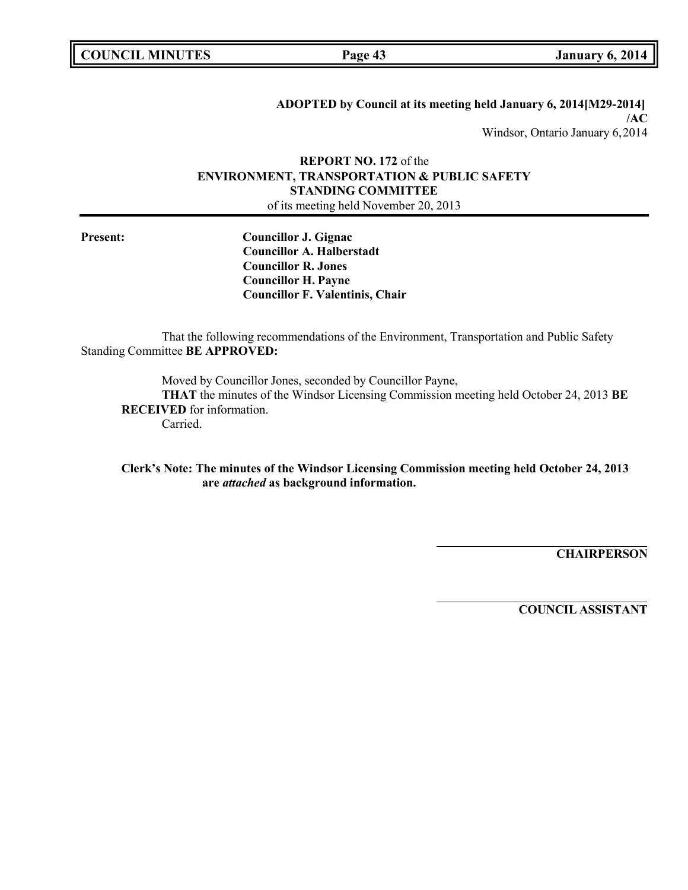**ADOPTED by Council at its meeting held January 6, 2014[M29-2014]**
**/AC**
Windsor, Ontario January 6,2014

**REPORT NO. 172** of the
**ENVIRONMENT, TRANSPORTATION & PUBLIC SAFETY**
**STANDING COMMITTEE**
of its meeting held November 20, 2013

---

**Present:**
**Councillor J. Gignac**
**Councillor A. Halberstadt**
**Councillor R. Jones**
**Councillor H. Payne**
**Councillor F. Valentinis, Chair**

That the following recommendations of the Environment, Transportation and Public Safety Standing Committee **BE APPROVED:**

Moved by Councillor Jones, seconded by Councillor Payne,
**THAT** the minutes of the Windsor Licensing Commission meeting held October 24, 2013 **BE RECEIVED** for information.
Carried.

**Clerk's Note: The minutes of the Windsor Licensing Commission meeting held October 24, 2013 are *attached* as background information.**

**CHAIRPERSON**

**COUNCIL ASSISTANT**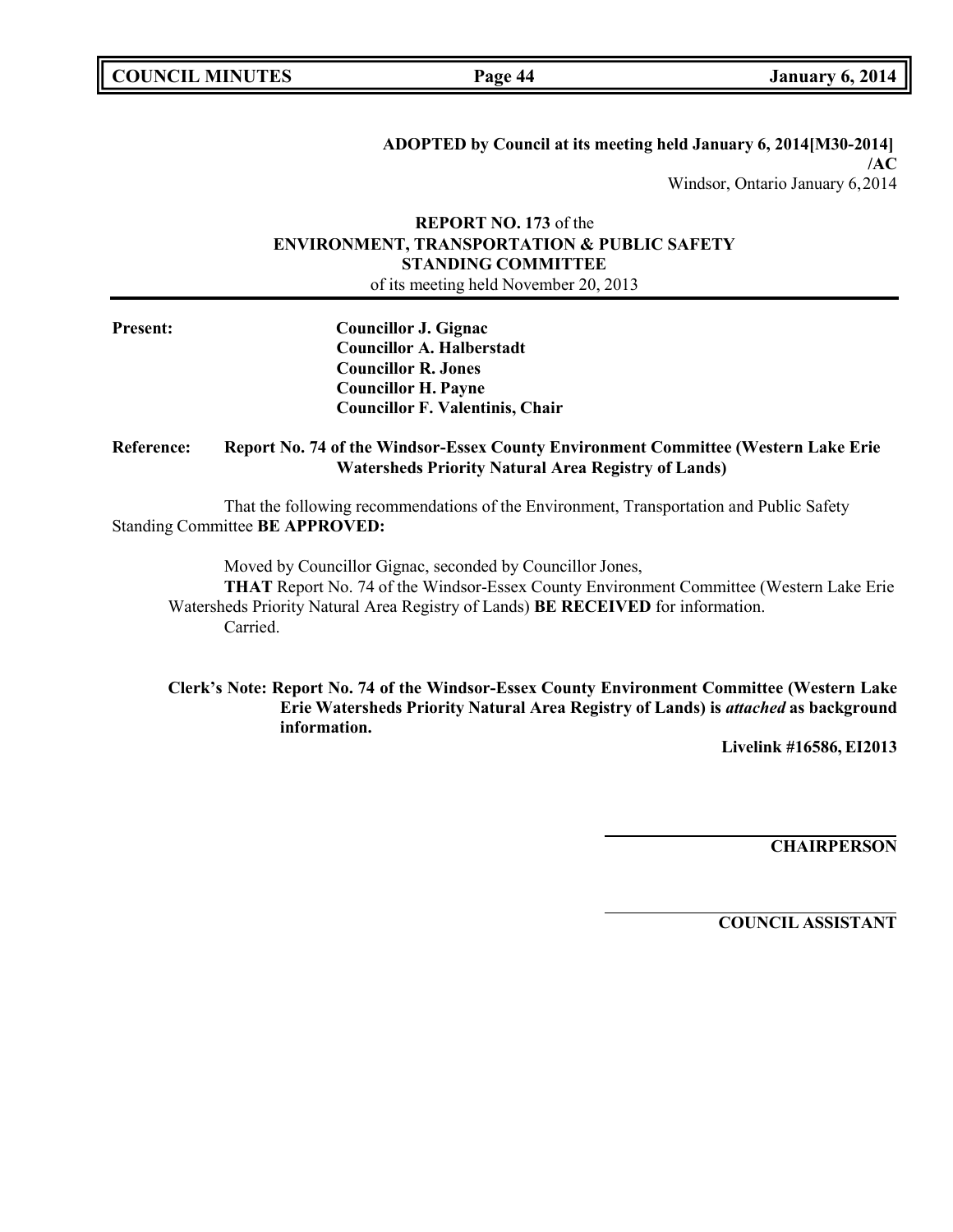**ADOPTED by Council at its meeting held January 6, 2014[M30-2014] /AC**

Windsor, Ontario January 6, 2014

**REPORT NO. 173** of the
**ENVIRONMENT, TRANSPORTATION & PUBLIC SAFETY STANDING COMMITTEE**
of its meeting held November 20, 2013

**Present:**
**Councillor J. Gignac**
**Councillor A. Halberstadt**
**Councillor R. Jones**
**Councillor H. Payne**
**Councillor F. Valentinis, Chair**

**Reference: Report No. 74 of the Windsor-Essex County Environment Committee (Western Lake Erie Watersheds Priority Natural Area Registry of Lands)**

That the following recommendations of the Environment, Transportation and Public Safety Standing Committee **BE APPROVED:**

Moved by Councillor Gignac, seconded by Councillor Jones,

**THAT** Report No. 74 of the Windsor-Essex County Environment Committee (Western Lake Erie Watersheds Priority Natural Area Registry of Lands) **BE RECEIVED** for information.

Carried.

**Clerk's Note: Report No. 74 of the Windsor-Essex County Environment Committee (Western Lake Erie Watersheds Priority Natural Area Registry of Lands) is *attached* as background information.**

**Livelink #16586, EI2013**

**CHAIRPERSON**

**COUNCIL ASSISTANT**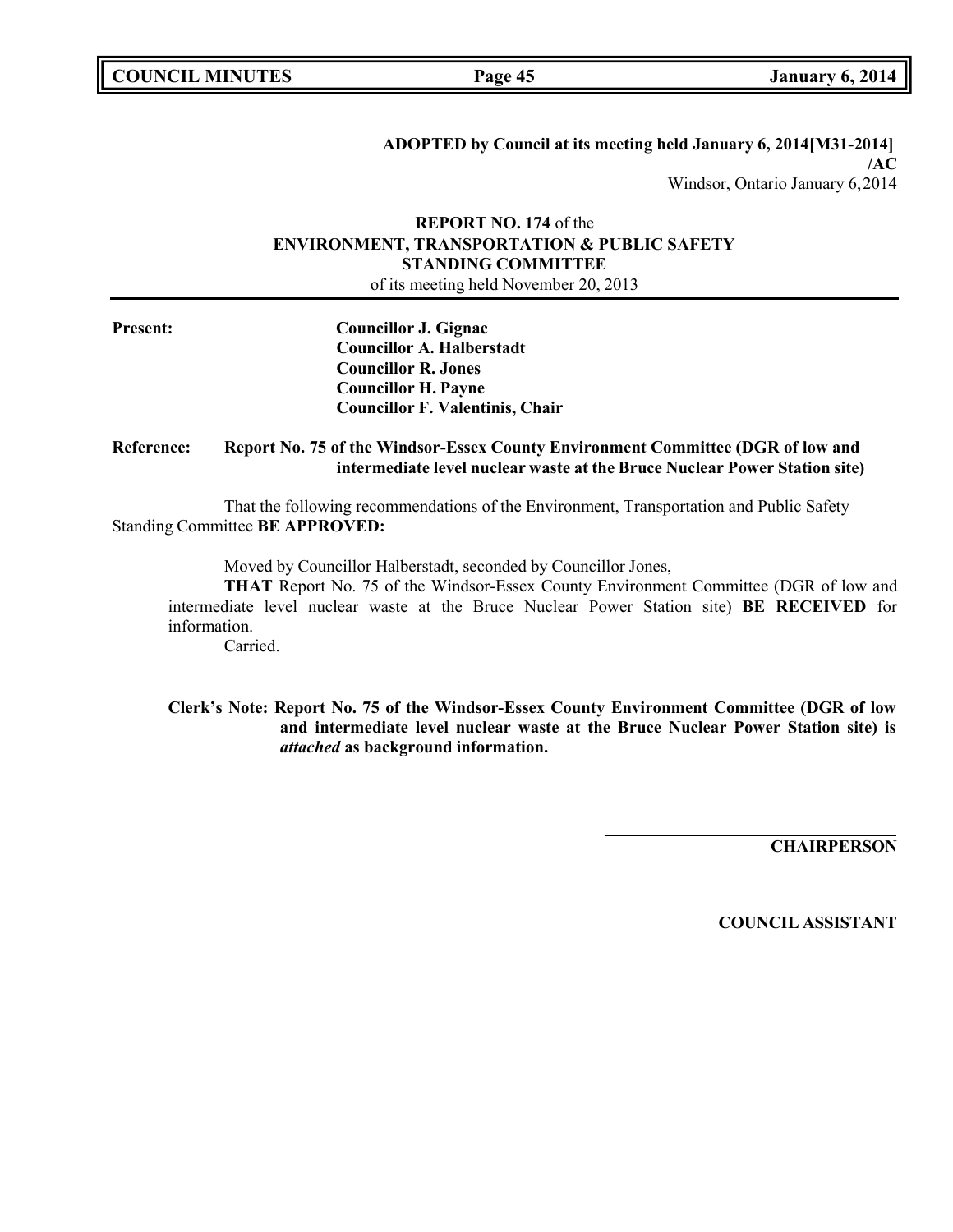**ADOPTED by Council at its meeting held January 6, 2014[M31-2014] /AC**

Windsor, Ontario January 6,2014

**REPORT NO. 174** of the
**ENVIRONMENT, TRANSPORTATION & PUBLIC SAFETY STANDING COMMITTEE**
of its meeting held November 20, 2013

**Present:**
**Councillor J. Gignac**
**Councillor A. Halberstadt**
**Councillor R. Jones**
**Councillor H. Payne**
**Councillor F. Valentinis, Chair**

**Reference: Report No. 75 of the Windsor-Essex County Environment Committee (DGR of low and intermediate level nuclear waste at the Bruce Nuclear Power Station site)**

That the following recommendations of the Environment, Transportation and Public Safety Standing Committee **BE APPROVED:**

Moved by Councillor Halberstadt, seconded by Councillor Jones,

**THAT** Report No. 75 of the Windsor-Essex County Environment Committee (DGR of low and intermediate level nuclear waste at the Bruce Nuclear Power Station site) **BE RECEIVED** for information.

Carried.

**Clerk's Note: Report No. 75 of the Windsor-Essex County Environment Committee (DGR of low and intermediate level nuclear waste at the Bruce Nuclear Power Station site) is *attached* as background information.**

**CHAIRPERSON**

**COUNCIL ASSISTANT**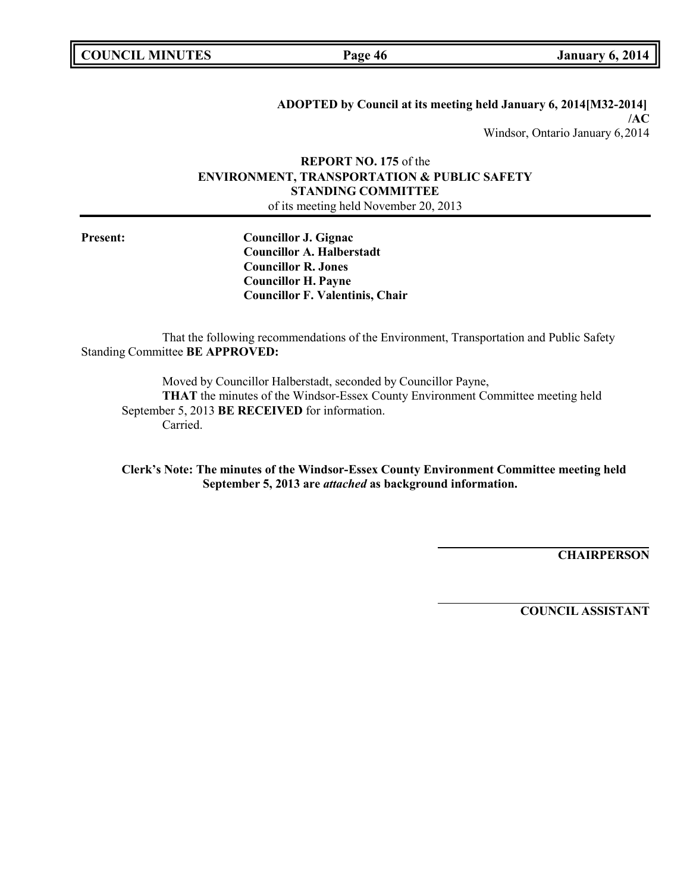**ADOPTED by Council at its meeting held January 6, 2014[M32-2014] /AC**

Windsor, Ontario January 6,2014

**REPORT NO. 175** of the
**ENVIRONMENT, TRANSPORTATION & PUBLIC SAFETY STANDING COMMITTEE**
of its meeting held November 20, 2013

---

**Present:**

**Councillor J. Gignac**
**Councillor A. Halberstadt**
**Councillor R. Jones**
**Councillor H. Payne**
**Councillor F. Valentinis, Chair**

That the following recommendations of the Environment, Transportation and Public Safety Standing Committee **BE APPROVED:**

Moved by Councillor Halberstadt, seconded by Councillor Payne,
**THAT** the minutes of the Windsor-Essex County Environment Committee meeting held September 5, 2013 **BE RECEIVED** for information.
Carried.

**Clerk's Note: The minutes of the Windsor-Essex County Environment Committee meeting held September 5, 2013 are *attached* as background information.**

**CHAIRPERSON**

**COUNCIL ASSISTANT**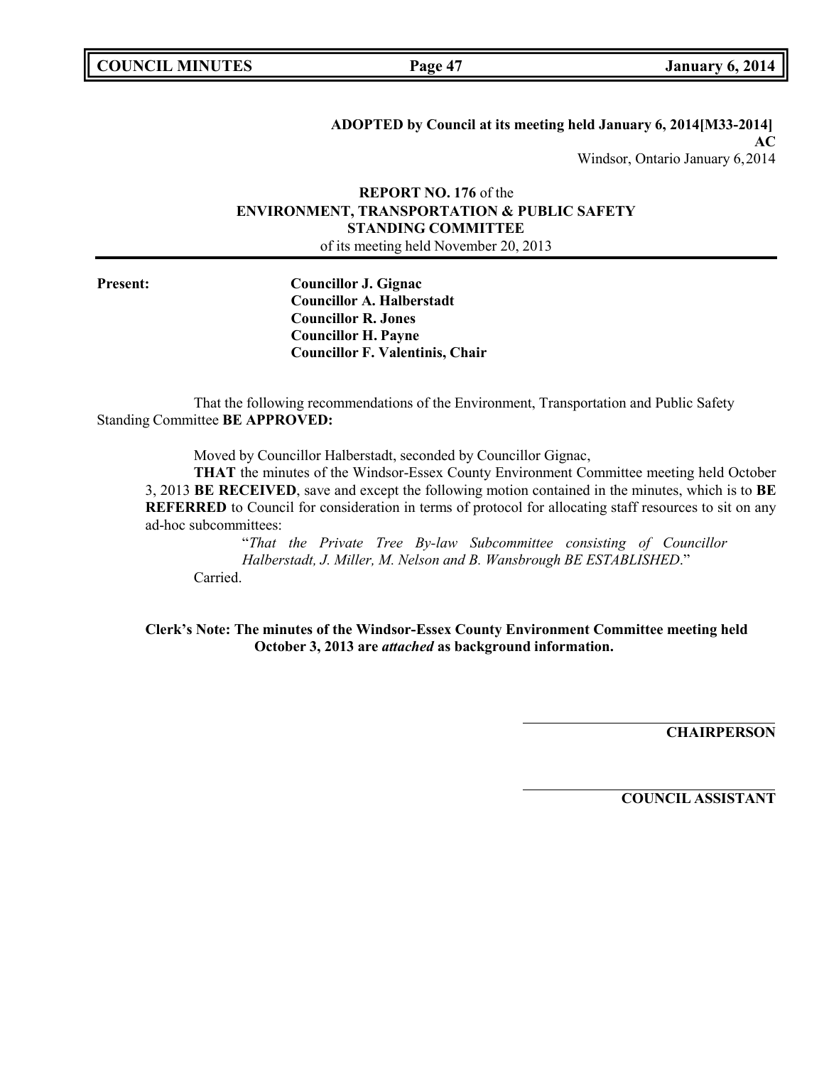**ADOPTED by Council at its meeting held January 6, 2014[M33-2014]**
**AC**
Windsor, Ontario January 6,2014

**REPORT NO. 176** of the
**ENVIRONMENT, TRANSPORTATION & PUBLIC SAFETY STANDING COMMITTEE**
of its meeting held November 20, 2013

**Present:**
**Councillor J. Gignac**
**Councillor A. Halberstadt**
**Councillor R. Jones**
**Councillor H. Payne**
**Councillor F. Valentinis, Chair**

That the following recommendations of the Environment, Transportation and Public Safety Standing Committee **BE APPROVED:**

Moved by Councillor Halberstadt, seconded by Councillor Gignac,

**THAT** the minutes of the Windsor-Essex County Environment Committee meeting held October 3, 2013 **BE RECEIVED**, save and except the following motion contained in the minutes, which is to **BE REFERRED** to Council for consideration in terms of protocol for allocating staff resources to sit on any ad-hoc subcommittees:

"*That the Private Tree By-law Subcommittee consisting of Councillor Halberstadt, J. Miller, M. Nelson and B. Wansbrough BE ESTABLISHED*."

Carried.

**Clerk's Note: The minutes of the Windsor-Essex County Environment Committee meeting held October 3, 2013 are *attached* as background information.**

**CHAIRPERSON**

**COUNCIL ASSISTANT**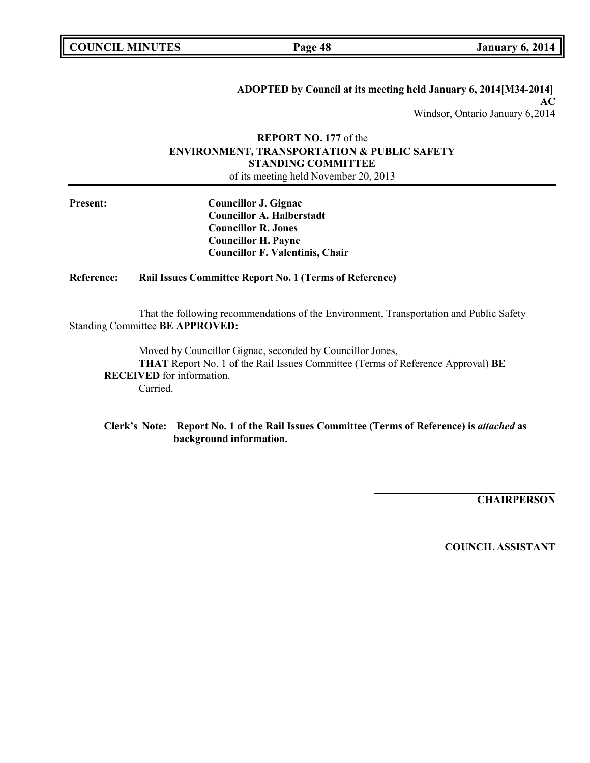**ADOPTED by Council at its meeting held January 6, 2014[M34-2014]**
**AC**
Windsor, Ontario January 6,2014

**REPORT NO. 177** of the
**ENVIRONMENT, TRANSPORTATION & PUBLIC SAFETY STANDING COMMITTEE**
of its meeting held November 20, 2013

**Present:**
**Councillor J. Gignac**
**Councillor A. Halberstadt**
**Councillor R. Jones**
**Councillor H. Payne**
**Councillor F. Valentinis, Chair**

**Reference: Rail Issues Committee Report No. 1 (Terms of Reference)**

That the following recommendations of the Environment, Transportation and Public Safety Standing Committee **BE APPROVED:**

Moved by Councillor Gignac, seconded by Councillor Jones,
**THAT** Report No. 1 of the Rail Issues Committee (Terms of Reference Approval) **BE RECEIVED** for information.
Carried.

**Clerk's Note: Report No. 1 of the Rail Issues Committee (Terms of Reference) is *attached* as background information.**

**CHAIRPERSON**

**COUNCIL ASSISTANT**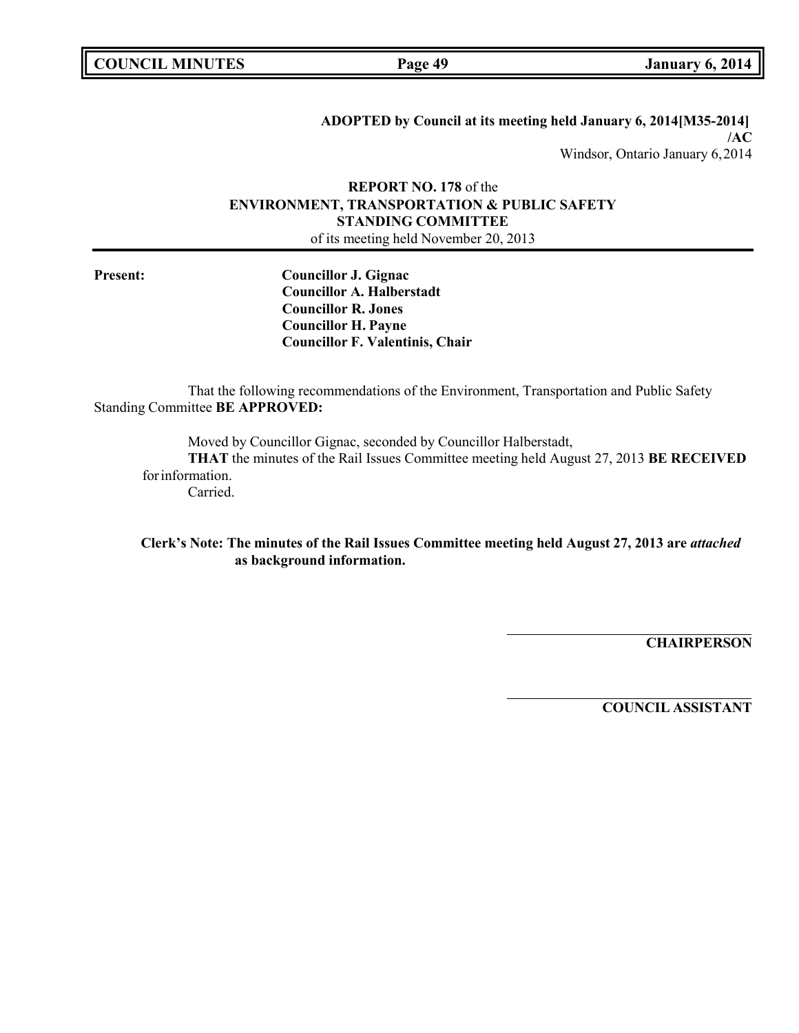**ADOPTED by Council at its meeting held January 6, 2014[M35-2014]**
**/AC**
Windsor, Ontario January 6, 2014

**REPORT NO. 178** of the
**ENVIRONMENT, TRANSPORTATION & PUBLIC SAFETY STANDING COMMITTEE**
of its meeting held November 20, 2013

**Present:**

**Councillor J. Gignac**
**Councillor A. Halberstadt**
**Councillor R. Jones**
**Councillor H. Payne**
**Councillor F. Valentinis, Chair**

That the following recommendations of the Environment, Transportation and Public Safety Standing Committee **BE APPROVED:**

Moved by Councillor Gignac, seconded by Councillor Halberstadt,
**THAT** the minutes of the Rail Issues Committee meeting held August 27, 2013 **BE RECEIVED** for information.
Carried.

**Clerk's Note: The minutes of the Rail Issues Committee meeting held August 27, 2013 are *attached* as background information.**

**CHAIRPERSON**

**COUNCIL ASSISTANT**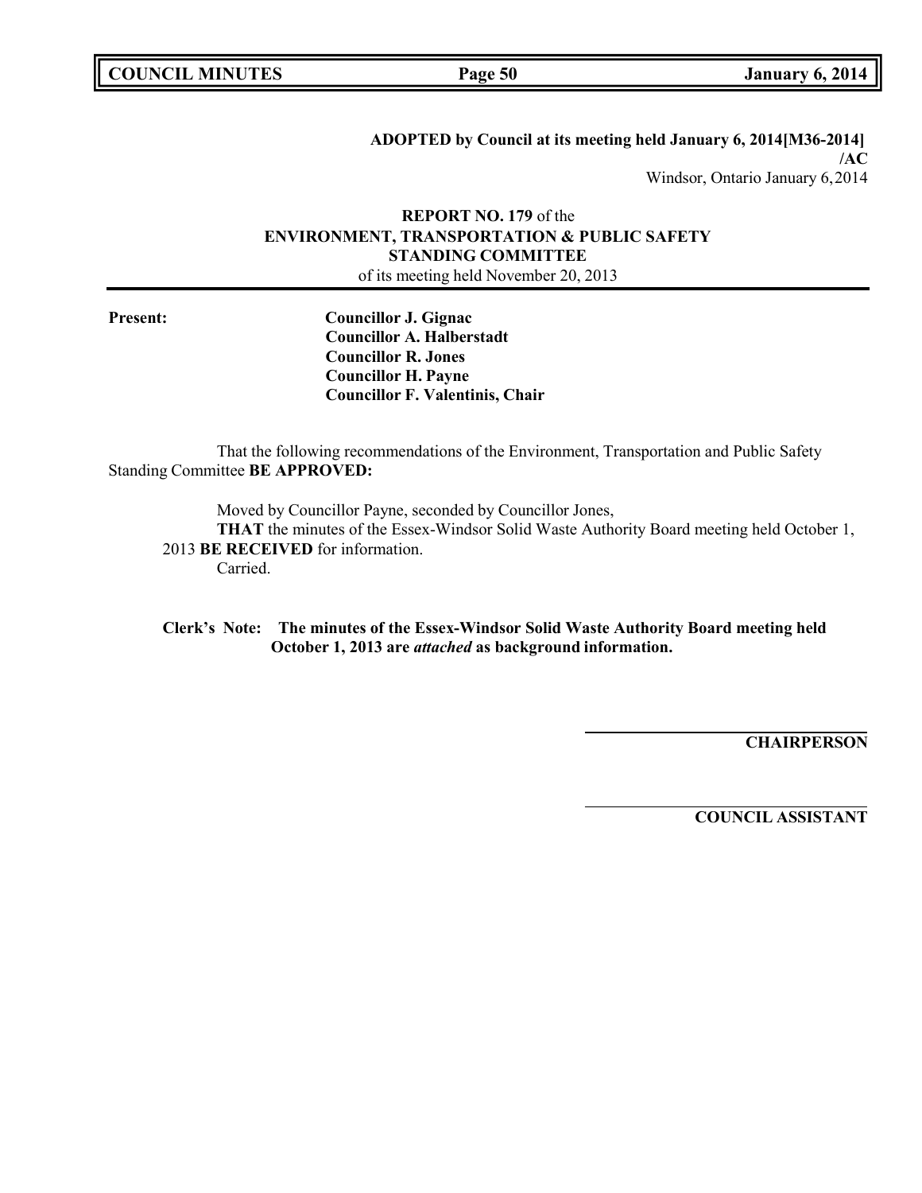**ADOPTED by Council at its meeting held January 6, 2014[M36-2014] /AC**

Windsor, Ontario January 6,2014

**REPORT NO. 179** of the
**ENVIRONMENT, TRANSPORTATION & PUBLIC SAFETY STANDING COMMITTEE**
of its meeting held November 20, 2013

**Present:**
**Councillor J. Gignac**
**Councillor A. Halberstadt**
**Councillor R. Jones**
**Councillor H. Payne**
**Councillor F. Valentinis, Chair**

That the following recommendations of the Environment, Transportation and Public Safety Standing Committee **BE APPROVED:**

Moved by Councillor Payne, seconded by Councillor Jones,
**THAT** the minutes of the Essex-Windsor Solid Waste Authority Board meeting held October 1, 2013 **BE RECEIVED** for information.
Carried.

**Clerk's Note: The minutes of the Essex-Windsor Solid Waste Authority Board meeting held October 1, 2013 are *attached* as background information.**

**CHAIRPERSON**

**COUNCIL ASSISTANT**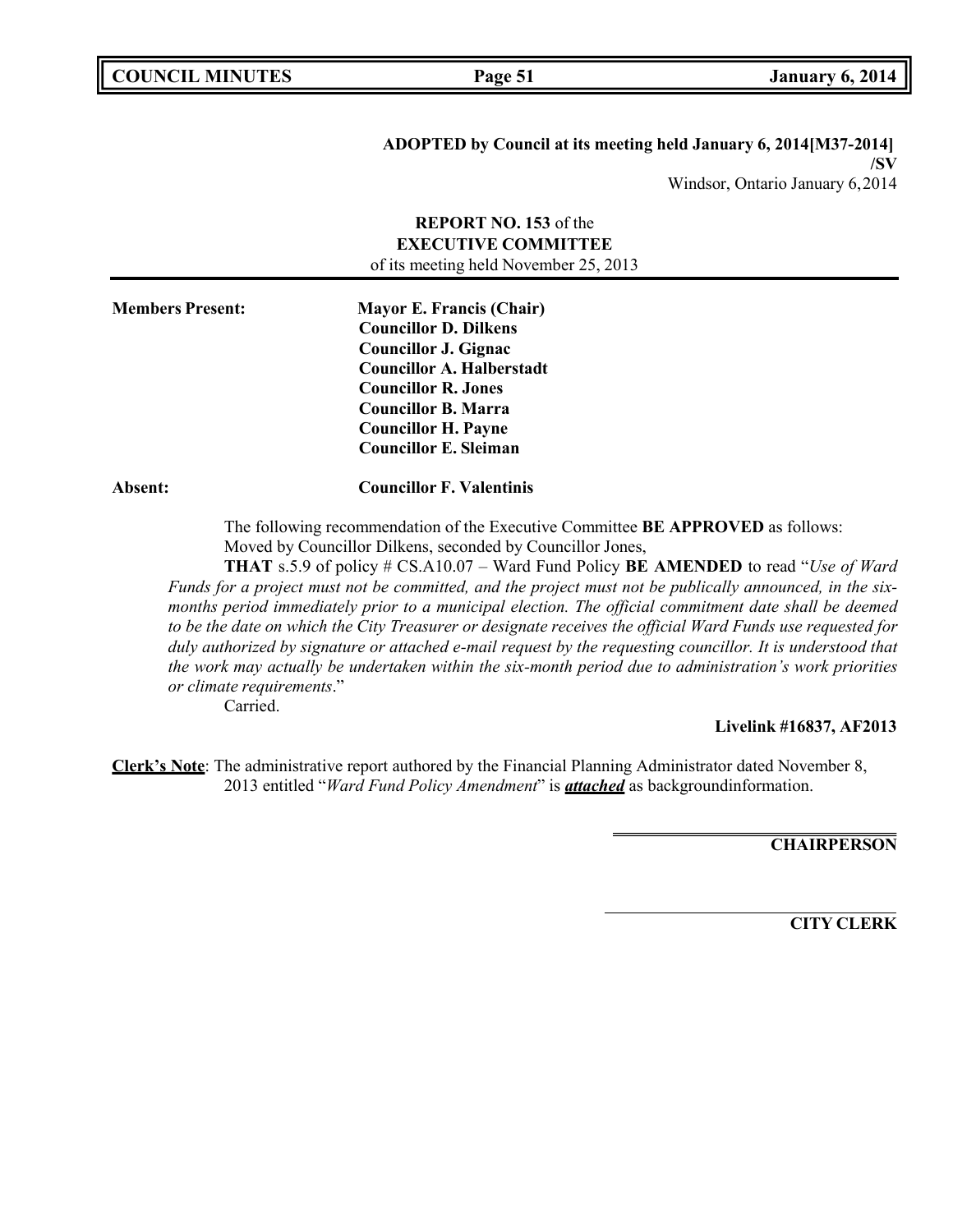**ADOPTED by Council at its meeting held January 6, 2014[M37-2014] /SV**

Windsor, Ontario January 6,2014

**REPORT NO. 153** of the
**EXECUTIVE COMMITTEE**
of its meeting held November 25, 2013

**Members Present:** **Mayor E. Francis (Chair)**
**Councillor D. Dilkens**
**Councillor J. Gignac**
**Councillor A. Halberstadt**
**Councillor R. Jones**
**Councillor B. Marra**
**Councillor H. Payne**
**Councillor E. Sleiman**

**Absent:** **Councillor F. Valentinis**

The following recommendation of the Executive Committee **BE APPROVED** as follows:
Moved by Councillor Dilkens, seconded by Councillor Jones,

**THAT** s.5.9 of policy # CS.A10.07 – Ward Fund Policy **BE AMENDED** to read "*Use of Ward Funds for a project must not be committed, and the project must not be publically announced, in the six-months period immediately prior to a municipal election. The official commitment date shall be deemed to be the date on which the City Treasurer or designate receives the official Ward Funds use requested for duly authorized by signature or attached e-mail request by the requesting councillor. It is understood that the work may actually be undertaken within the six-month period due to administration's work priorities or climate requirements*."

Carried.

**Livelink #16837, AF2013**

**Clerk's Note**: The administrative report authored by the Financial Planning Administrator dated November 8, 2013 entitled "*Ward Fund Policy Amendment*" is ***attached*** as backgroundinformation.

**CHAIRPERSON**

**CITY CLERK**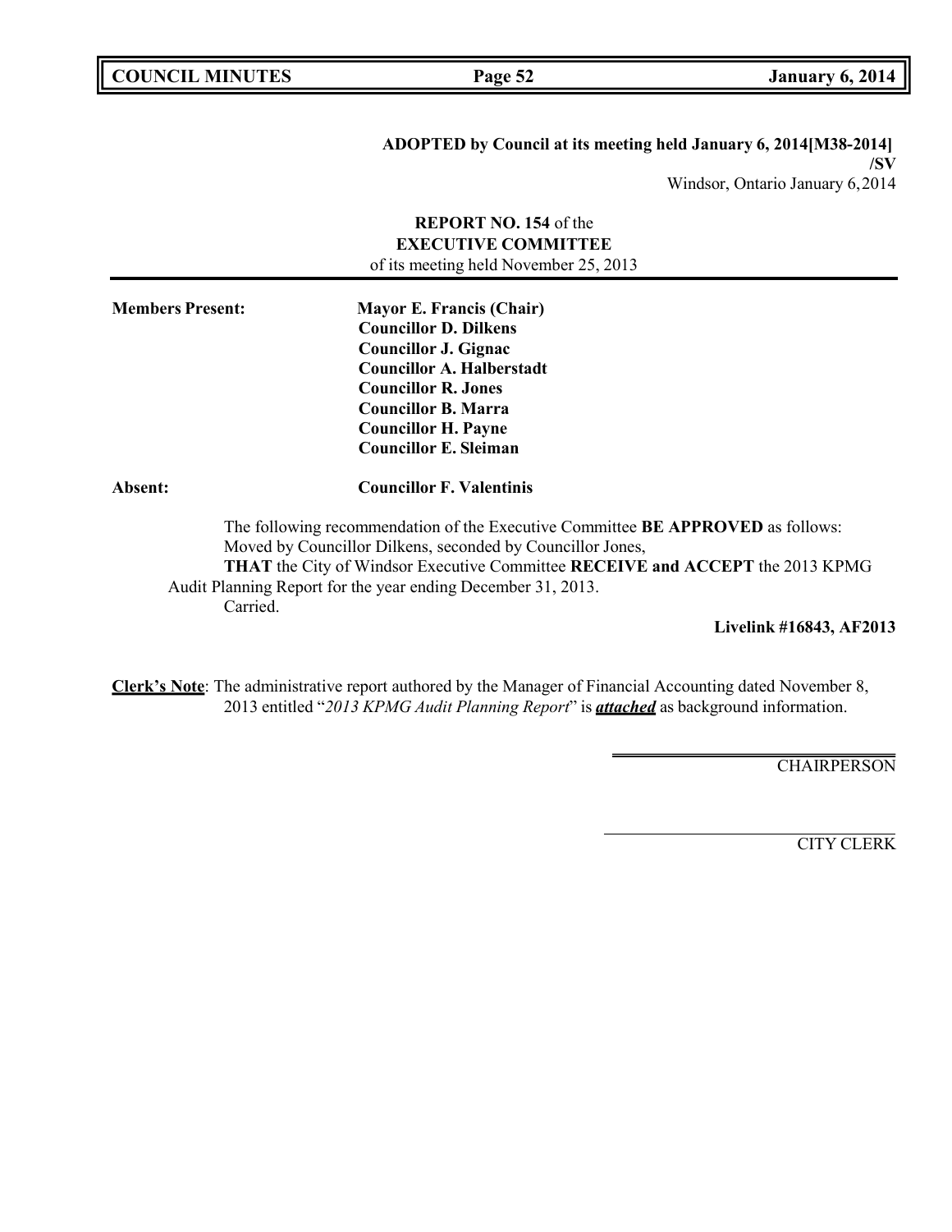**ADOPTED by Council at its meeting held January 6, 2014[M38-2014] /SV**
Windsor, Ontario January 6,2014

**REPORT NO. 154** of the
**EXECUTIVE COMMITTEE**
of its meeting held November 25, 2013

**Members Present:** **Mayor E. Francis (Chair)**
**Councillor D. Dilkens**
**Councillor J. Gignac**
**Councillor A. Halberstadt**
**Councillor R. Jones**
**Councillor B. Marra**
**Councillor H. Payne**
**Councillor E. Sleiman**

**Absent:** **Councillor F. Valentinis**

The following recommendation of the Executive Committee **BE APPROVED** as follows:
Moved by Councillor Dilkens, seconded by Councillor Jones,
**THAT** the City of Windsor Executive Committee **RECEIVE and ACCEPT** the 2013 KPMG Audit Planning Report for the year ending December 31, 2013.
Carried.

**Livelink #16843, AF2013**

**Clerk's Note**: The administrative report authored by the Manager of Financial Accounting dated November 8, 2013 entitled "*2013 KPMG Audit Planning Report*" is ***attached*** as background information.

CHAIRPERSON

CITY CLERK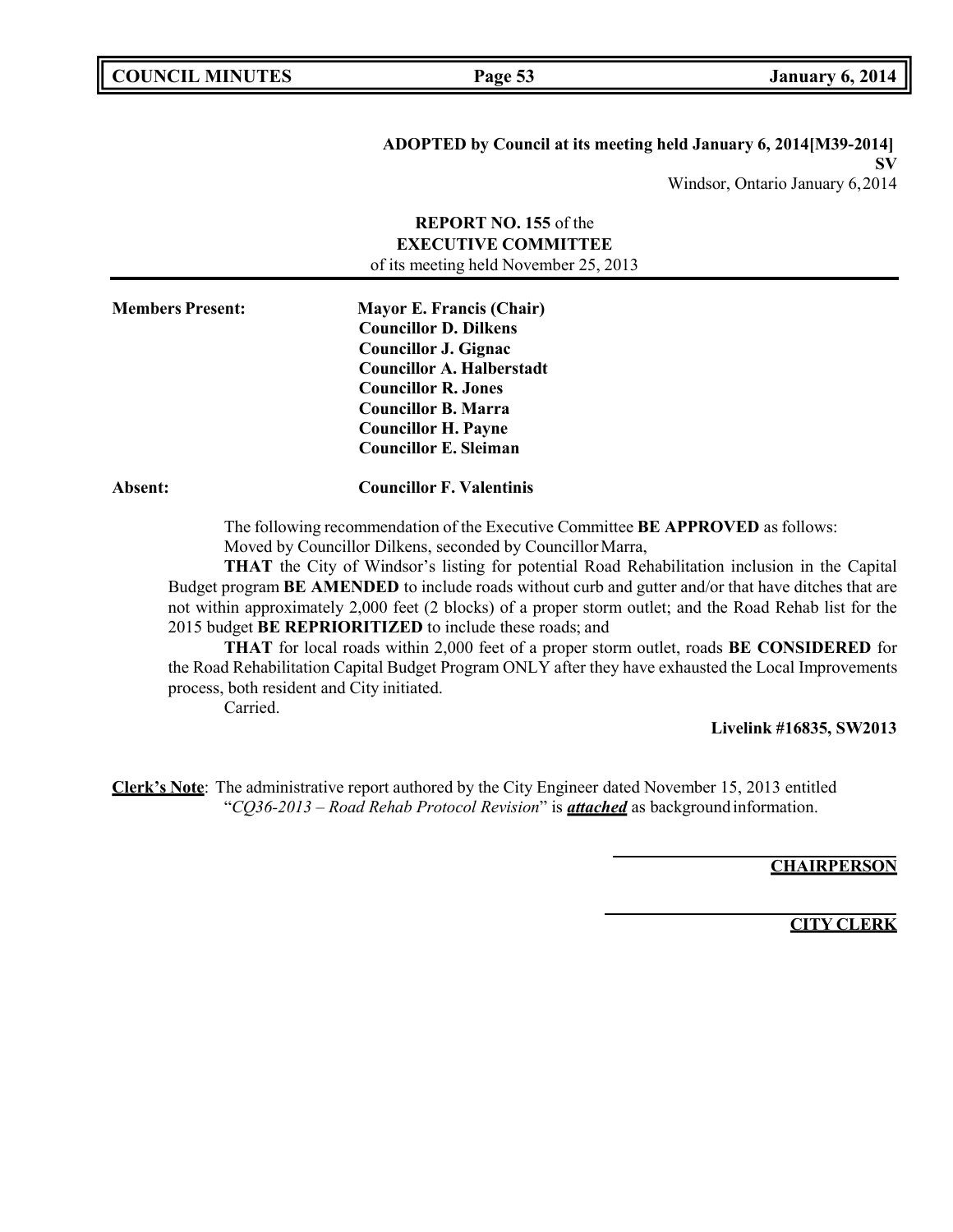**ADOPTED by Council at its meeting held January 6, 2014[M39-2014]**
**SV**
Windsor, Ontario January 6, 2014

**REPORT NO. 155** of the
**EXECUTIVE COMMITTEE**
of its meeting held November 25, 2013

**Members Present:** **Mayor E. Francis (Chair)**
**Councillor D. Dilkens**
**Councillor J. Gignac**
**Councillor A. Halberstadt**
**Councillor R. Jones**
**Councillor B. Marra**
**Councillor H. Payne**
**Councillor E. Sleiman**

**Absent:** **Councillor F. Valentinis**

The following recommendation of the Executive Committee **BE APPROVED** as follows:
Moved by Councillor Dilkens, seconded by Councillor Marra,

**THAT** the City of Windsor's listing for potential Road Rehabilitation inclusion in the Capital Budget program **BE AMENDED** to include roads without curb and gutter and/or that have ditches that are not within approximately 2,000 feet (2 blocks) of a proper storm outlet; and the Road Rehab list for the 2015 budget **BE REPRIORITIZED** to include these roads; and

**THAT** for local roads within 2,000 feet of a proper storm outlet, roads **BE CONSIDERED** for the Road Rehabilitation Capital Budget Program ONLY after they have exhausted the Local Improvements process, both resident and City initiated.

Carried.

**Livelink #16835, SW2013**

**Clerk's Note**: The administrative report authored by the City Engineer dated November 15, 2013 entitled "*CQ36-2013 – Road Rehab Protocol Revision*" is ***attached*** as background information.

**CHAIRPERSON**

**CITY CLERK**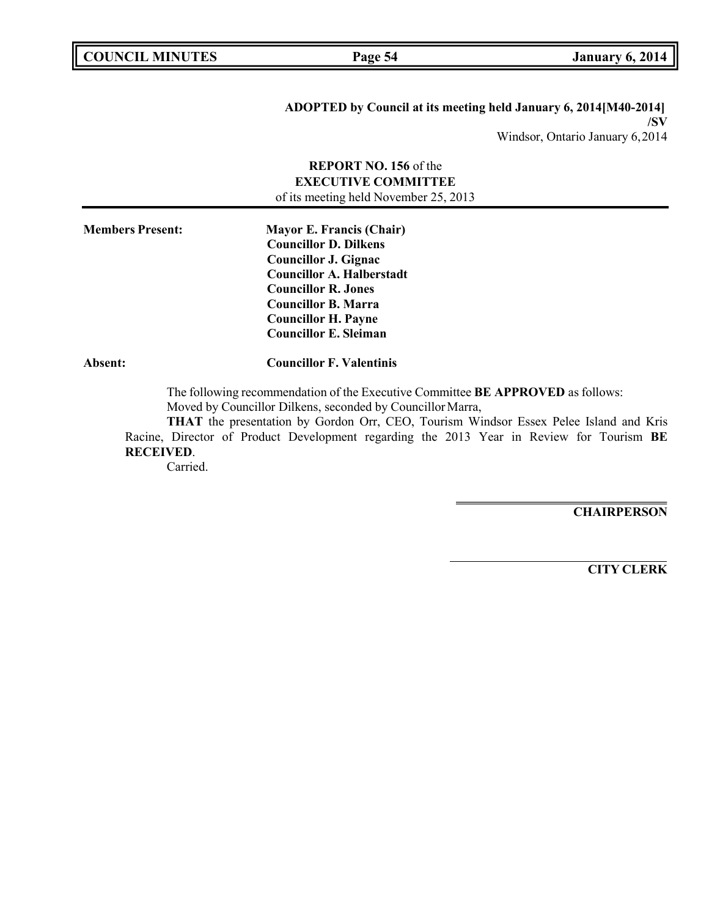**ADOPTED by Council at its meeting held January 6, 2014[M40-2014]**
**/SV**
Windsor, Ontario January 6,2014

**REPORT NO. 156** of the
**EXECUTIVE COMMITTEE**
of its meeting held November 25, 2013

---

**Members Present:** **Mayor E. Francis (Chair)**
**Councillor D. Dilkens**
**Councillor J. Gignac**
**Councillor A. Halberstadt**
**Councillor R. Jones**
**Councillor B. Marra**
**Councillor H. Payne**
**Councillor E. Sleiman**

**Absent:** **Councillor F. Valentinis**

The following recommendation of the Executive Committee **BE APPROVED** as follows:
Moved by Councillor Dilkens, seconded by Councillor Marra,

**THAT** the presentation by Gordon Orr, CEO, Tourism Windsor Essex Pelee Island and Kris Racine, Director of Product Development regarding the 2013 Year in Review for Tourism **BE RECEIVED**.

Carried.

**CHAIRPERSON**

**CITY CLERK**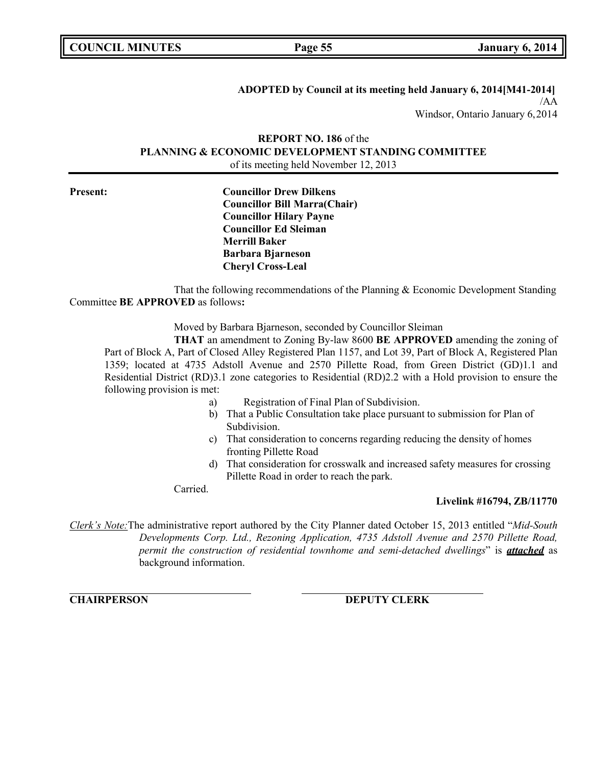**ADOPTED by Council at its meeting held January 6, 2014[M41-2014]**
/AA
Windsor, Ontario January 6,2014

**REPORT NO. 186** of the
**PLANNING & ECONOMIC DEVELOPMENT STANDING COMMITTEE**
of its meeting held November 12, 2013

**Present:**

**Councillor Drew Dilkens**
**Councillor Bill Marra(Chair)**
**Councillor Hilary Payne**
**Councillor Ed Sleiman**
**Merrill Baker**
**Barbara Bjarneson**
**Cheryl Cross-Leal**

That the following recommendations of the Planning & Economic Development Standing Committee **BE APPROVED** as follows**:**

Moved by Barbara Bjarneson, seconded by Councillor Sleiman

**THAT** an amendment to Zoning By-law 8600 **BE APPROVED** amending the zoning of Part of Block A, Part of Closed Alley Registered Plan 1157, and Lot 39, Part of Block A, Registered Plan 1359; located at 4735 Adstoll Avenue and 2570 Pillette Road, from Green District (GD)1.1 and Residential District (RD)3.1 zone categories to Residential (RD)2.2 with a Hold provision to ensure the following provision is met:

a) Registration of Final Plan of Subdivision.
b) That a Public Consultation take place pursuant to submission for Plan of Subdivision.
c) That consideration to concerns regarding reducing the density of homes fronting Pillette Road
d) That consideration for crosswalk and increased safety measures for crossing Pillette Road in order to reach the park.

Carried.

**Livelink #16794, ZB/11770**

*Clerk's Note:* The administrative report authored by the City Planner dated October 15, 2013 entitled "*Mid-South Developments Corp. Ltd., Rezoning Application, 4735 Adstoll Avenue and 2570 Pillette Road, permit the construction of residential townhome and semi-detached dwellings*" is ***attached*** as background information.

**CHAIRPERSON** **DEPUTY CLERK**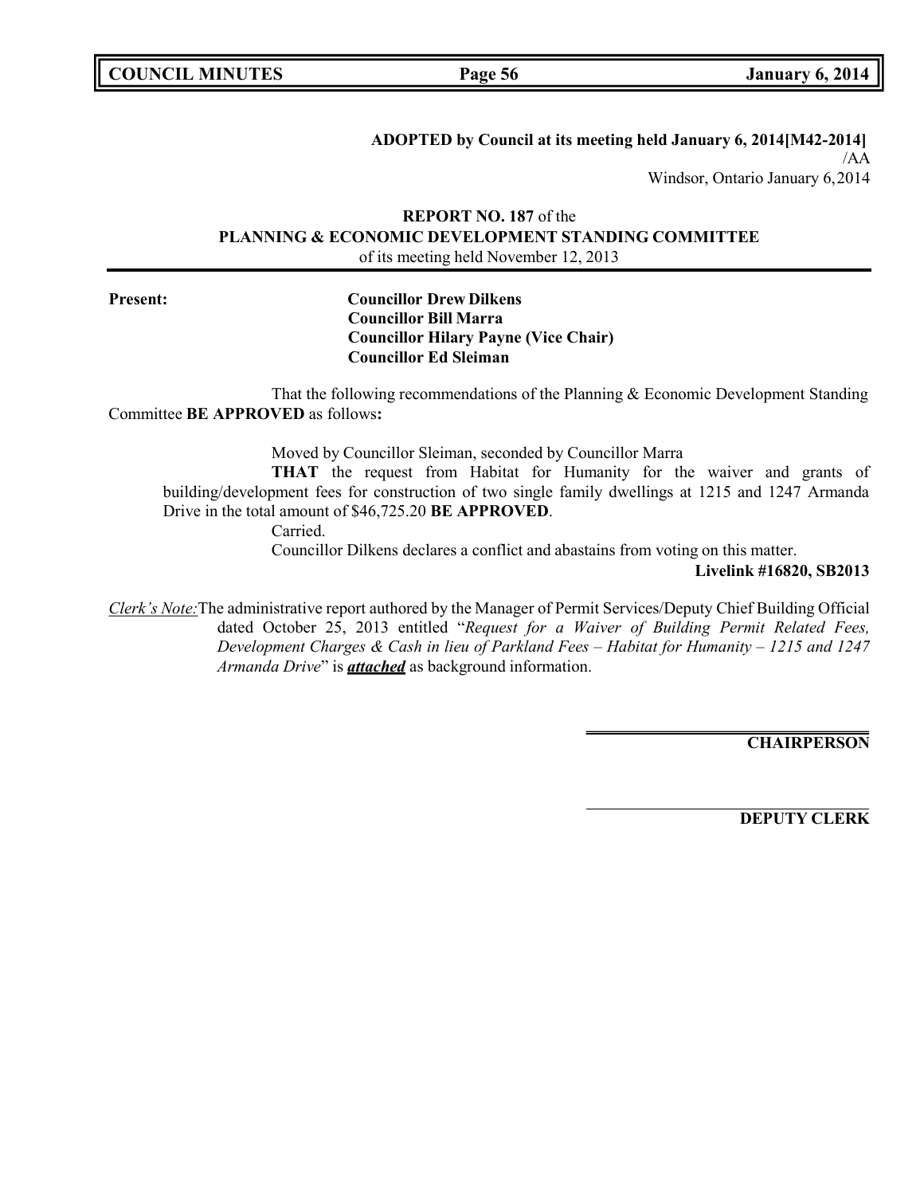**ADOPTED by Council at its meeting held January 6, 2014[M42-2014]**
/AA
Windsor, Ontario January 6,2014

**REPORT NO. 187** of the
**PLANNING & ECONOMIC DEVELOPMENT STANDING COMMITTEE**
of its meeting held November 12, 2013

**Present:**
**Councillor Drew Dilkens**
**Councillor Bill Marra**
**Councillor Hilary Payne (Vice Chair)**
**Councillor Ed Sleiman**

That the following recommendations of the Planning & Economic Development Standing Committee **BE APPROVED** as follows**:**

Moved by Councillor Sleiman, seconded by Councillor Marra

**THAT** the request from Habitat for Humanity for the waiver and grants of building/development fees for construction of two single family dwellings at 1215 and 1247 Armanda Drive in the total amount of $46,725.20 **BE APPROVED**.

Carried.

Councillor Dilkens declares a conflict and abastains from voting on this matter.

**Livelink #16820, SB2013**

*Clerk's Note:* The administrative report authored by the Manager of Permit Services/Deputy Chief Building Official dated October 25, 2013 entitled "*Request for a Waiver of Building Permit Related Fees, Development Charges & Cash in lieu of Parkland Fees – Habitat for Humanity – 1215 and 1247 Armanda Drive*" is ***attached*** as background information.

**CHAIRPERSON**

**DEPUTY CLERK**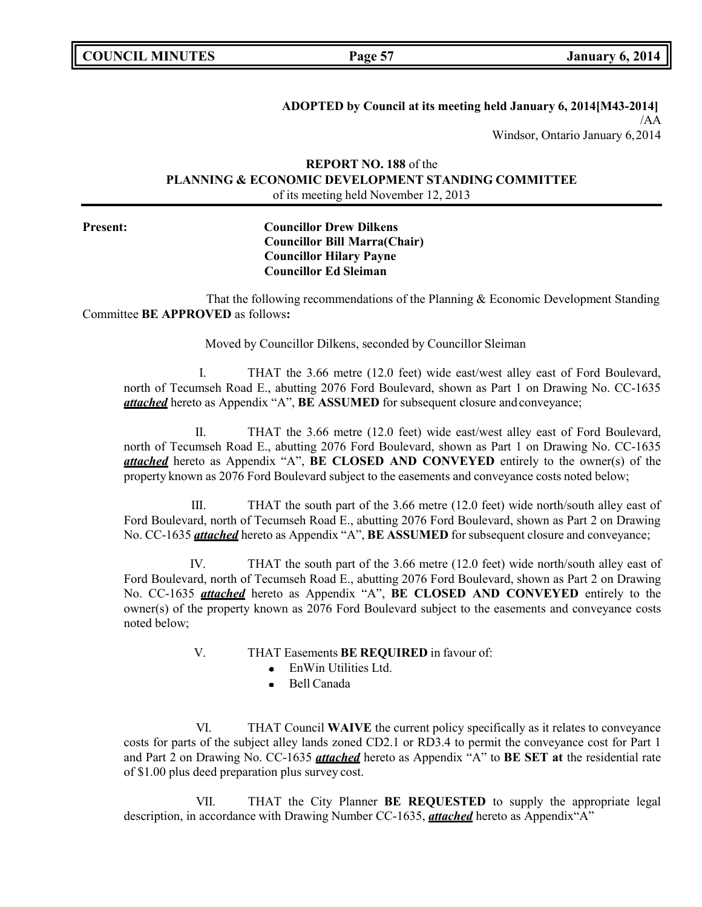**ADOPTED by Council at its meeting held January 6, 2014[M43-2014]**
/AA
Windsor, Ontario January 6,2014

**REPORT NO. 188** of the
**PLANNING & ECONOMIC DEVELOPMENT STANDING COMMITTEE**
of its meeting held November 12, 2013

**Present:**

**Councillor Drew Dilkens**
**Councillor Bill Marra(Chair)**
**Councillor Hilary Payne**
**Councillor Ed Sleiman**

That the following recommendations of the Planning & Economic Development Standing Committee **BE APPROVED** as follows**:**

Moved by Councillor Dilkens, seconded by Councillor Sleiman

I. THAT the 3.66 metre (12.0 feet) wide east/west alley east of Ford Boulevard, north of Tecumseh Road E., abutting 2076 Ford Boulevard, shown as Part 1 on Drawing No. CC-1635 ***attached*** hereto as Appendix "A", **BE ASSUMED** for subsequent closure and conveyance;

II. THAT the 3.66 metre (12.0 feet) wide east/west alley east of Ford Boulevard, north of Tecumseh Road E., abutting 2076 Ford Boulevard, shown as Part 1 on Drawing No. CC-1635 ***attached*** hereto as Appendix "A", **BE CLOSED AND CONVEYED** entirely to the owner(s) of the property known as 2076 Ford Boulevard subject to the easements and conveyance costs noted below;

III. THAT the south part of the 3.66 metre (12.0 feet) wide north/south alley east of Ford Boulevard, north of Tecumseh Road E., abutting 2076 Ford Boulevard, shown as Part 2 on Drawing No. CC-1635 ***attached*** hereto as Appendix "A", **BE ASSUMED** for subsequent closure and conveyance;

IV. THAT the south part of the 3.66 metre (12.0 feet) wide north/south alley east of Ford Boulevard, north of Tecumseh Road E., abutting 2076 Ford Boulevard, shown as Part 2 on Drawing No. CC-1635 ***attached*** hereto as Appendix "A", **BE CLOSED AND CONVEYED** entirely to the owner(s) of the property known as 2076 Ford Boulevard subject to the easements and conveyance costs noted below;

V. THAT Easements **BE REQUIRED** in favour of:

- EnWin Utilities Ltd.
- Bell Canada

VI. THAT Council **WAIVE** the current policy specifically as it relates to conveyance costs for parts of the subject alley lands zoned CD2.1 or RD3.4 to permit the conveyance cost for Part 1 and Part 2 on Drawing No. CC-1635 ***attached*** hereto as Appendix "A" to **BE SET at** the residential rate of $1.00 plus deed preparation plus survey cost.

VII. THAT the City Planner **BE REQUESTED** to supply the appropriate legal description, in accordance with Drawing Number CC-1635, ***attached*** hereto as Appendix"A"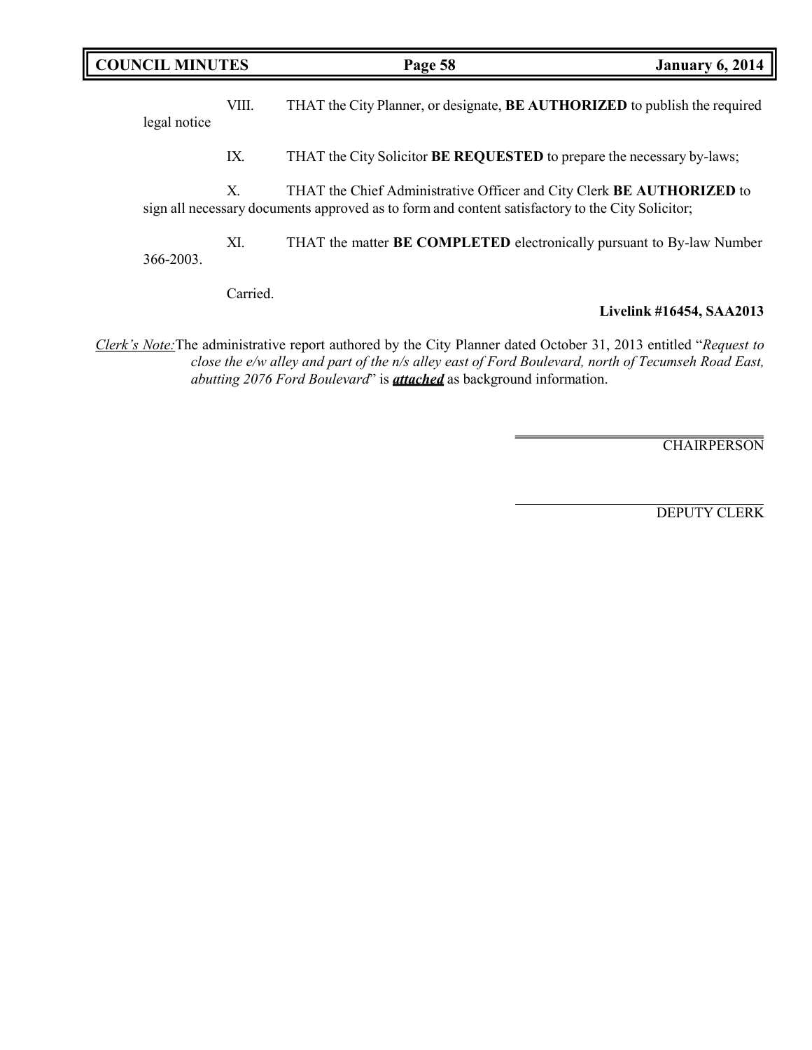VIII. THAT the City Planner, or designate, **BE AUTHORIZED** to publish the required legal notice

IX. THAT the City Solicitor **BE REQUESTED** to prepare the necessary by-laws;

X. THAT the Chief Administrative Officer and City Clerk **BE AUTHORIZED** to sign all necessary documents approved as to form and content satisfactory to the City Solicitor;

XI. THAT the matter **BE COMPLETED** electronically pursuant to By-law Number 366-2003.

Carried.

**Livelink #16454, SAA2013**

*Clerk's Note:* The administrative report authored by the City Planner dated October 31, 2013 entitled "*Request to close the e/w alley and part of the n/s alley east of Ford Boulevard, north of Tecumseh Road East, abutting 2076 Ford Boulevard*" is ***attached*** as background information.

CHAIRPERSON

DEPUTY CLERK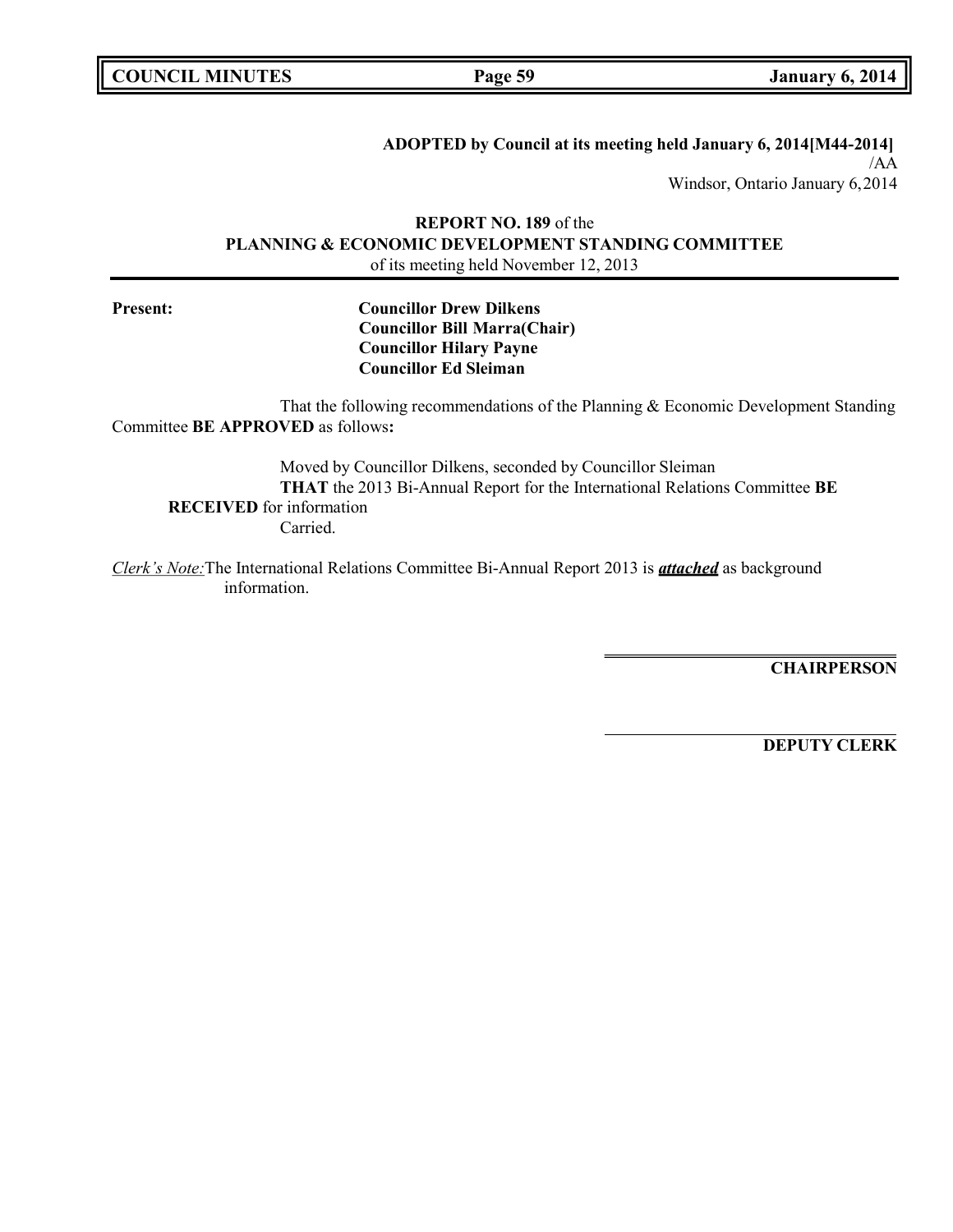**ADOPTED by Council at its meeting held January 6, 2014[M44-2014]**

/AA

Windsor, Ontario January 6,2014

**REPORT NO. 189** of the

**PLANNING & ECONOMIC DEVELOPMENT STANDING COMMITTEE**

of its meeting held November 12, 2013

---

**Present:**

**Councillor Drew Dilkens**
**Councillor Bill Marra(Chair)**
**Councillor Hilary Payne**
**Councillor Ed Sleiman**

That the following recommendations of the Planning & Economic Development Standing Committee **BE APPROVED** as follows**:**

Moved by Councillor Dilkens, seconded by Councillor Sleiman
**THAT** the 2013 Bi-Annual Report for the International Relations Committee **BE RECEIVED** for information
Carried.

*Clerk's Note:* The International Relations Committee Bi-Annual Report 2013 is ***attached*** as background information.

**CHAIRPERSON**

**DEPUTY CLERK**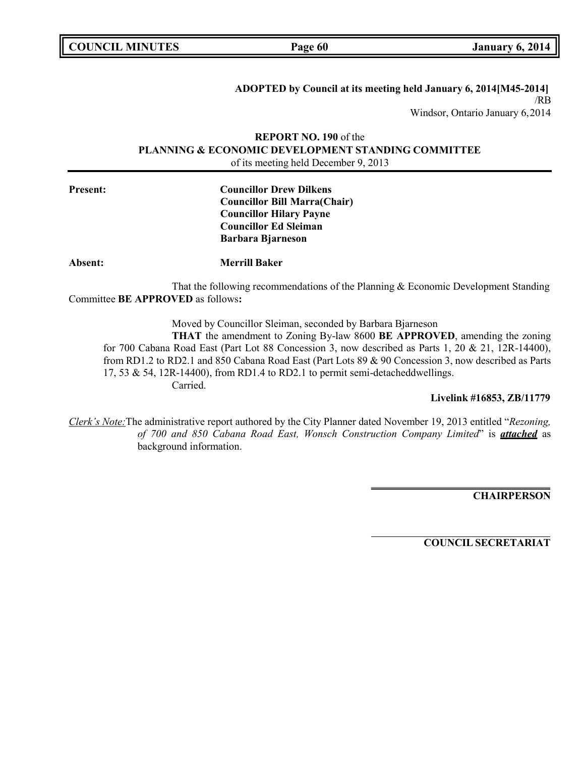**ADOPTED by Council at its meeting held January 6, 2014[M45-2014]**
/RB
Windsor, Ontario January 6,2014

**REPORT NO. 190** of the
**PLANNING & ECONOMIC DEVELOPMENT STANDING COMMITTEE**
of its meeting held December 9, 2013

**Present:** **Councillor Drew Dilkens**
**Councillor Bill Marra(Chair)**
**Councillor Hilary Payne**
**Councillor Ed Sleiman**
**Barbara Bjarneson**

**Absent:** **Merrill Baker**

That the following recommendations of the Planning & Economic Development Standing Committee **BE APPROVED** as follows**:**

Moved by Councillor Sleiman, seconded by Barbara Bjarneson

**THAT** the amendment to Zoning By-law 8600 **BE APPROVED**, amending the zoning for 700 Cabana Road East (Part Lot 88 Concession 3, now described as Parts 1, 20 & 21, 12R-14400), from RD1.2 to RD2.1 and 850 Cabana Road East (Part Lots 89 & 90 Concession 3, now described as Parts 17, 53 & 54, 12R-14400), from RD1.4 to RD2.1 to permit semi-detacheddwellings.

Carried.

**Livelink #16853, ZB/11779**

*Clerk's Note:* The administrative report authored by the City Planner dated November 19, 2013 entitled "*Rezoning, of 700 and 850 Cabana Road East, Wonsch Construction Company Limited*" is ***attached*** as background information.

**CHAIRPERSON**

**COUNCIL SECRETARIAT**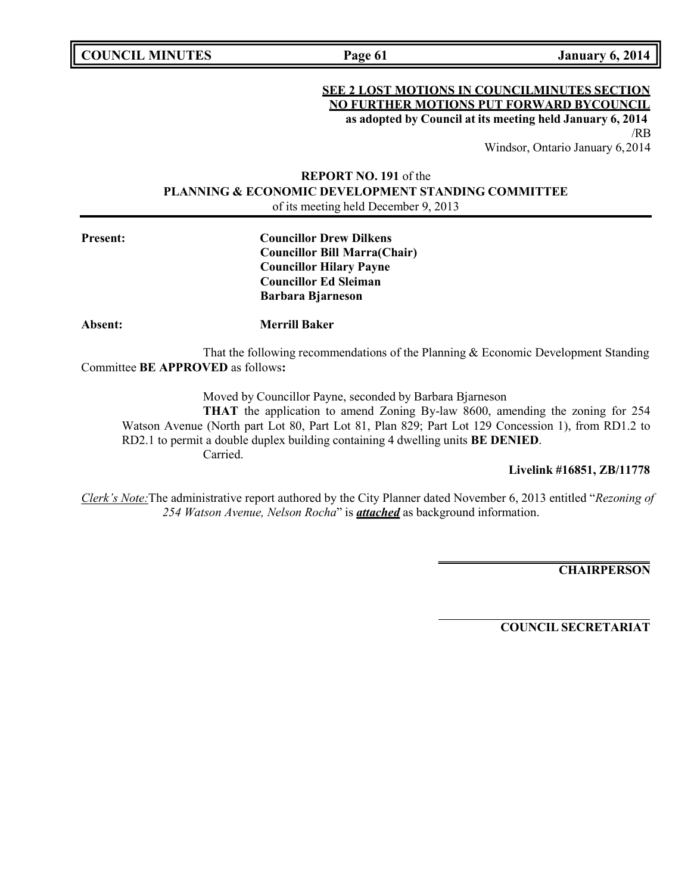**SEE 2 LOST MOTIONS IN COUNCILMINUTES SECTION**
**NO FURTHER MOTIONS PUT FORWARD BYCOUNCIL**
**as adopted by Council at its meeting held January 6, 2014**
/RB
Windsor, Ontario January 6,2014

**REPORT NO. 191** of the
**PLANNING & ECONOMIC DEVELOPMENT STANDING COMMITTEE**
of its meeting held December 9, 2013

**Present:**
**Councillor Drew Dilkens**
**Councillor Bill Marra(Chair)**
**Councillor Hilary Payne**
**Councillor Ed Sleiman**
**Barbara Bjarneson**

**Absent:** **Merrill Baker**

That the following recommendations of the Planning & Economic Development Standing Committee **BE APPROVED** as follows**:**

Moved by Councillor Payne, seconded by Barbara Bjarneson

**THAT** the application to amend Zoning By-law 8600, amending the zoning for 254 Watson Avenue (North part Lot 80, Part Lot 81, Plan 829; Part Lot 129 Concession 1), from RD1.2 to RD2.1 to permit a double duplex building containing 4 dwelling units **BE DENIED**.
Carried.

**Livelink #16851, ZB/11778**

*Clerk's Note:*The administrative report authored by the City Planner dated November 6, 2013 entitled "*Rezoning of 254 Watson Avenue, Nelson Rocha*" is ***attached*** as background information.

**CHAIRPERSON**

**COUNCIL SECRETARIAT**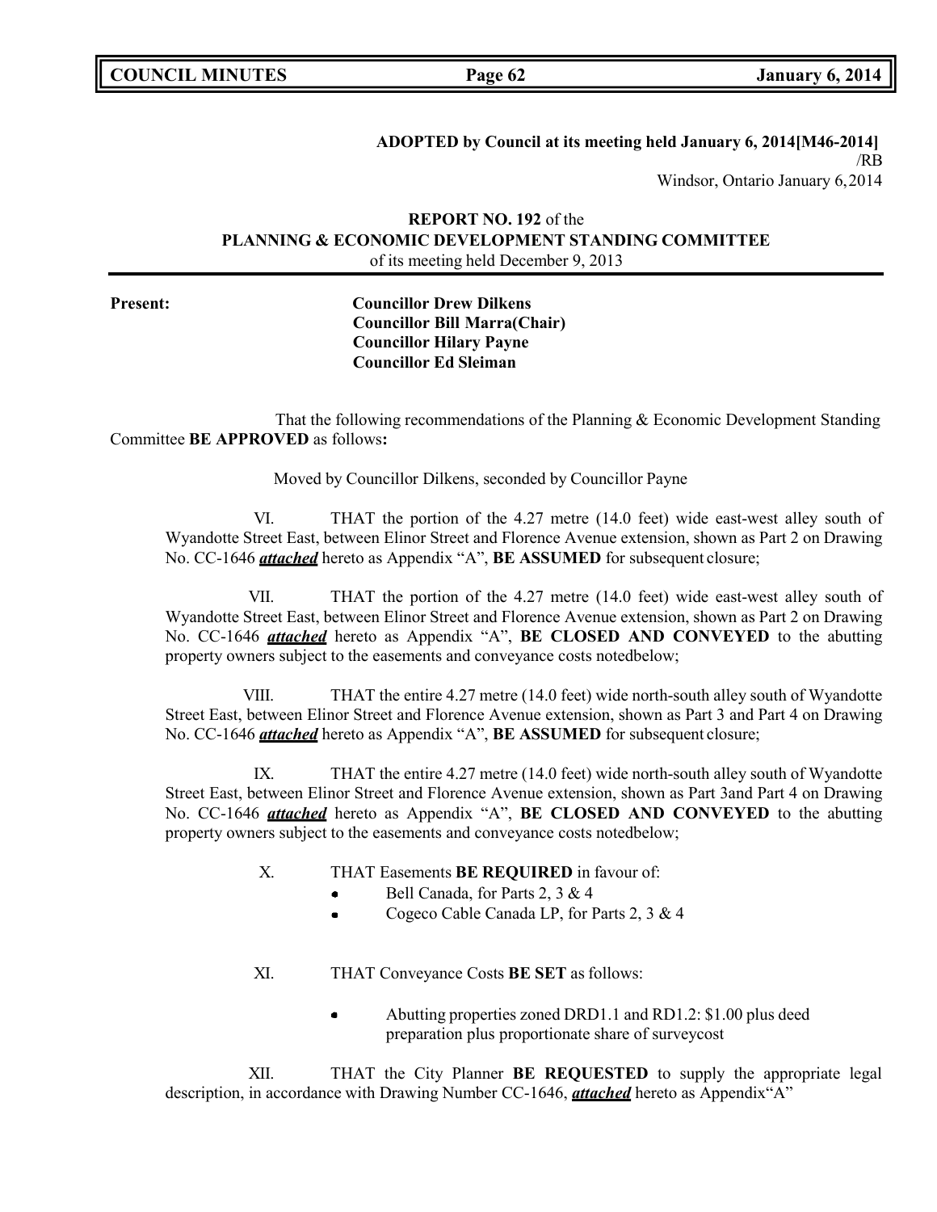**ADOPTED by Council at its meeting held January 6, 2014[M46-2014]**
/RB
Windsor, Ontario January 6,2014

**REPORT NO. 192** of the
**PLANNING & ECONOMIC DEVELOPMENT STANDING COMMITTEE**
of its meeting held December 9, 2013

**Present:** **Councillor Drew Dilkens**
**Councillor Bill Marra(Chair)**
**Councillor Hilary Payne**
**Councillor Ed Sleiman**

That the following recommendations of the Planning & Economic Development Standing Committee **BE APPROVED** as follows**:**

Moved by Councillor Dilkens, seconded by Councillor Payne

VI. THAT the portion of the 4.27 metre (14.0 feet) wide east-west alley south of Wyandotte Street East, between Elinor Street and Florence Avenue extension, shown as Part 2 on Drawing No. CC-1646 ***attached*** hereto as Appendix "A", **BE ASSUMED** for subsequent closure;

VII. THAT the portion of the 4.27 metre (14.0 feet) wide east-west alley south of Wyandotte Street East, between Elinor Street and Florence Avenue extension, shown as Part 2 on Drawing No. CC-1646 ***attached*** hereto as Appendix "A", **BE CLOSED AND CONVEYED** to the abutting property owners subject to the easements and conveyance costs notedbelow;

VIII. THAT the entire 4.27 metre (14.0 feet) wide north-south alley south of Wyandotte Street East, between Elinor Street and Florence Avenue extension, shown as Part 3 and Part 4 on Drawing No. CC-1646 ***attached*** hereto as Appendix "A", **BE ASSUMED** for subsequent closure;

IX. THAT the entire 4.27 metre (14.0 feet) wide north-south alley south of Wyandotte Street East, between Elinor Street and Florence Avenue extension, shown as Part 3and Part 4 on Drawing No. CC-1646 ***attached*** hereto as Appendix "A", **BE CLOSED AND CONVEYED** to the abutting property owners subject to the easements and conveyance costs notedbelow;

X. THAT Easements **BE REQUIRED** in favour of:

- Bell Canada, for Parts 2, 3 & 4
- Cogeco Cable Canada LP, for Parts 2, 3 & 4

XI. THAT Conveyance Costs **BE SET** as follows:

- Abutting properties zoned DRD1.1 and RD1.2: $1.00 plus deed preparation plus proportionate share of surveycost

XII. THAT the City Planner **BE REQUESTED** to supply the appropriate legal description, in accordance with Drawing Number CC-1646, ***attached*** hereto as Appendix"A"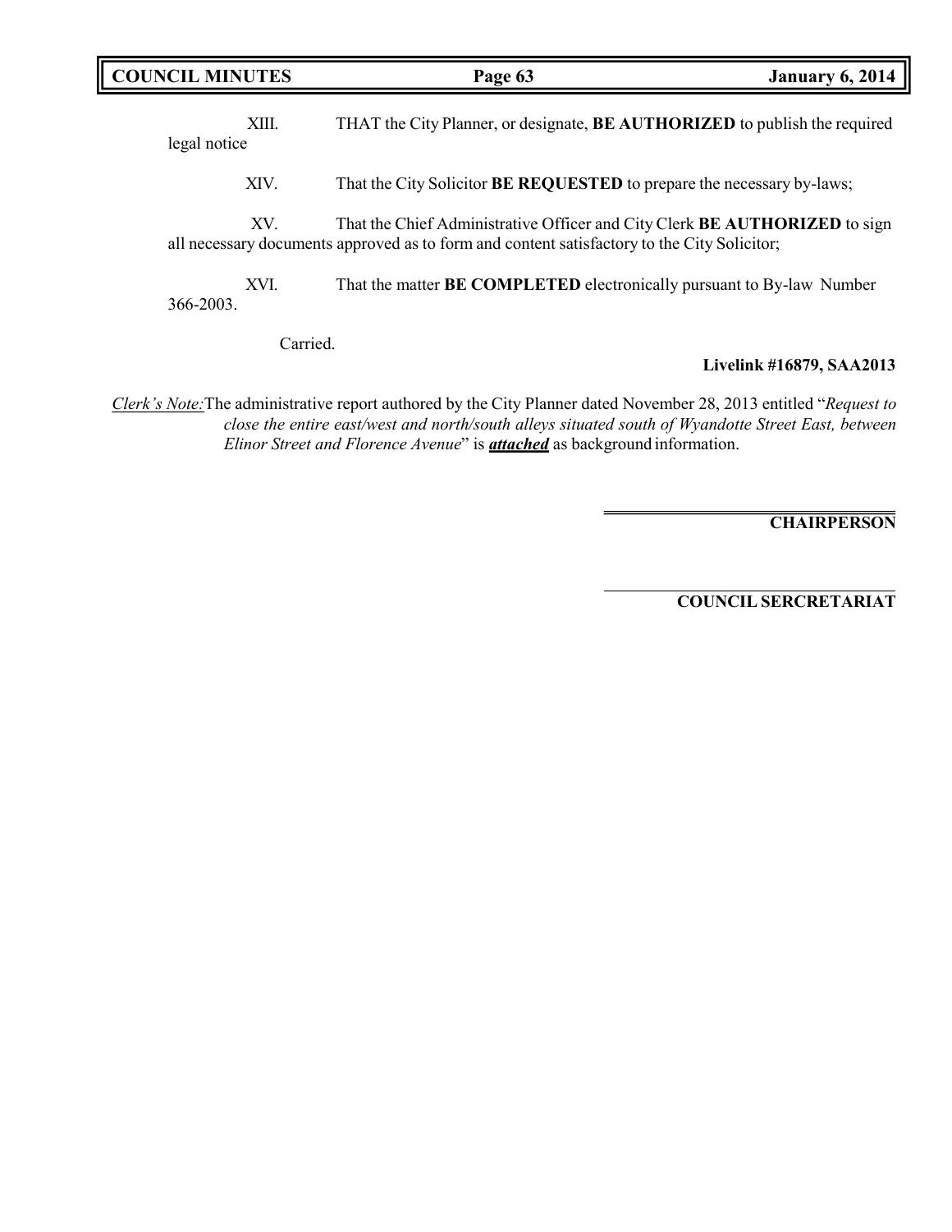XIII. THAT the City Planner, or designate, **BE AUTHORIZED** to publish the required legal notice

XIV. That the City Solicitor **BE REQUESTED** to prepare the necessary by-laws;

XV. That the Chief Administrative Officer and City Clerk **BE AUTHORIZED** to sign all necessary documents approved as to form and content satisfactory to the City Solicitor;

XVI. That the matter **BE COMPLETED** electronically pursuant to By-law Number 366-2003.

Carried.

**Livelink #16879, SAA2013**

_Clerk's Note:_ The administrative report authored by the City Planner dated November 28, 2013 entitled "*Request to close the entire east/west and north/south alleys situated south of Wyandotte Street East, between Elinor Street and Florence Avenue*" is ***attached*** as background information.

**CHAIRPERSON**

**COUNCIL SERCRETARIAT**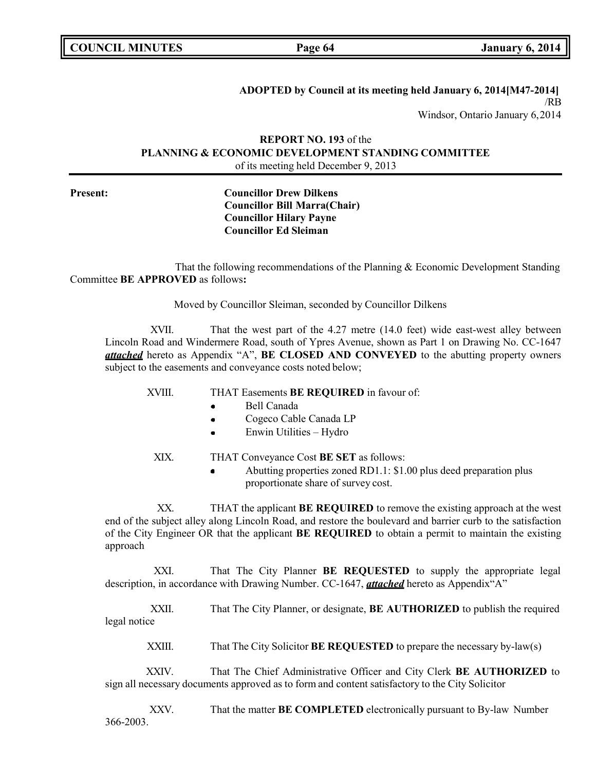**ADOPTED by Council at its meeting held January 6, 2014[M47-2014]**
/RB
Windsor, Ontario January 6, 2014

**REPORT NO. 193** of the
**PLANNING & ECONOMIC DEVELOPMENT STANDING COMMITTEE**
of its meeting held December 9, 2013

**Present:**
**Councillor Drew Dilkens**
**Councillor Bill Marra(Chair)**
**Councillor Hilary Payne**
**Councillor Ed Sleiman**

That the following recommendations of the Planning & Economic Development Standing Committee **BE APPROVED** as follows**:**

Moved by Councillor Sleiman, seconded by Councillor Dilkens

XVII. That the west part of the 4.27 metre (14.0 feet) wide east-west alley between Lincoln Road and Windermere Road, south of Ypres Avenue, shown as Part 1 on Drawing No. CC-1647 ***attached*** hereto as Appendix "A", **BE CLOSED AND CONVEYED** to the abutting property owners subject to the easements and conveyance costs noted below;

XVIII. THAT Easements **BE REQUIRED** in favour of:
- Bell Canada
- Cogeco Cable Canada LP
- Enwin Utilities – Hydro

XIX. THAT Conveyance Cost **BE SET** as follows:
- Abutting properties zoned RD1.1: $1.00 plus deed preparation plus proportionate share of survey cost.

XX. THAT the applicant **BE REQUIRED** to remove the existing approach at the west end of the subject alley along Lincoln Road, and restore the boulevard and barrier curb to the satisfaction of the City Engineer OR that the applicant **BE REQUIRED** to obtain a permit to maintain the existing approach

XXI. That The City Planner **BE REQUESTED** to supply the appropriate legal description, in accordance with Drawing Number. CC-1647, ***attached*** hereto as Appendix"A"

XXII. That The City Planner, or designate, **BE AUTHORIZED** to publish the required legal notice

XXIII. That The City Solicitor **BE REQUESTED** to prepare the necessary by-law(s)

XXIV. That The Chief Administrative Officer and City Clerk **BE AUTHORIZED** to sign all necessary documents approved as to form and content satisfactory to the City Solicitor

XXV. That the matter **BE COMPLETED** electronically pursuant to By-law Number 366-2003.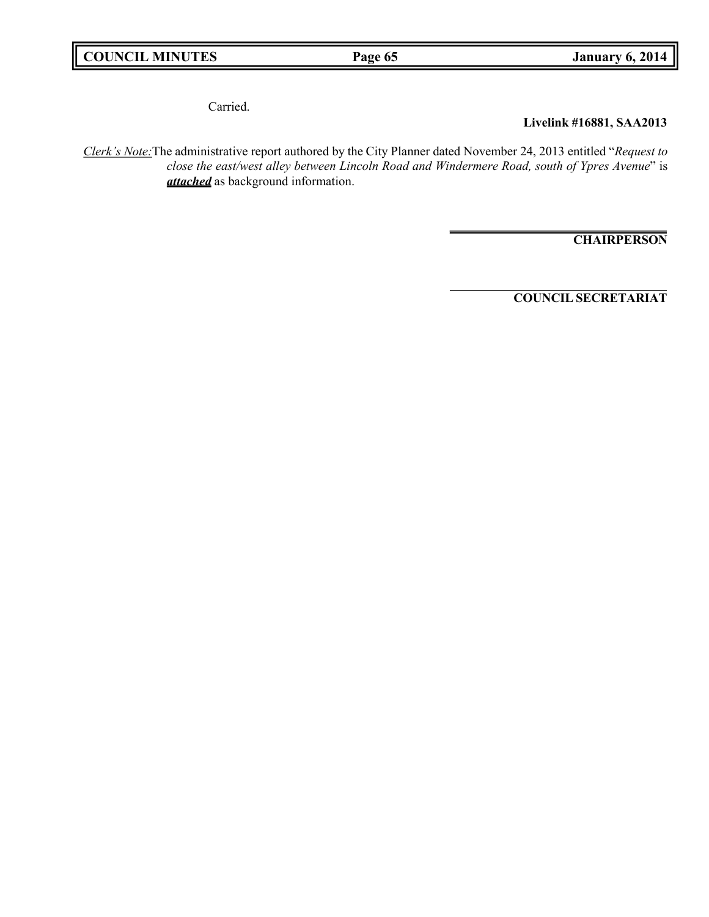Carried.

**Livelink #16881, SAA2013**

_Clerk's Note:_ The administrative report authored by the City Planner dated November 24, 2013 entitled "*Request to close the east/west alley between Lincoln Road and Windermere Road, south of Ypres Avenue*" is ***attached*** as background information.

**CHAIRPERSON**

**COUNCIL SECRETARIAT**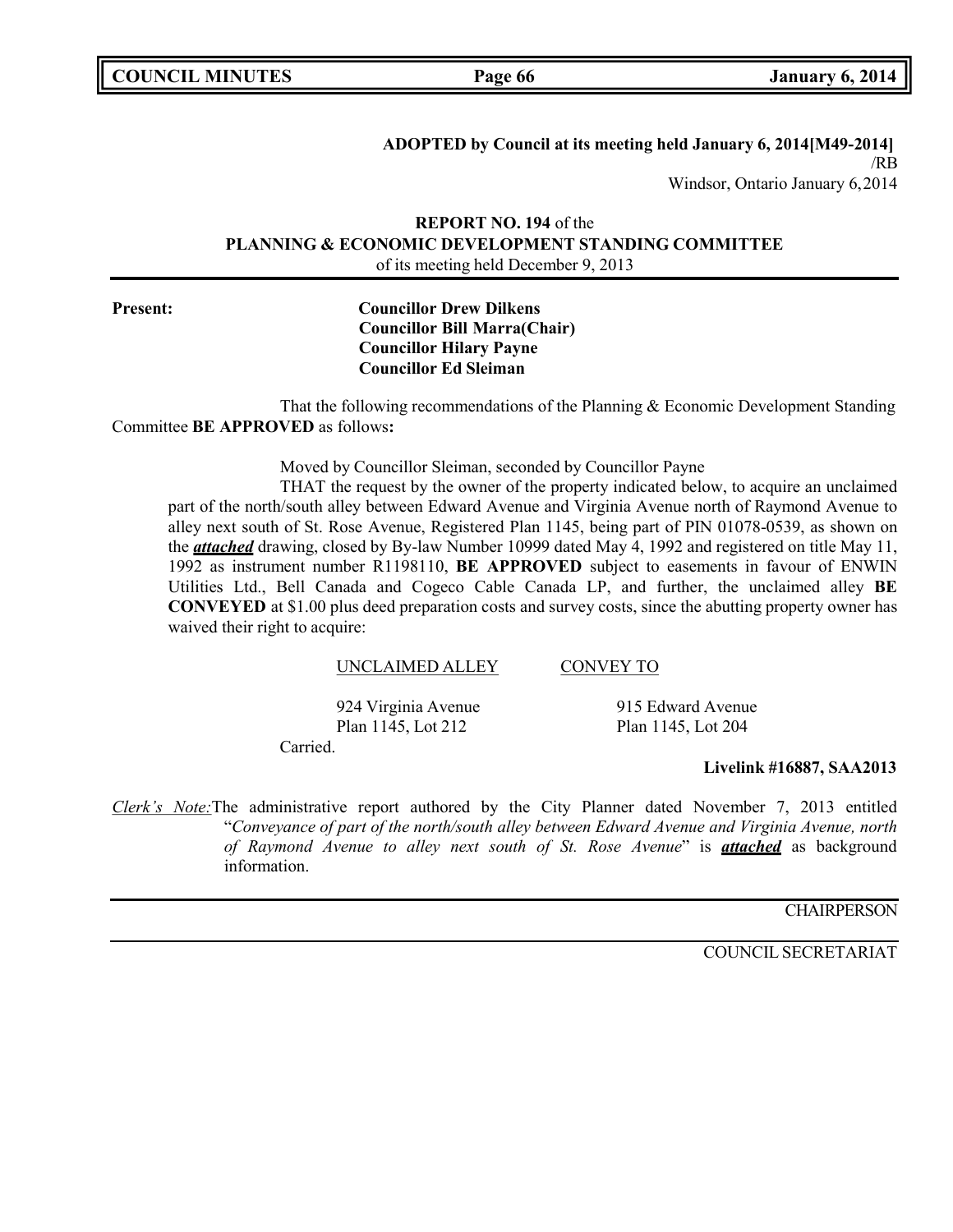**ADOPTED by Council at its meeting held January 6, 2014[M49-2014]**
/RB
Windsor, Ontario January 6,2014

**REPORT NO. 194** of the
**PLANNING & ECONOMIC DEVELOPMENT STANDING COMMITTEE**
of its meeting held December 9, 2013

**Present:** **Councillor Drew Dilkens**
**Councillor Bill Marra(Chair)**
**Councillor Hilary Payne**
**Councillor Ed Sleiman**

That the following recommendations of the Planning & Economic Development Standing Committee **BE APPROVED** as follows**:**

Moved by Councillor Sleiman, seconded by Councillor Payne

THAT the request by the owner of the property indicated below, to acquire an unclaimed part of the north/south alley between Edward Avenue and Virginia Avenue north of Raymond Avenue to alley next south of St. Rose Avenue, Registered Plan 1145, being part of PIN 01078-0539, as shown on the ***attached*** drawing, closed by By-law Number 10999 dated May 4, 1992 and registered on title May 11, 1992 as instrument number R1198110, **BE APPROVED** subject to easements in favour of ENWIN Utilities Ltd., Bell Canada and Cogeco Cable Canada LP, and further, the unclaimed alley **BE CONVEYED** at $1.00 plus deed preparation costs and survey costs, since the abutting property owner has waived their right to acquire:

| UNCLAIMED ALLEY | CONVEY TO |
|---|---|
| 924 Virginia Avenue<br>Plan 1145, Lot 212 | 915 Edward Avenue<br>Plan 1145, Lot 204 |

Carried.

**Livelink #16887, SAA2013**

*Clerk's Note:* The administrative report authored by the City Planner dated November 7, 2013 entitled "*Conveyance of part of the north/south alley between Edward Avenue and Virginia Avenue, north of Raymond Avenue to alley next south of St. Rose Avenue*" is ***attached*** as background information.

CHAIRPERSON

COUNCIL SECRETARIAT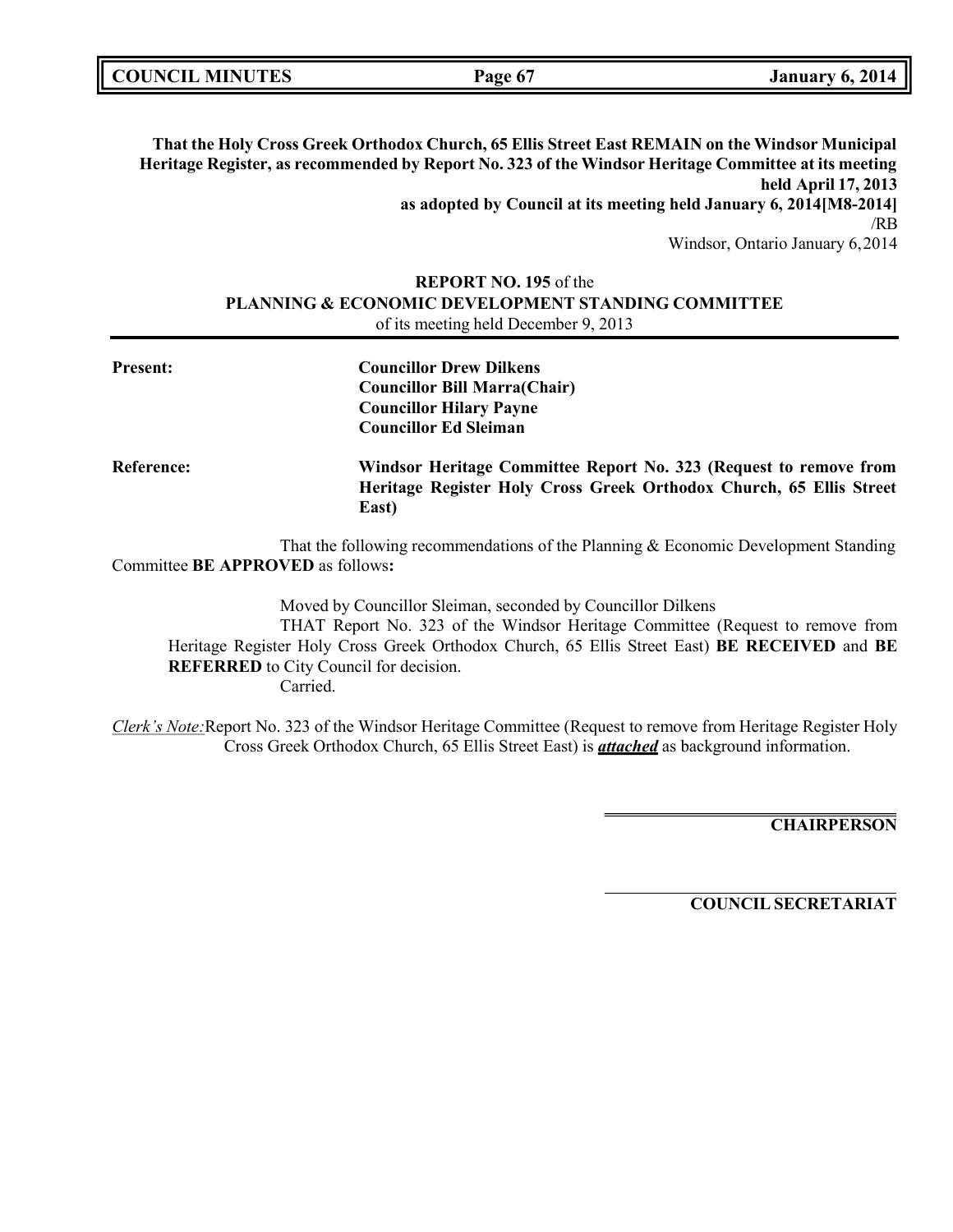**That the Holy Cross Greek Orthodox Church, 65 Ellis Street East REMAIN on the Windsor Municipal Heritage Register, as recommended by Report No. 323 of the Windsor Heritage Committee at its meeting held April 17, 2013**

**as adopted by Council at its meeting held January 6, 2014[M8-2014]**

/RB

Windsor, Ontario January 6,2014

**REPORT NO. 195** of the
**PLANNING & ECONOMIC DEVELOPMENT STANDING COMMITTEE**
of its meeting held December 9, 2013

**Present:** **Councillor Drew Dilkens**
**Councillor Bill Marra(Chair)**
**Councillor Hilary Payne**
**Councillor Ed Sleiman**

**Reference:** **Windsor Heritage Committee Report No. 323 (Request to remove from Heritage Register Holy Cross Greek Orthodox Church, 65 Ellis Street East)**

That the following recommendations of the Planning & Economic Development Standing Committee **BE APPROVED** as follows**:**

Moved by Councillor Sleiman, seconded by Councillor Dilkens

THAT Report No. 323 of the Windsor Heritage Committee (Request to remove from Heritage Register Holy Cross Greek Orthodox Church, 65 Ellis Street East) **BE RECEIVED** and **BE REFERRED** to City Council for decision.

Carried.

*Clerk's Note:* Report No. 323 of the Windsor Heritage Committee (Request to remove from Heritage Register Holy Cross Greek Orthodox Church, 65 Ellis Street East) is ***attached*** as background information.

**CHAIRPERSON**

**COUNCIL SECRETARIAT**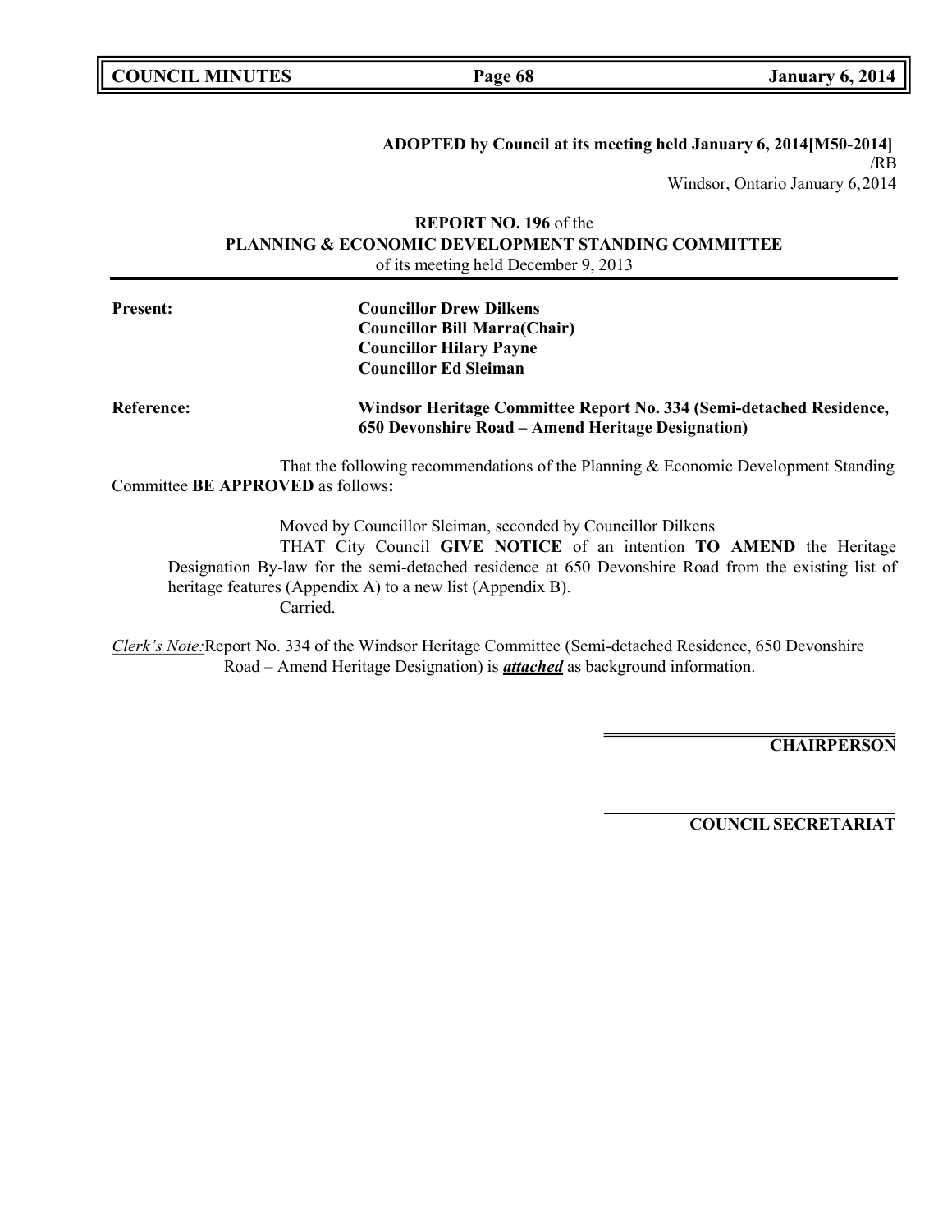**ADOPTED by Council at its meeting held January 6, 2014[M50-2014]**

/RB

Windsor, Ontario January 6,2014

**REPORT NO. 196** of the
**PLANNING & ECONOMIC DEVELOPMENT STANDING COMMITTEE**
of its meeting held December 9, 2013

**Present:**

**Councillor Drew Dilkens**
**Councillor Bill Marra(Chair)**
**Councillor Hilary Payne**
**Councillor Ed Sleiman**

**Reference:** **Windsor Heritage Committee Report No. 334 (Semi-detached Residence, 650 Devonshire Road – Amend Heritage Designation)**

That the following recommendations of the Planning & Economic Development Standing Committee **BE APPROVED** as follows**:**

Moved by Councillor Sleiman, seconded by Councillor Dilkens

THAT City Council **GIVE NOTICE** of an intention **TO AMEND** the Heritage Designation By-law for the semi-detached residence at 650 Devonshire Road from the existing list of heritage features (Appendix A) to a new list (Appendix B).

Carried.

*Clerk's Note:* Report No. 334 of the Windsor Heritage Committee (Semi-detached Residence, 650 Devonshire Road – Amend Heritage Designation) is ***attached*** as background information.

**CHAIRPERSON**

**COUNCIL SECRETARIAT**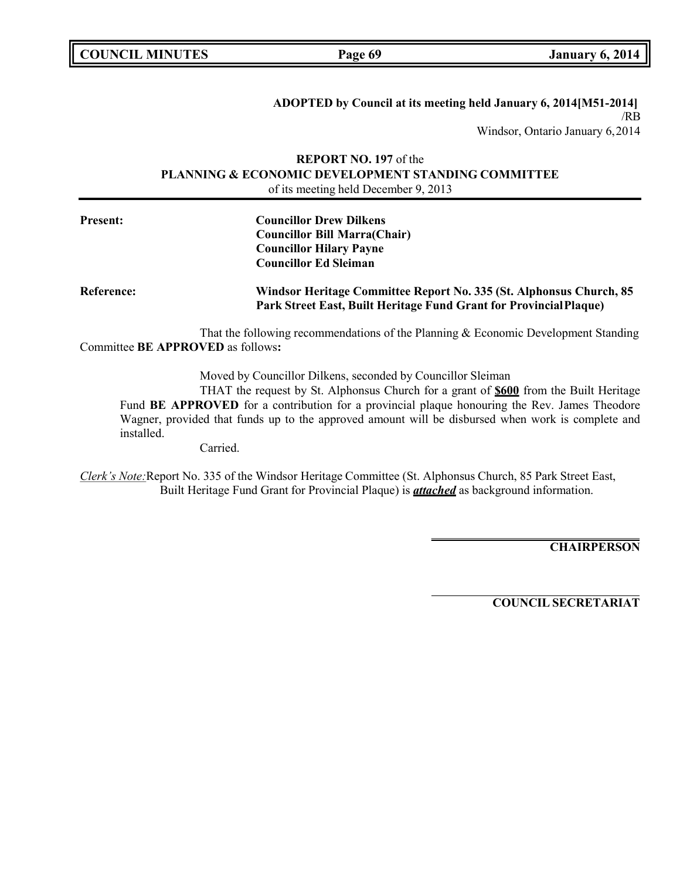**ADOPTED by Council at its meeting held January 6, 2014[M51-2014]**
/RB
Windsor, Ontario January 6,2014

**REPORT NO. 197** of the
**PLANNING & ECONOMIC DEVELOPMENT STANDING COMMITTEE**
of its meeting held December 9, 2013

---

**Present:** **Councillor Drew Dilkens**
**Councillor Bill Marra(Chair)**
**Councillor Hilary Payne**
**Councillor Ed Sleiman**

**Reference:** **Windsor Heritage Committee Report No. 335 (St. Alphonsus Church, 85 Park Street East, Built Heritage Fund Grant for Provincial Plaque)**

That the following recommendations of the Planning & Economic Development Standing Committee **BE APPROVED** as follows**:**

Moved by Councillor Dilkens, seconded by Councillor Sleiman

THAT the request by St. Alphonsus Church for a grant of **$600** from the Built Heritage Fund **BE APPROVED** for a contribution for a provincial plaque honouring the Rev. James Theodore Wagner, provided that funds up to the approved amount will be disbursed when work is complete and installed.

Carried.

*Clerk's Note:* Report No. 335 of the Windsor Heritage Committee (St. Alphonsus Church, 85 Park Street East, Built Heritage Fund Grant for Provincial Plaque) is ***attached*** as background information.

**CHAIRPERSON**

**COUNCIL SECRETARIAT**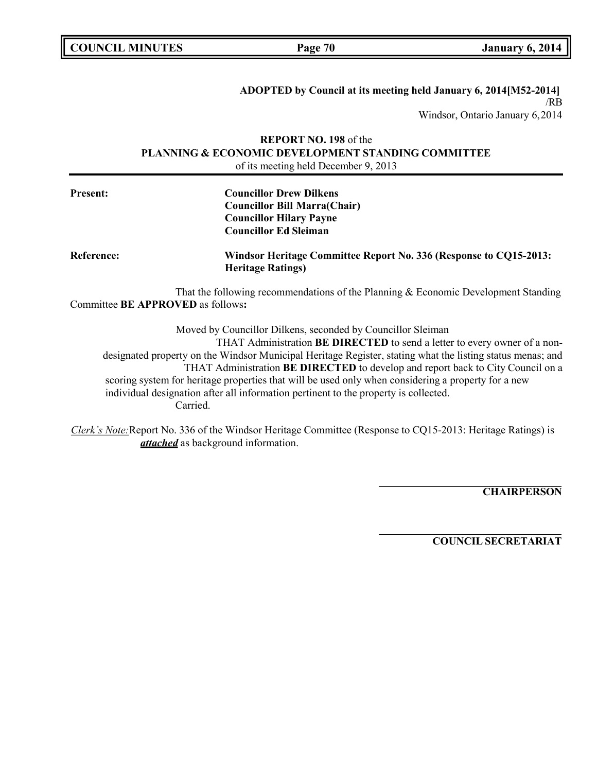**ADOPTED by Council at its meeting held January 6, 2014[M52-2014]**
/RB
Windsor, Ontario January 6,2014

**REPORT NO. 198** of the
**PLANNING & ECONOMIC DEVELOPMENT STANDING COMMITTEE**
of its meeting held December 9, 2013

**Present:** **Councillor Drew Dilkens**
**Councillor Bill Marra(Chair)**
**Councillor Hilary Payne**
**Councillor Ed Sleiman**

**Reference:** **Windsor Heritage Committee Report No. 336 (Response to CQ15-2013: Heritage Ratings)**

That the following recommendations of the Planning & Economic Development Standing Committee **BE APPROVED** as follows**:**

Moved by Councillor Dilkens, seconded by Councillor Sleiman

THAT Administration **BE DIRECTED** to send a letter to every owner of a non-designated property on the Windsor Municipal Heritage Register, stating what the listing status menas; and

THAT Administration **BE DIRECTED** to develop and report back to City Council on a scoring system for heritage properties that will be used only when considering a property for a new individual designation after all information pertinent to the property is collected.

Carried.

*Clerk's Note:* Report No. 336 of the Windsor Heritage Committee (Response to CQ15-2013: Heritage Ratings) is ***attached*** as background information.

**CHAIRPERSON**

**COUNCIL SECRETARIAT**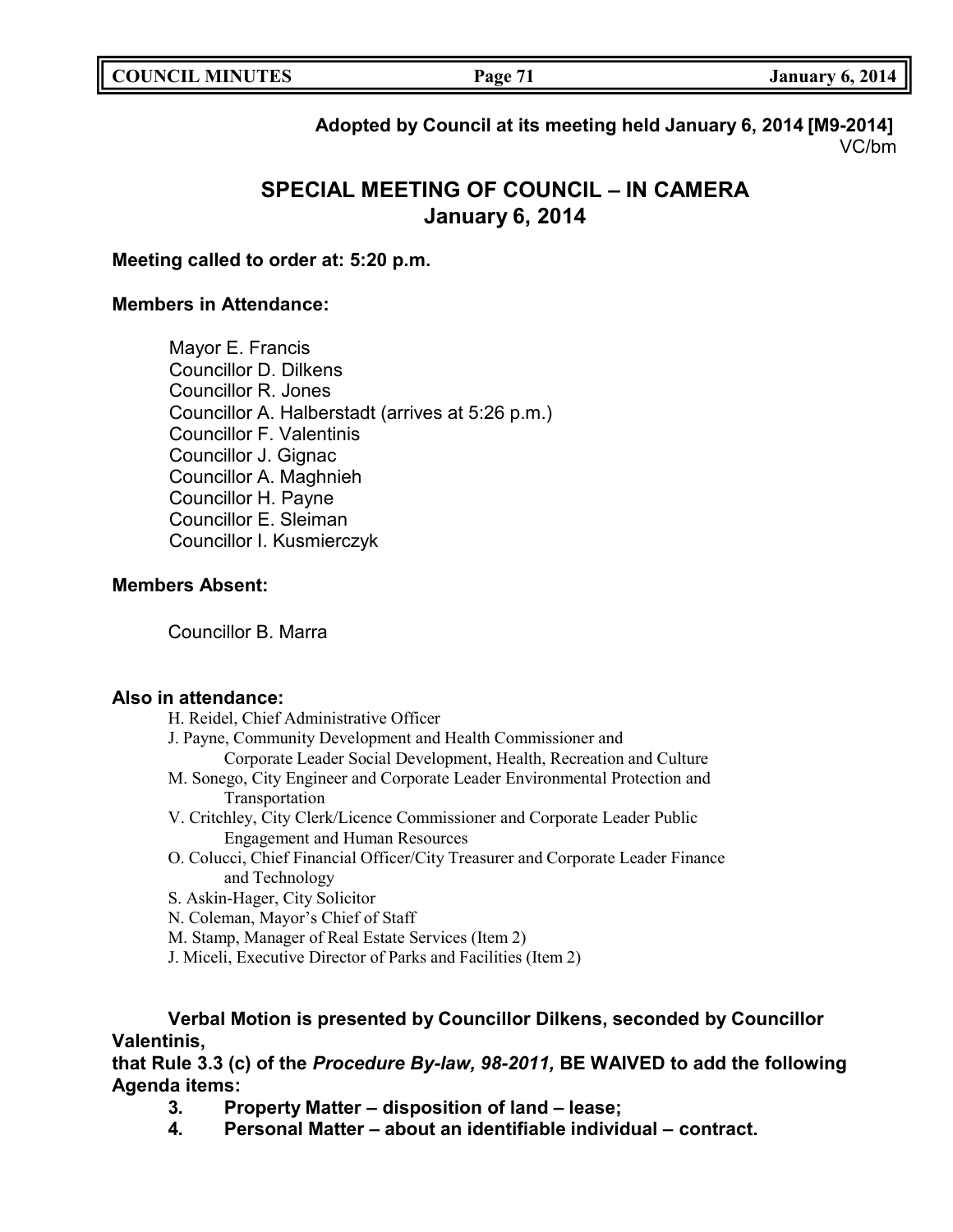**Adopted by Council at its meeting held January 6, 2014 [M9-2014]**
VC/bm

# SPECIAL MEETING OF COUNCIL – IN CAMERA
# January 6, 2014

**Meeting called to order at: 5:20 p.m.**

**Members in Attendance:**

Mayor E. Francis
Councillor D. Dilkens
Councillor R. Jones
Councillor A. Halberstadt (arrives at 5:26 p.m.)
Councillor F. Valentinis
Councillor J. Gignac
Councillor A. Maghnieh
Councillor H. Payne
Councillor E. Sleiman
Councillor I. Kusmierczyk

**Members Absent:**

Councillor B. Marra

**Also in attendance:**

H. Reidel, Chief Administrative Officer
J. Payne, Community Development and Health Commissioner and Corporate Leader Social Development, Health, Recreation and Culture
M. Sonego, City Engineer and Corporate Leader Environmental Protection and Transportation
V. Critchley, City Clerk/Licence Commissioner and Corporate Leader Public Engagement and Human Resources
O. Colucci, Chief Financial Officer/City Treasurer and Corporate Leader Finance and Technology
S. Askin-Hager, City Solicitor
N. Coleman, Mayor's Chief of Staff
M. Stamp, Manager of Real Estate Services (Item 2)
J. Miceli, Executive Director of Parks and Facilities (Item 2)

**Verbal Motion is presented by Councillor Dilkens, seconded by Councillor Valentinis,**
**that Rule 3.3 (c) of the *Procedure By-law, 98-2011,* BE WAIVED to add the following Agenda items:**

3. **Property Matter – disposition of land – lease;**
4. **Personal Matter – about an identifiable individual – contract.**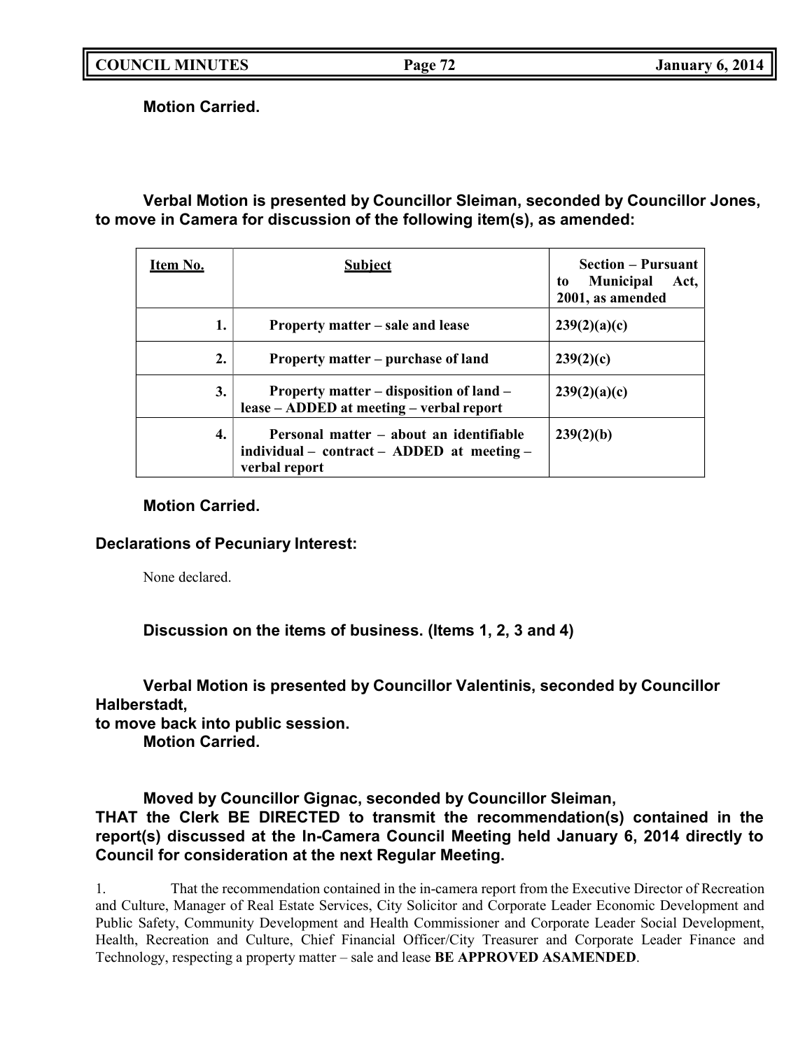**Motion Carried.**

**Verbal Motion is presented by Councillor Sleiman, seconded by Councillor Jones, to move in Camera for discussion of the following item(s), as amended:**

| Item No. | Subject | Section – Pursuant to Municipal Act, 2001, as amended |
|---|---|---|
| 1. | Property matter – sale and lease | 239(2)(a)(c) |
| 2. | Property matter – purchase of land | 239(2)(c) |
| 3. | Property matter – disposition of land – lease – ADDED at meeting – verbal report | 239(2)(a)(c) |
| 4. | Personal matter – about an identifiable individual – contract – ADDED at meeting – verbal report | 239(2)(b) |

**Motion Carried.**

**Declarations of Pecuniary Interest:**

None declared.

**Discussion on the items of business. (Items 1, 2, 3 and 4)**

**Verbal Motion is presented by Councillor Valentinis, seconded by Councillor Halberstadt, to move back into public session.**
**Motion Carried.**

**Moved by Councillor Gignac, seconded by Councillor Sleiman,**
**THAT the Clerk BE DIRECTED to transmit the recommendation(s) contained in the report(s) discussed at the In-Camera Council Meeting held January 6, 2014 directly to Council for consideration at the next Regular Meeting.**

1. That the recommendation contained in the in-camera report from the Executive Director of Recreation and Culture, Manager of Real Estate Services, City Solicitor and Corporate Leader Economic Development and Public Safety, Community Development and Health Commissioner and Corporate Leader Social Development, Health, Recreation and Culture, Chief Financial Officer/City Treasurer and Corporate Leader Finance and Technology, respecting a property matter – sale and lease **BE APPROVED ASAMENDED**.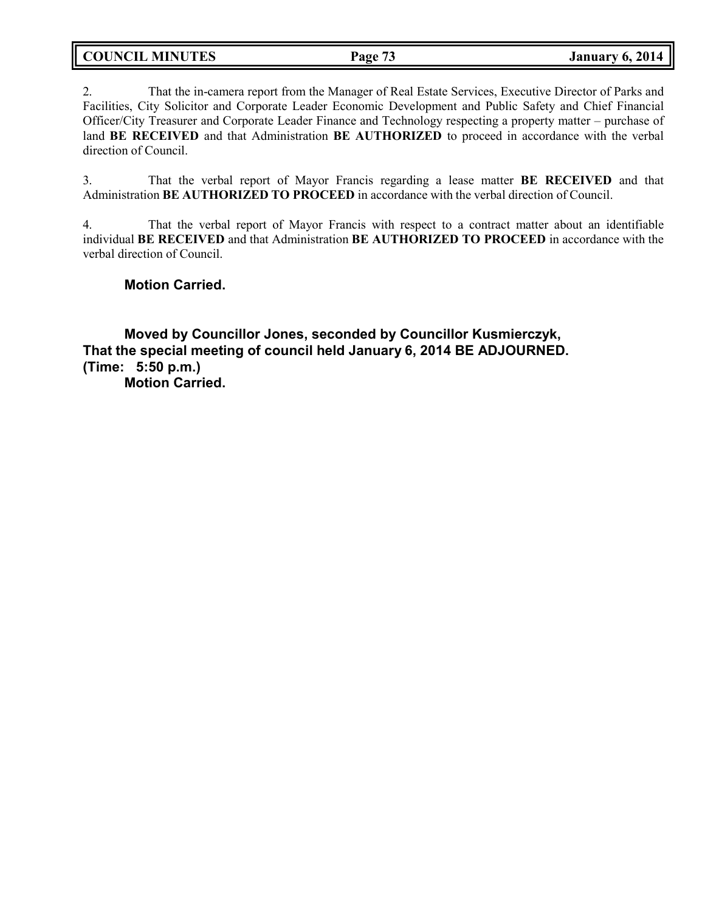2. That the in-camera report from the Manager of Real Estate Services, Executive Director of Parks and Facilities, City Solicitor and Corporate Leader Economic Development and Public Safety and Chief Financial Officer/City Treasurer and Corporate Leader Finance and Technology respecting a property matter – purchase of land **BE RECEIVED** and that Administration **BE AUTHORIZED** to proceed in accordance with the verbal direction of Council.

3. That the verbal report of Mayor Francis regarding a lease matter **BE RECEIVED** and that Administration **BE AUTHORIZED TO PROCEED** in accordance with the verbal direction of Council.

4. That the verbal report of Mayor Francis with respect to a contract matter about an identifiable individual **BE RECEIVED** and that Administration **BE AUTHORIZED TO PROCEED** in accordance with the verbal direction of Council.

**Motion Carried.**

**Moved by Councillor Jones, seconded by Councillor Kusmierczyk,**
**That the special meeting of council held January 6, 2014 BE ADJOURNED.**
**(Time: 5:50 p.m.)**
**Motion Carried.**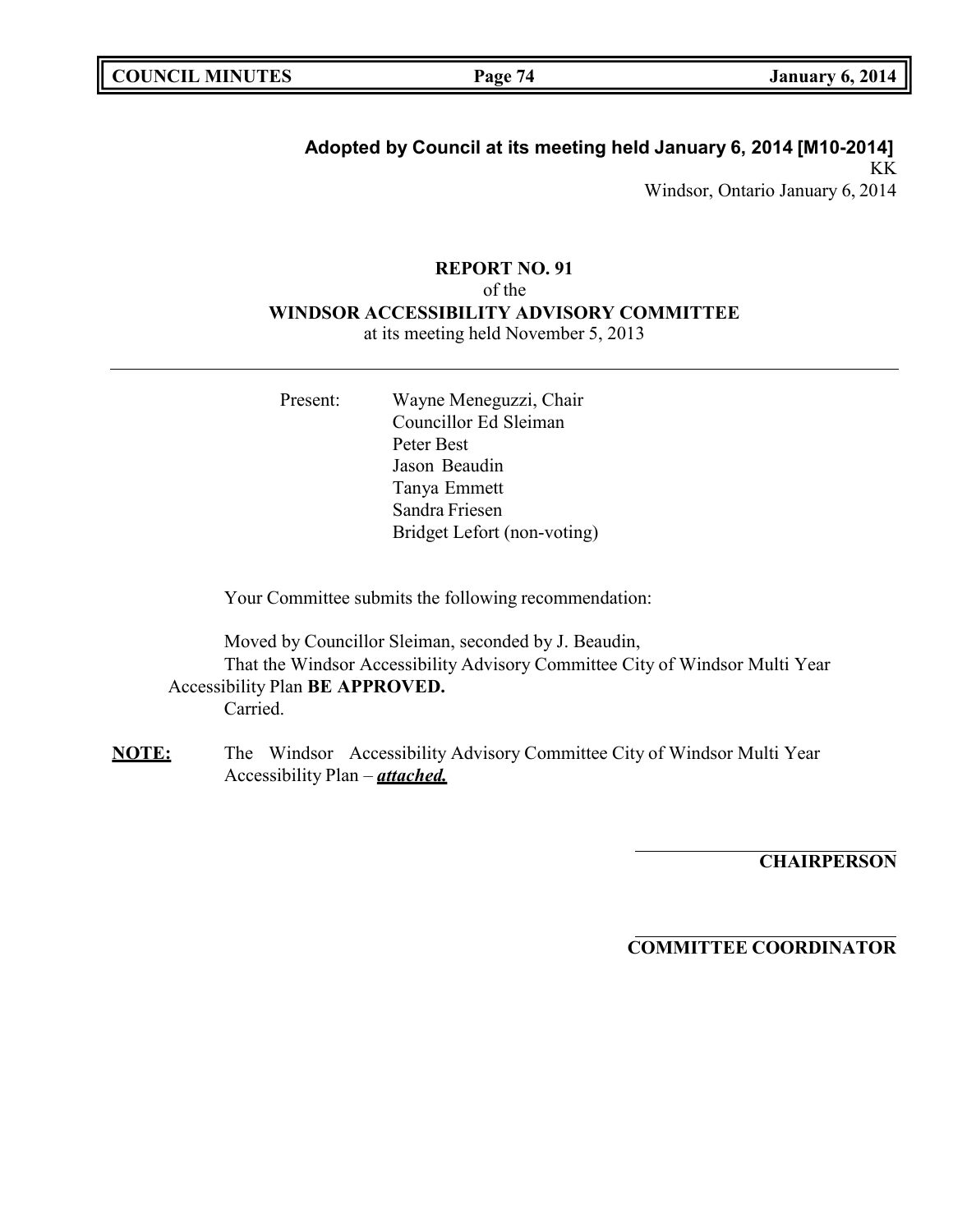**Adopted by Council at its meeting held January 6, 2014 [M10-2014]**

KK

Windsor, Ontario January 6, 2014

**REPORT NO. 91**

of the

**WINDSOR ACCESSIBILITY ADVISORY COMMITTEE**

at its meeting held November 5, 2013

---

Present: Wayne Meneguzzi, Chair
Councillor Ed Sleiman
Peter Best
Jason Beaudin
Tanya Emmett
Sandra Friesen
Bridget Lefort (non-voting)

Your Committee submits the following recommendation:

Moved by Councillor Sleiman, seconded by J. Beaudin,
That the Windsor Accessibility Advisory Committee City of Windsor Multi Year Accessibility Plan **BE APPROVED.**
Carried.

**NOTE:** The Windsor Accessibility Advisory Committee City of Windsor Multi Year Accessibility Plan – ***attached.***

**CHAIRPERSON**

**COMMITTEE COORDINATOR**